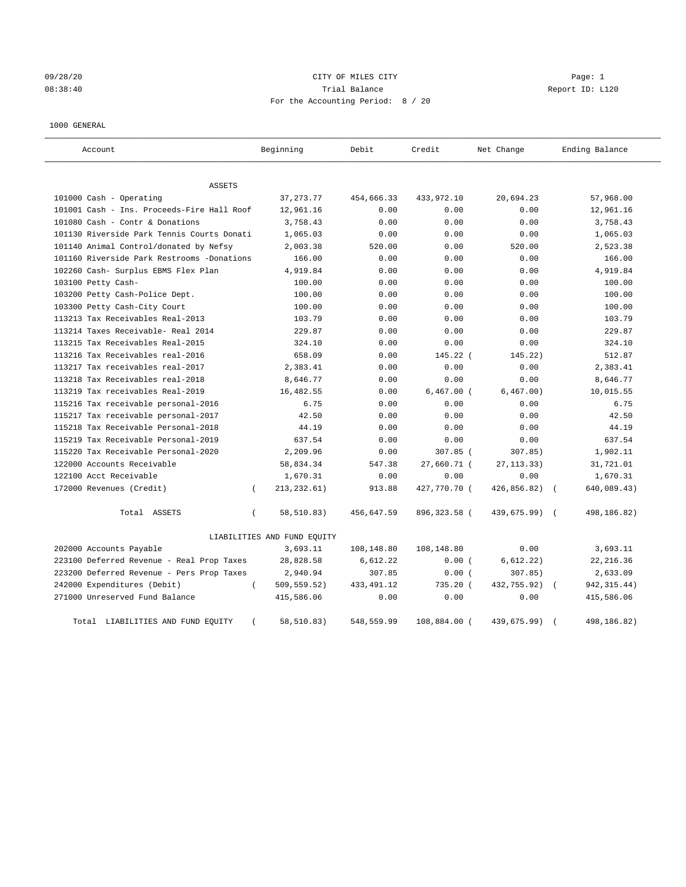09/28/20 CITY OF MILES CITY Page: 1
08:38:40 Trial Balance Report ID: L120
For the Accounting Period: 8 / 20

1000 GENERAL

| Account | Beginning | Debit | Credit | Net Change | Ending Balance |
|---|---|---|---|---|---|
| ASSETS | | | | | |
| 101000 Cash - Operating | 37,273.77 | 454,666.33 | 433,972.10 | 20,694.23 | 57,968.00 |
| 101001 Cash - Ins. Proceeds-Fire Hall Roof | 12,961.16 | 0.00 | 0.00 | 0.00 | 12,961.16 |
| 101080 Cash - Contr & Donations | 3,758.43 | 0.00 | 0.00 | 0.00 | 3,758.43 |
| 101130 Riverside Park Tennis Courts Donati | 1,065.03 | 0.00 | 0.00 | 0.00 | 1,065.03 |
| 101140 Animal Control/donated by Nefsy | 2,003.38 | 520.00 | 0.00 | 520.00 | 2,523.38 |
| 101160 Riverside Park Restrooms -Donations | 166.00 | 0.00 | 0.00 | 0.00 | 166.00 |
| 102260 Cash- Surplus EBMS Flex Plan | 4,919.84 | 0.00 | 0.00 | 0.00 | 4,919.84 |
| 103100 Petty Cash- | 100.00 | 0.00 | 0.00 | 0.00 | 100.00 |
| 103200 Petty Cash-Police Dept. | 100.00 | 0.00 | 0.00 | 0.00 | 100.00 |
| 103300 Petty Cash-City Court | 100.00 | 0.00 | 0.00 | 0.00 | 100.00 |
| 113213 Tax Receivables Real-2013 | 103.79 | 0.00 | 0.00 | 0.00 | 103.79 |
| 113214 Taxes Receivable- Real 2014 | 229.87 | 0.00 | 0.00 | 0.00 | 229.87 |
| 113215 Tax Receivables Real-2015 | 324.10 | 0.00 | 0.00 | 0.00 | 324.10 |
| 113216 Tax Receivables real-2016 | 658.09 | 0.00 | 145.22 | (145.22) | 512.87 |
| 113217 Tax receivables real-2017 | 2,383.41 | 0.00 | 0.00 | 0.00 | 2,383.41 |
| 113218 Tax Receivables real-2018 | 8,646.77 | 0.00 | 0.00 | 0.00 | 8,646.77 |
| 113219 Tax receivables Real-2019 | 16,482.55 | 0.00 | 6,467.00 | (6,467.00) | 10,015.55 |
| 115216 Tax receivable personal-2016 | 6.75 | 0.00 | 0.00 | 0.00 | 6.75 |
| 115217 Tax receivable personal-2017 | 42.50 | 0.00 | 0.00 | 0.00 | 42.50 |
| 115218 Tax Receivable Personal-2018 | 44.19 | 0.00 | 0.00 | 0.00 | 44.19 |
| 115219 Tax Receivable Personal-2019 | 637.54 | 0.00 | 0.00 | 0.00 | 637.54 |
| 115220 Tax Receivable Personal-2020 | 2,209.96 | 0.00 | 307.85 | (307.85) | 1,902.11 |
| 122000 Accounts Receivable | 58,834.34 | 547.38 | 27,660.71 | (27,113.33) | 31,721.01 |
| 122100 Acct Receivable | 1,670.31 | 0.00 | 0.00 | 0.00 | 1,670.31 |
| 172000 Revenues (Credit) | (213,232.61) | 913.88 | 427,770.70 | (426,856.82) | (640,089.43) |
| Total ASSETS | (58,510.83) | 456,647.59 | 896,323.58 | (439,675.99) | (498,186.82) |
| LIABILITIES AND FUND EQUITY | | | | | |
| 202000 Accounts Payable | 3,693.11 | 108,148.80 | 108,148.80 | 0.00 | 3,693.11 |
| 223100 Deferred Revenue - Real Prop Taxes | 28,828.58 | 6,612.22 | 0.00 | (6,612.22) | 22,216.36 |
| 223200 Deferred Revenue - Pers Prop Taxes | 2,940.94 | 307.85 | 0.00 | (307.85) | 2,633.09 |
| 242000 Expenditures (Debit) | (509,559.52) | 433,491.12 | 735.20 | (432,755.92) | (942,315.44) |
| 271000 Unreserved Fund Balance | 415,586.06 | 0.00 | 0.00 | 0.00 | 415,586.06 |
| Total LIABILITIES AND FUND EQUITY | (58,510.83) | 548,559.99 | 108,884.00 | (439,675.99) | (498,186.82) |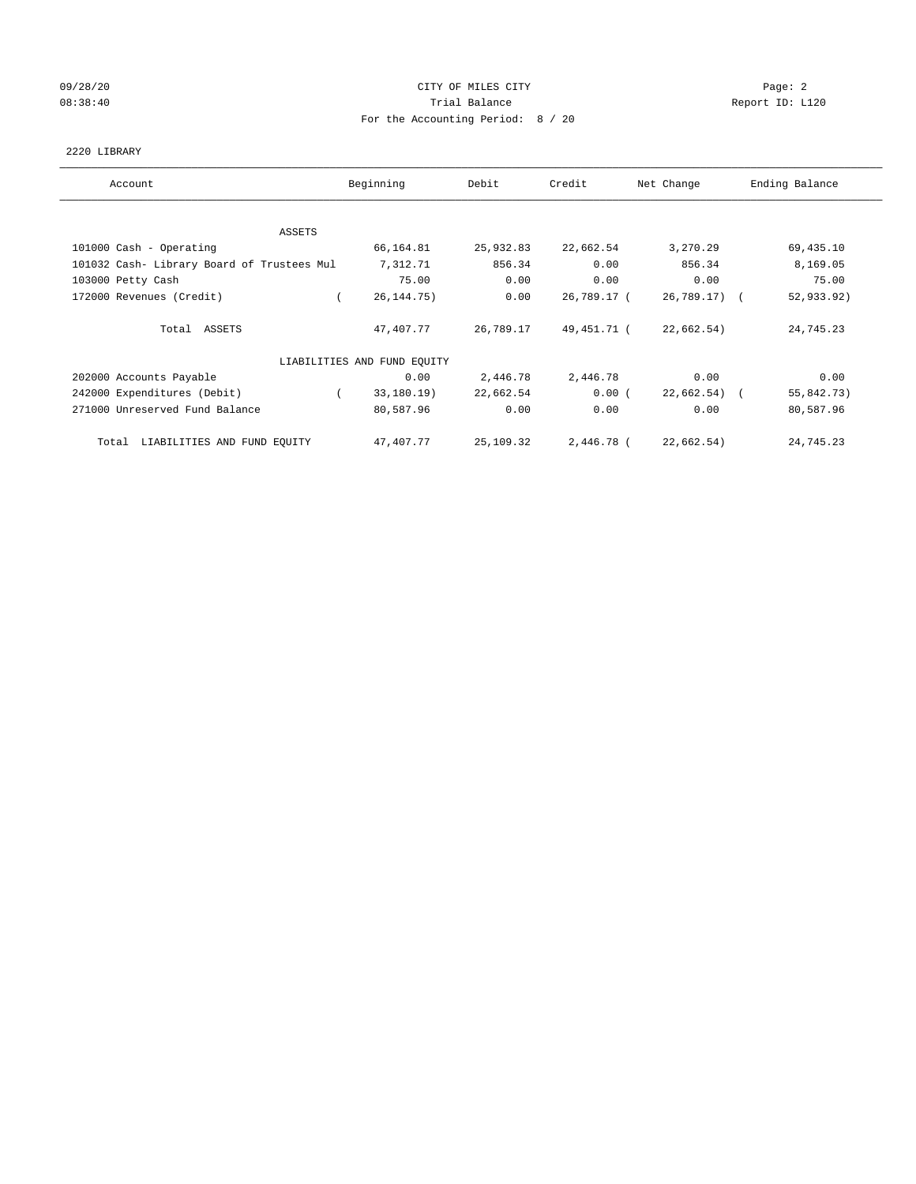CITY OF MILES CITY
Trial Balance
For the Accounting Period: 8 / 20

09/28/20
08:38:40

Report ID: L120

2220 LIBRARY

| Account | Beginning | Debit | Credit | Net Change | Ending Balance |
|---|---|---|---|---|---|
| ASSETS | | | | | |
| 101000 Cash - Operating | 66,164.81 | 25,932.83 | 22,662.54 | 3,270.29 | 69,435.10 |
| 101032 Cash- Library Board of Trustees Mul | 7,312.71 | 856.34 | 0.00 | 856.34 | 8,169.05 |
| 103000 Petty Cash | 75.00 | 0.00 | 0.00 | 0.00 | 75.00 |
| 172000 Revenues (Credit) | ( 26,144.75) | 0.00 | 26,789.17 | ( 26,789.17) | ( 52,933.92) |
| Total ASSETS | 47,407.77 | 26,789.17 | 49,451.71 | ( 22,662.54) | 24,745.23 |
| LIABILITIES AND FUND EQUITY | | | | | |
| 202000 Accounts Payable | 0.00 | 2,446.78 | 2,446.78 | 0.00 | 0.00 |
| 242000 Expenditures (Debit) | ( 33,180.19) | 22,662.54 | 0.00 | ( 22,662.54) | ( 55,842.73) |
| 271000 Unreserved Fund Balance | 80,587.96 | 0.00 | 0.00 | 0.00 | 80,587.96 |
| Total LIABILITIES AND FUND EQUITY | 47,407.77 | 25,109.32 | 2,446.78 | ( 22,662.54) | 24,745.23 |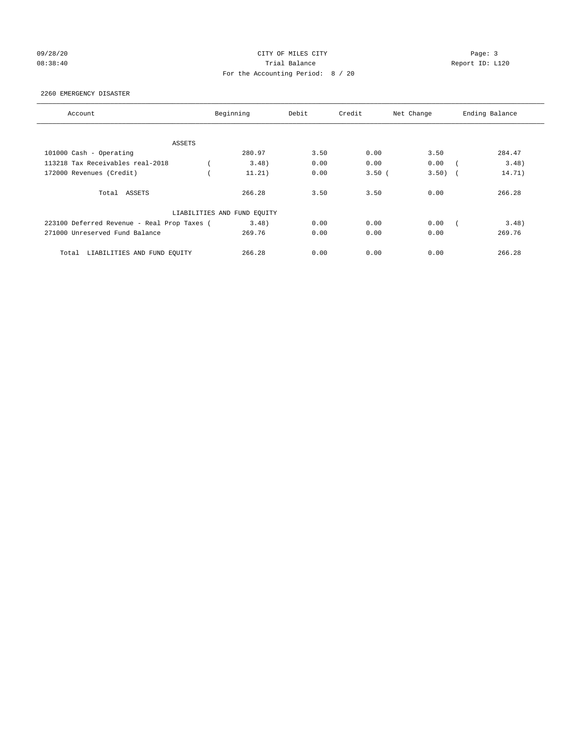CITY OF MILES CITY
Trial Balance
For the Accounting Period: 8 / 20

09/28/20
08:38:40

Page: 3
Report ID: L120

2260 EMERGENCY DISASTER

| Account | Beginning | Debit | Credit | Net Change | Ending Balance |
|---|---|---|---|---|---|
| ASSETS | | | | | |
| 101000 Cash - Operating | 280.97 | 3.50 | 0.00 | 3.50 | 284.47 |
| 113218 Tax Receivables real-2018 | ( 3.48) | 0.00 | 0.00 | 0.00 | ( 3.48) |
| 172000 Revenues (Credit) | ( 11.21) | 0.00 | 3.50 | ( 3.50) | ( 14.71) |
| Total ASSETS | 266.28 | 3.50 | 3.50 | 0.00 | 266.28 |
| LIABILITIES AND FUND EQUITY | | | | | |
| 223100 Deferred Revenue - Real Prop Taxes | ( 3.48) | 0.00 | 0.00 | 0.00 | ( 3.48) |
| 271000 Unreserved Fund Balance | 269.76 | 0.00 | 0.00 | 0.00 | 269.76 |
| Total LIABILITIES AND FUND EQUITY | 266.28 | 0.00 | 0.00 | 0.00 | 266.28 |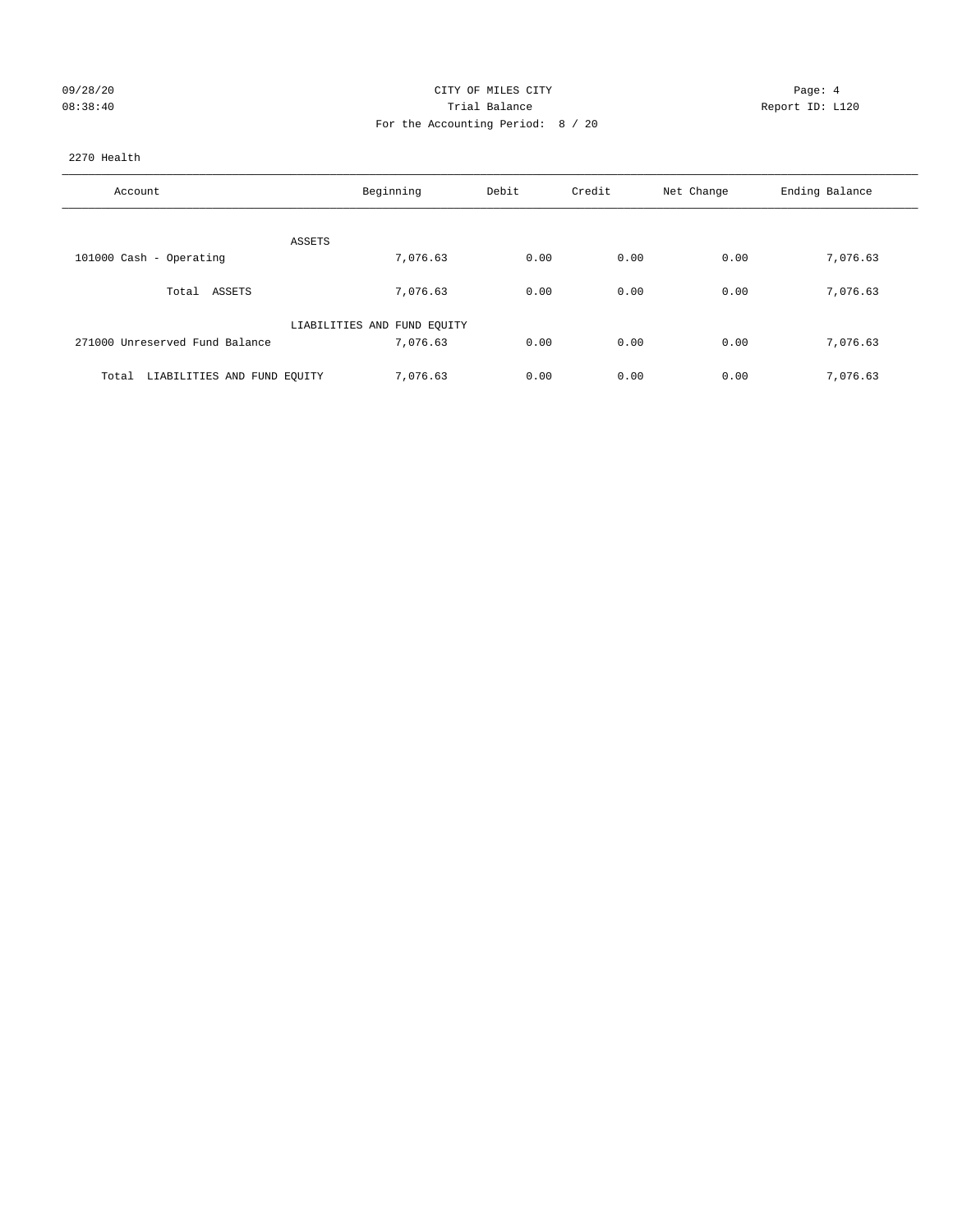CITY OF MILES CITY

Trial Balance

For the Accounting Period: 8 / 20

2270 Health

| Account | Beginning | Debit | Credit | Net Change | Ending Balance |
|---|---|---|---|---|---|
| ASSETS | | | | | |
| 101000 Cash - Operating | 7,076.63 | 0.00 | 0.00 | 0.00 | 7,076.63 |
| Total ASSETS | 7,076.63 | 0.00 | 0.00 | 0.00 | 7,076.63 |
| LIABILITIES AND FUND EQUITY | | | | | |
| 271000 Unreserved Fund Balance | 7,076.63 | 0.00 | 0.00 | 0.00 | 7,076.63 |
| Total LIABILITIES AND FUND EQUITY | 7,076.63 | 0.00 | 0.00 | 0.00 | 7,076.63 |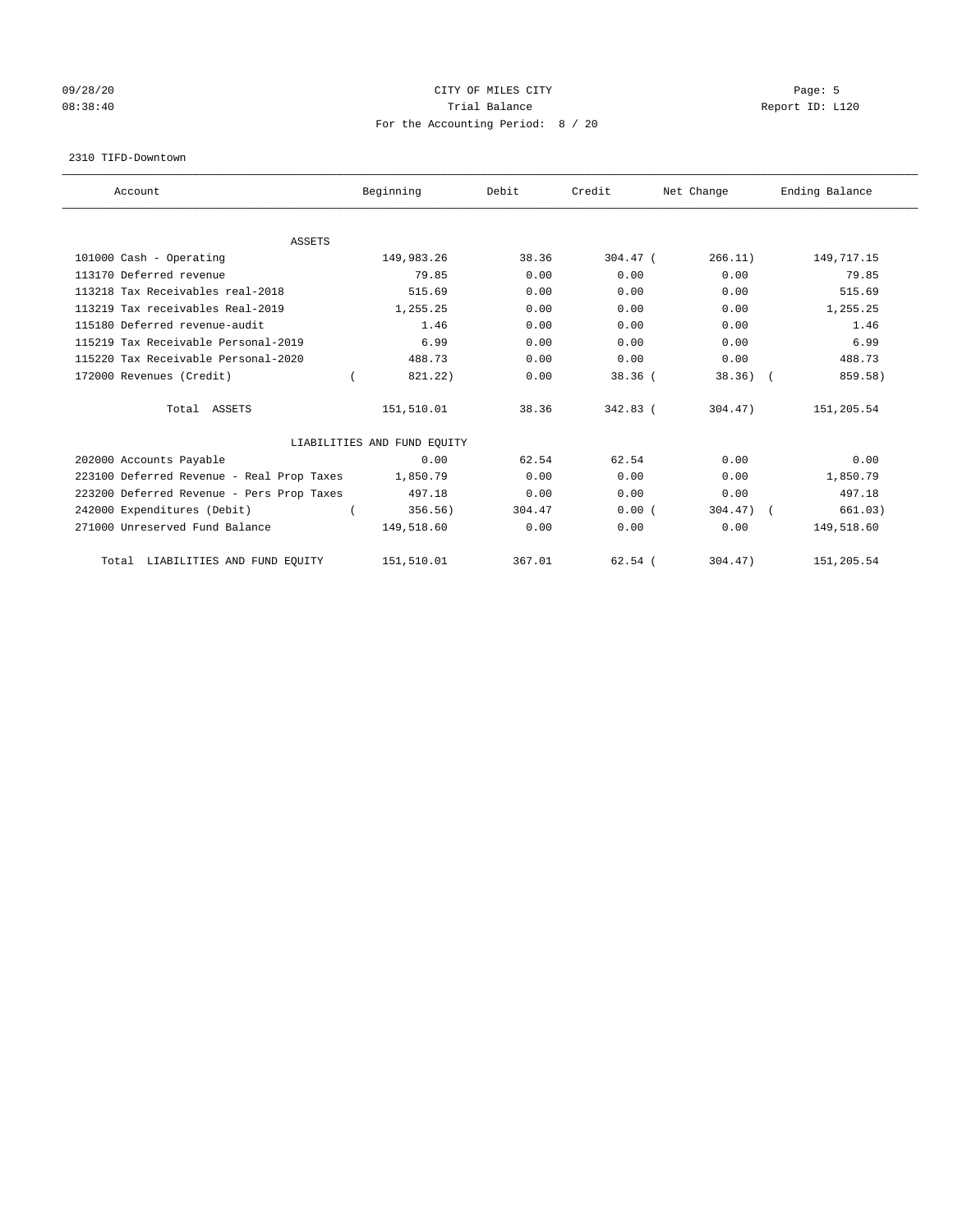CITY OF MILES CITY
Trial Balance
For the Accounting Period: 8 / 20

09/28/20 08:38:40 Report ID: L120

2310 TIFD-Downtown

| Account | Beginning | Debit | Credit | Net Change | Ending Balance |
|---|---|---|---|---|---|
| **ASSETS** | | | | | |
| 101000 Cash - Operating | 149,983.26 | 38.36 | 304.47 | (266.11) | 149,717.15 |
| 113170 Deferred revenue | 79.85 | 0.00 | 0.00 | 0.00 | 79.85 |
| 113218 Tax Receivables real-2018 | 515.69 | 0.00 | 0.00 | 0.00 | 515.69 |
| 113219 Tax receivables Real-2019 | 1,255.25 | 0.00 | 0.00 | 0.00 | 1,255.25 |
| 115180 Deferred revenue-audit | 1.46 | 0.00 | 0.00 | 0.00 | 1.46 |
| 115219 Tax Receivable Personal-2019 | 6.99 | 0.00 | 0.00 | 0.00 | 6.99 |
| 115220 Tax Receivable Personal-2020 | 488.73 | 0.00 | 0.00 | 0.00 | 488.73 |
| 172000 Revenues (Credit) | (821.22) | 0.00 | 38.36 | (38.36) | (859.58) |
| Total ASSETS | 151,510.01 | 38.36 | 342.83 | (304.47) | 151,205.54 |
| **LIABILITIES AND FUND EQUITY** | | | | | |
| 202000 Accounts Payable | 0.00 | 62.54 | 62.54 | 0.00 | 0.00 |
| 223100 Deferred Revenue - Real Prop Taxes | 1,850.79 | 0.00 | 0.00 | 0.00 | 1,850.79 |
| 223200 Deferred Revenue - Pers Prop Taxes | 497.18 | 0.00 | 0.00 | 0.00 | 497.18 |
| 242000 Expenditures (Debit) | (356.56) | 304.47 | 0.00 | (304.47) | (661.03) |
| 271000 Unreserved Fund Balance | 149,518.60 | 0.00 | 0.00 | 0.00 | 149,518.60 |
| Total LIABILITIES AND FUND EQUITY | 151,510.01 | 367.01 | 62.54 | (304.47) | 151,205.54 |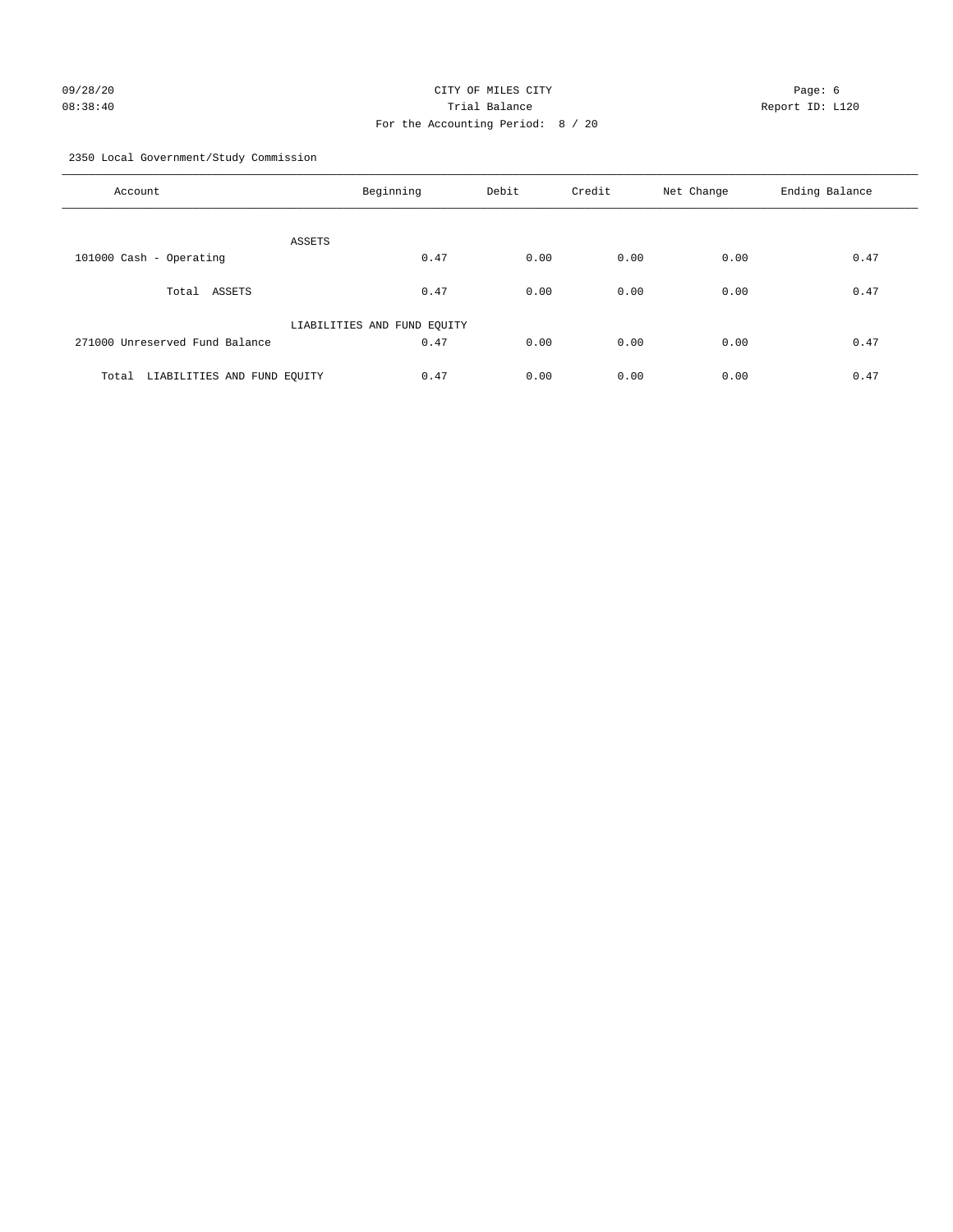09/28/20 CITY OF MILES CITY
08:38:40 Trial Balance Report ID: L120
For the Accounting Period: 8 / 20

2350 Local Government/Study Commission

| Account | Beginning | Debit | Credit | Net Change | Ending Balance |
|---|---|---|---|---|---|
| ASSETS | | | | | |
| 101000 Cash - Operating | 0.47 | 0.00 | 0.00 | 0.00 | 0.47 |
| Total ASSETS | 0.47 | 0.00 | 0.00 | 0.00 | 0.47 |
| LIABILITIES AND FUND EQUITY | | | | | |
| 271000 Unreserved Fund Balance | 0.47 | 0.00 | 0.00 | 0.00 | 0.47 |
| Total LIABILITIES AND FUND EQUITY | 0.47 | 0.00 | 0.00 | 0.00 | 0.47 |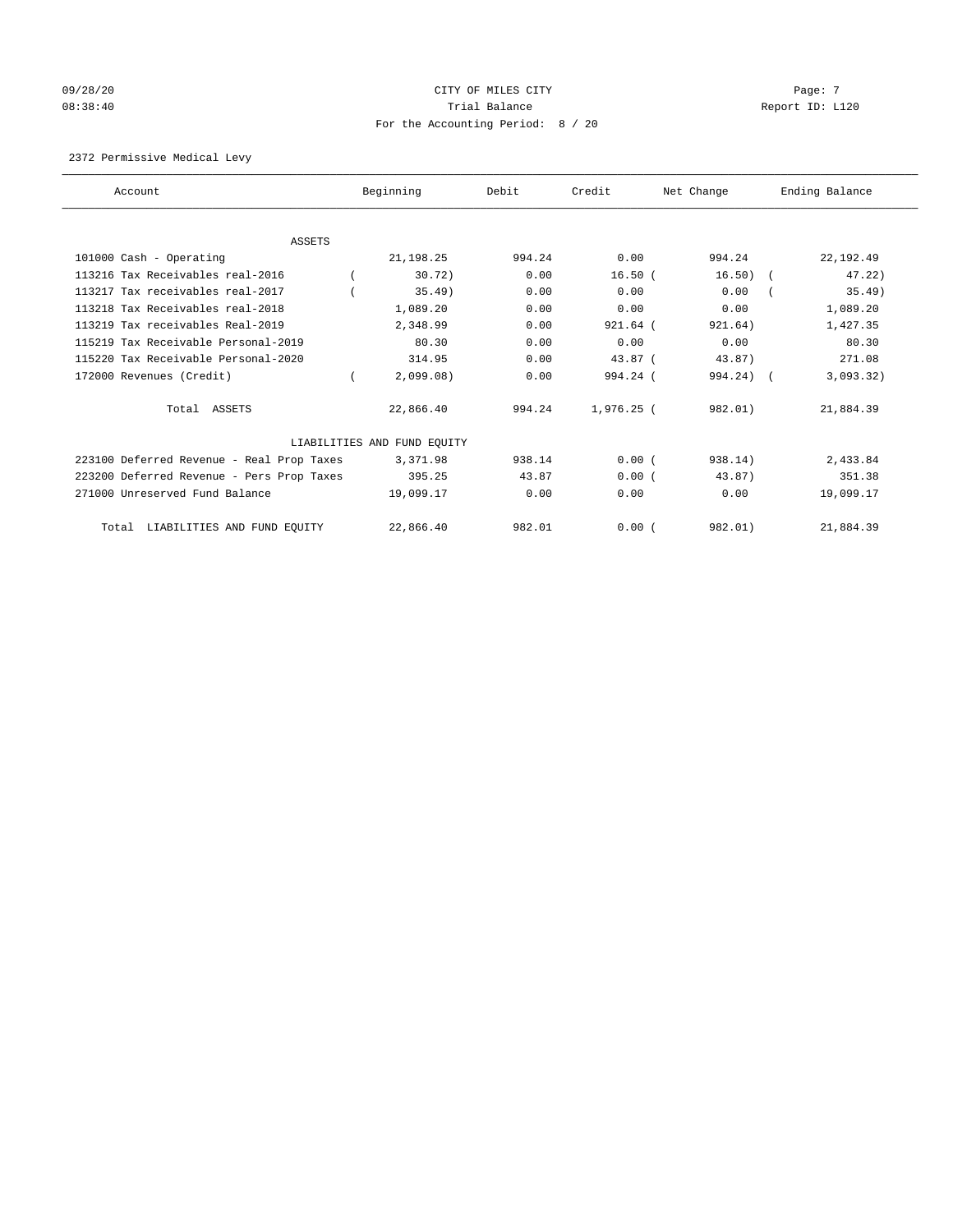CITY OF MILES CITY
Trial Balance
For the Accounting Period: 8 / 20

09/28/20
08:38:40

Report ID: L120

2372 Permissive Medical Levy

| Account | Beginning | Debit | Credit | Net Change | Ending Balance |
|---|---|---|---|---|---|
| **ASSETS** | | | | | |
| 101000 Cash - Operating | 21,198.25 | 994.24 | 0.00 | 994.24 | 22,192.49 |
| 113216 Tax Receivables real-2016 | ( 30.72) | 0.00 | 16.50 | ( 16.50) | ( 47.22) |
| 113217 Tax receivables real-2017 | ( 35.49) | 0.00 | 0.00 | 0.00 | ( 35.49) |
| 113218 Tax Receivables real-2018 | 1,089.20 | 0.00 | 0.00 | 0.00 | 1,089.20 |
| 113219 Tax receivables Real-2019 | 2,348.99 | 0.00 | 921.64 | ( 921.64) | 1,427.35 |
| 115219 Tax Receivable Personal-2019 | 80.30 | 0.00 | 0.00 | 0.00 | 80.30 |
| 115220 Tax Receivable Personal-2020 | 314.95 | 0.00 | 43.87 | ( 43.87) | 271.08 |
| 172000 Revenues (Credit) | ( 2,099.08) | 0.00 | 994.24 | ( 994.24) | ( 3,093.32) |
| Total ASSETS | 22,866.40 | 994.24 | 1,976.25 | ( 982.01) | 21,884.39 |
| **LIABILITIES AND FUND EQUITY** | | | | | |
| 223100 Deferred Revenue - Real Prop Taxes | 3,371.98 | 938.14 | 0.00 | ( 938.14) | 2,433.84 |
| 223200 Deferred Revenue - Pers Prop Taxes | 395.25 | 43.87 | 0.00 | ( 43.87) | 351.38 |
| 271000 Unreserved Fund Balance | 19,099.17 | 0.00 | 0.00 | 0.00 | 19,099.17 |
| Total LIABILITIES AND FUND EQUITY | 22,866.40 | 982.01 | 0.00 | ( 982.01) | 21,884.39 |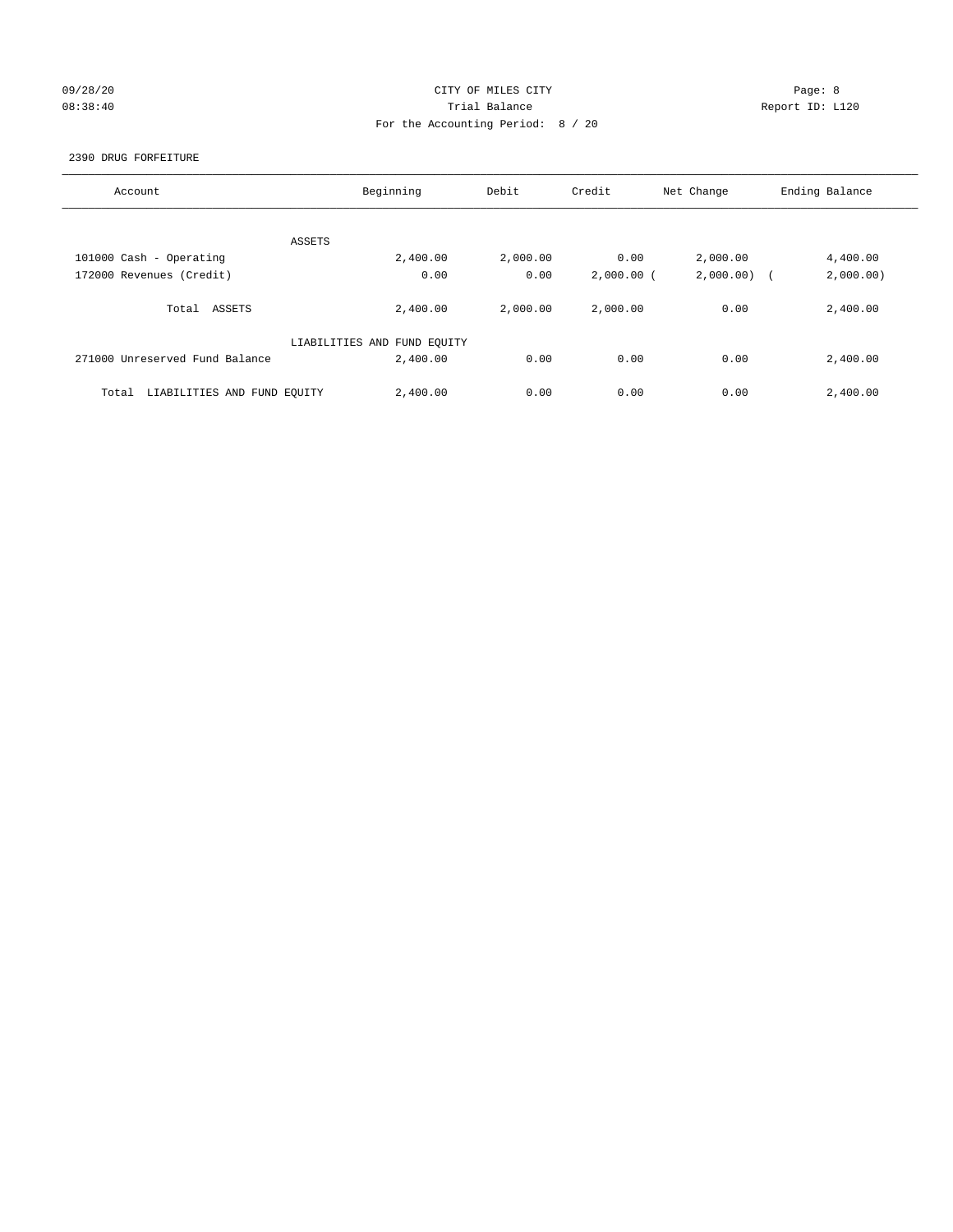CITY OF MILES CITY

Trial Balance

For the Accounting Period: 8 / 20

09/28/20 08:38:40

Report ID: L120

2390 DRUG FORFEITURE

| Account | Beginning | Debit | Credit | Net Change | Ending Balance |
|---|---|---|---|---|---|
| ASSETS | | | | | |
| 101000 Cash - Operating | 2,400.00 | 2,000.00 | 0.00 | 2,000.00 | 4,400.00 |
| 172000 Revenues (Credit) | 0.00 | 0.00 | 2,000.00 | (2,000.00) | (2,000.00) |
| Total ASSETS | 2,400.00 | 2,000.00 | 2,000.00 | 0.00 | 2,400.00 |
| LIABILITIES AND FUND EQUITY | | | | | |
| 271000 Unreserved Fund Balance | 2,400.00 | 0.00 | 0.00 | 0.00 | 2,400.00 |
| Total LIABILITIES AND FUND EQUITY | 2,400.00 | 0.00 | 0.00 | 0.00 | 2,400.00 |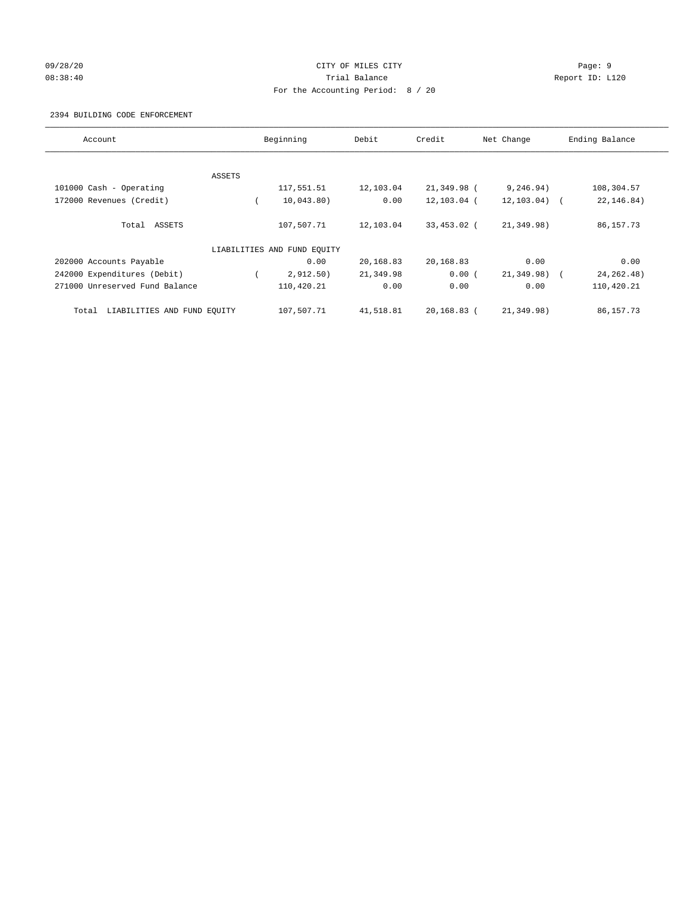CITY OF MILES CITY
Trial Balance
For the Accounting Period: 8 / 20

09/28/20 08:38:40 Report ID: L120

2394 BUILDING CODE ENFORCEMENT

| Account | Beginning | Debit | Credit | Net Change | Ending Balance |
|---|---|---|---|---|---|
| ASSETS | | | | | |
| 101000 Cash - Operating | 117,551.51 | 12,103.04 | 21,349.98 | (9,246.94) | 108,304.57 |
| 172000 Revenues (Credit) | (10,043.80) | 0.00 | 12,103.04 | (12,103.04) | (22,146.84) |
| Total ASSETS | 107,507.71 | 12,103.04 | 33,453.02 | (21,349.98) | 86,157.73 |
| LIABILITIES AND FUND EQUITY | | | | | |
| 202000 Accounts Payable | 0.00 | 20,168.83 | 20,168.83 | 0.00 | 0.00 |
| 242000 Expenditures (Debit) | (2,912.50) | 21,349.98 | 0.00 | (21,349.98) | (24,262.48) |
| 271000 Unreserved Fund Balance | 110,420.21 | 0.00 | 0.00 | 0.00 | 110,420.21 |
| Total LIABILITIES AND FUND EQUITY | 107,507.71 | 41,518.81 | 20,168.83 | (21,349.98) | 86,157.73 |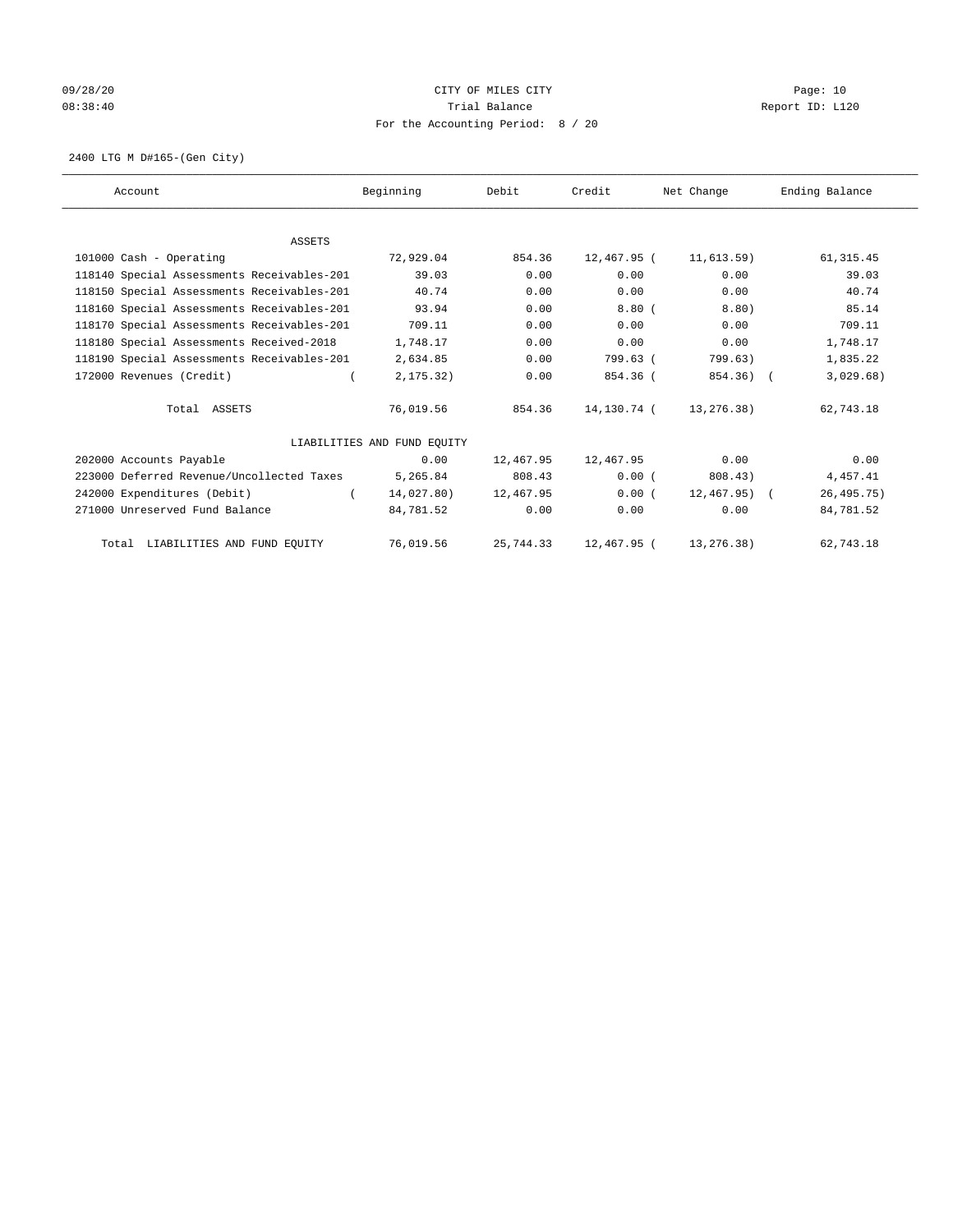CITY OF MILES CITY

Trial Balance

For the Accounting Period: 8 / 20

09/28/20 08:38:40 — Report ID: L120

2400 LTG M D#165-(Gen City)

| Account | Beginning | Debit | Credit | Net Change | Ending Balance |
|---|---|---|---|---|---|
| ASSETS | | | | | |
| 101000 Cash - Operating | 72,929.04 | 854.36 | 12,467.95 | ( 11,613.59) | 61,315.45 |
| 118140 Special Assessments Receivables-201 | 39.03 | 0.00 | 0.00 | 0.00 | 39.03 |
| 118150 Special Assessments Receivables-201 | 40.74 | 0.00 | 0.00 | 0.00 | 40.74 |
| 118160 Special Assessments Receivables-201 | 93.94 | 0.00 | 8.80 | ( 8.80) | 85.14 |
| 118170 Special Assessments Receivables-201 | 709.11 | 0.00 | 0.00 | 0.00 | 709.11 |
| 118180 Special Assessments Received-2018 | 1,748.17 | 0.00 | 0.00 | 0.00 | 1,748.17 |
| 118190 Special Assessments Receivables-201 | 2,634.85 | 0.00 | 799.63 | ( 799.63) | 1,835.22 |
| 172000 Revenues (Credit) | ( 2,175.32) | 0.00 | 854.36 | ( 854.36) | ( 3,029.68) |
| Total ASSETS | 76,019.56 | 854.36 | 14,130.74 | ( 13,276.38) | 62,743.18 |
| LIABILITIES AND FUND EQUITY | | | | | |
| 202000 Accounts Payable | 0.00 | 12,467.95 | 12,467.95 | 0.00 | 0.00 |
| 223000 Deferred Revenue/Uncollected Taxes | 5,265.84 | 808.43 | 0.00 | ( 808.43) | 4,457.41 |
| 242000 Expenditures (Debit) | ( 14,027.80) | 12,467.95 | 0.00 | ( 12,467.95) | ( 26,495.75) |
| 271000 Unreserved Fund Balance | 84,781.52 | 0.00 | 0.00 | 0.00 | 84,781.52 |
| Total LIABILITIES AND FUND EQUITY | 76,019.56 | 25,744.33 | 12,467.95 | ( 13,276.38) | 62,743.18 |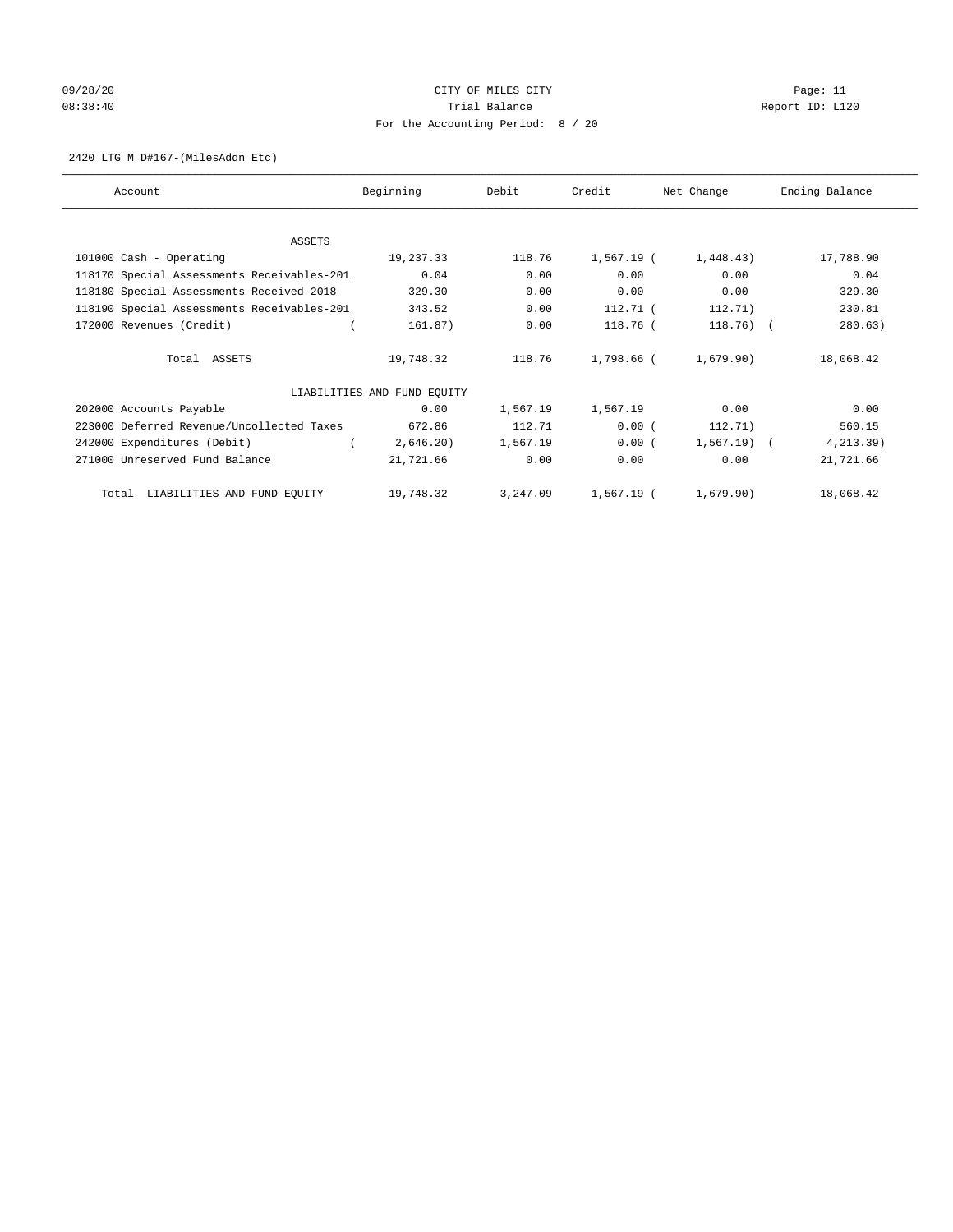09/28/20 CITY OF MILES CITY Page: 11
08:38:40 Trial Balance Report ID: L120
For the Accounting Period: 8 / 20

2420 LTG M D#167-(MilesAddn Etc)

| Account | Beginning | Debit | Credit | Net Change | Ending Balance |
|---|---|---|---|---|---|
| ASSETS | | | | | |
| 101000 Cash - Operating | 19,237.33 | 118.76 | 1,567.19 | ( 1,448.43) | 17,788.90 |
| 118170 Special Assessments Receivables-201 | 0.04 | 0.00 | 0.00 | 0.00 | 0.04 |
| 118180 Special Assessments Received-2018 | 329.30 | 0.00 | 0.00 | 0.00 | 329.30 |
| 118190 Special Assessments Receivables-201 | 343.52 | 0.00 | 112.71 | ( 112.71) | 230.81 |
| 172000 Revenues (Credit) | ( 161.87) | 0.00 | 118.76 | ( 118.76) | ( 280.63) |
| Total ASSETS | 19,748.32 | 118.76 | 1,798.66 | ( 1,679.90) | 18,068.42 |
| LIABILITIES AND FUND EQUITY | | | | | |
| 202000 Accounts Payable | 0.00 | 1,567.19 | 1,567.19 | 0.00 | 0.00 |
| 223000 Deferred Revenue/Uncollected Taxes | 672.86 | 112.71 | 0.00 | ( 112.71) | 560.15 |
| 242000 Expenditures (Debit) | ( 2,646.20) | 1,567.19 | 0.00 | ( 1,567.19) | ( 4,213.39) |
| 271000 Unreserved Fund Balance | 21,721.66 | 0.00 | 0.00 | 0.00 | 21,721.66 |
| Total LIABILITIES AND FUND EQUITY | 19,748.32 | 3,247.09 | 1,567.19 | ( 1,679.90) | 18,068.42 |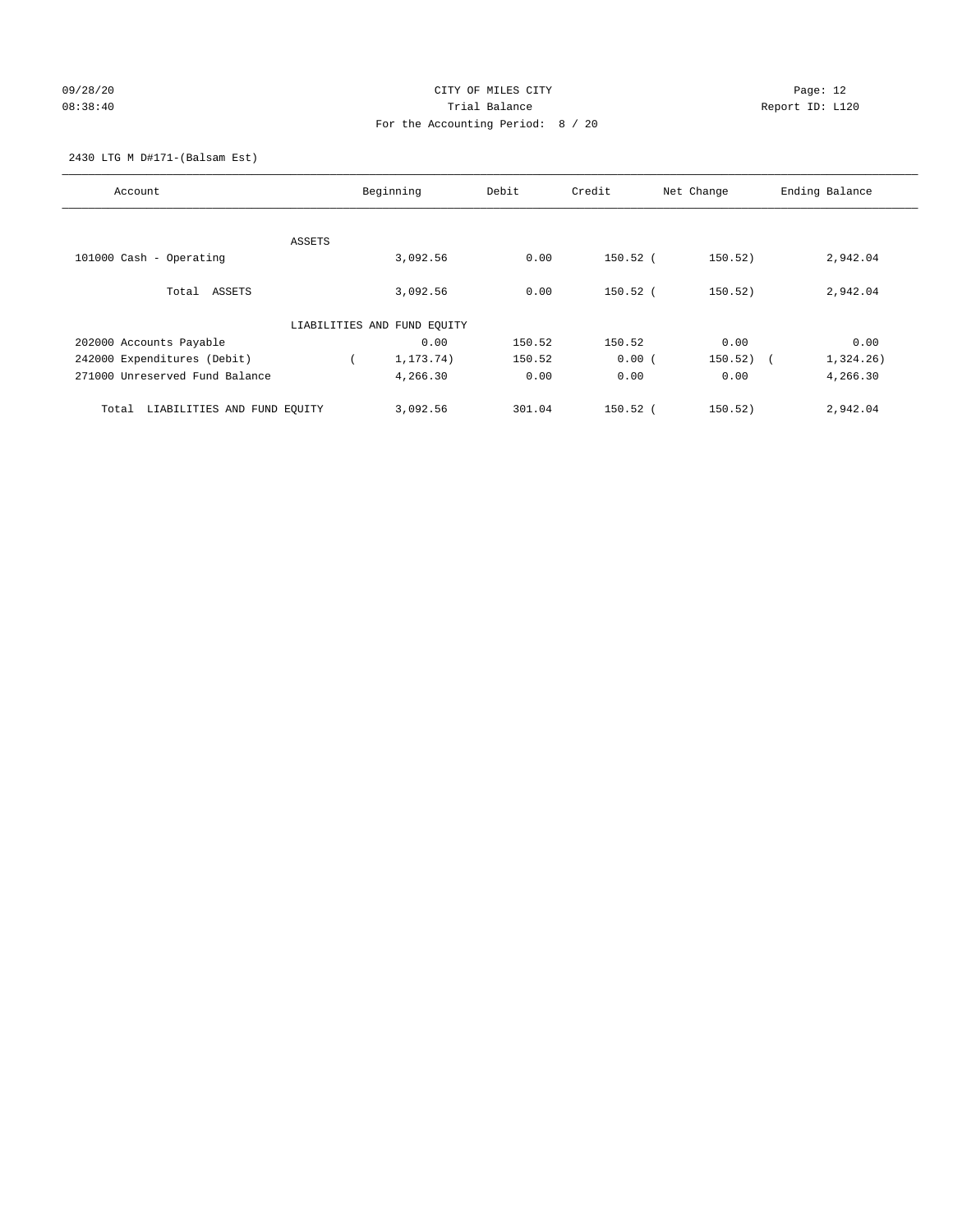CITY OF MILES CITY

Trial Balance

For the Accounting Period: 8 / 20

2430 LTG M D#171-(Balsam Est)

| Account | Beginning | Debit | Credit | Net Change | Ending Balance |
|---|---|---|---|---|---|
| ASSETS | | | | | |
| 101000 Cash - Operating | 3,092.56 | 0.00 | 150.52 | (150.52) | 2,942.04 |
| Total ASSETS | 3,092.56 | 0.00 | 150.52 | (150.52) | 2,942.04 |
| LIABILITIES AND FUND EQUITY | | | | | |
| 202000 Accounts Payable | 0.00 | 150.52 | 150.52 | 0.00 | 0.00 |
| 242000 Expenditures (Debit) | (1,173.74) | 150.52 | 0.00 | (150.52) | (1,324.26) |
| 271000 Unreserved Fund Balance | 4,266.30 | 0.00 | 0.00 | 0.00 | 4,266.30 |
| Total LIABILITIES AND FUND EQUITY | 3,092.56 | 301.04 | 150.52 | (150.52) | 2,942.04 |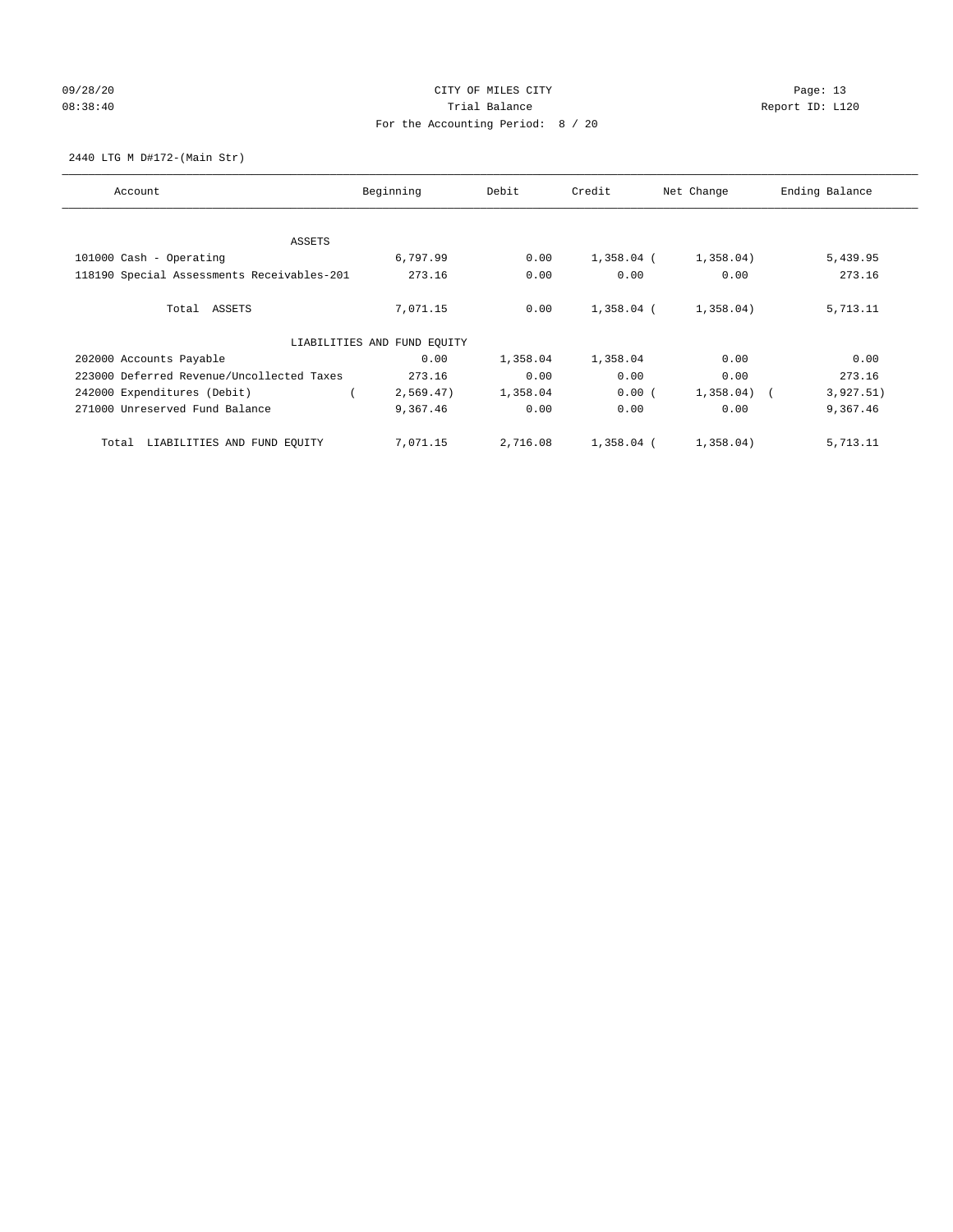CITY OF MILES CITY

Trial Balance

For the Accounting Period: 8 / 20

09/28/20 08:38:40 — Page: 13 — Report ID: L120

2440 LTG M D#172-(Main Str)

| Account | Beginning | Debit | Credit | Net Change | Ending Balance |
|---|---|---|---|---|---|
| ASSETS | | | | | |
| 101000 Cash - Operating | 6,797.99 | 0.00 | 1,358.04 | (1,358.04) | 5,439.95 |
| 118190 Special Assessments Receivables-201 | 273.16 | 0.00 | 0.00 | 0.00 | 273.16 |
| Total ASSETS | 7,071.15 | 0.00 | 1,358.04 | (1,358.04) | 5,713.11 |
| LIABILITIES AND FUND EQUITY | | | | | |
| 202000 Accounts Payable | 0.00 | 1,358.04 | 1,358.04 | 0.00 | 0.00 |
| 223000 Deferred Revenue/Uncollected Taxes | 273.16 | 0.00 | 0.00 | 0.00 | 273.16 |
| 242000 Expenditures (Debit) | (2,569.47) | 1,358.04 | 0.00 | (1,358.04) | (3,927.51) |
| 271000 Unreserved Fund Balance | 9,367.46 | 0.00 | 0.00 | 0.00 | 9,367.46 |
| Total LIABILITIES AND FUND EQUITY | 7,071.15 | 2,716.08 | 1,358.04 | (1,358.04) | 5,713.11 |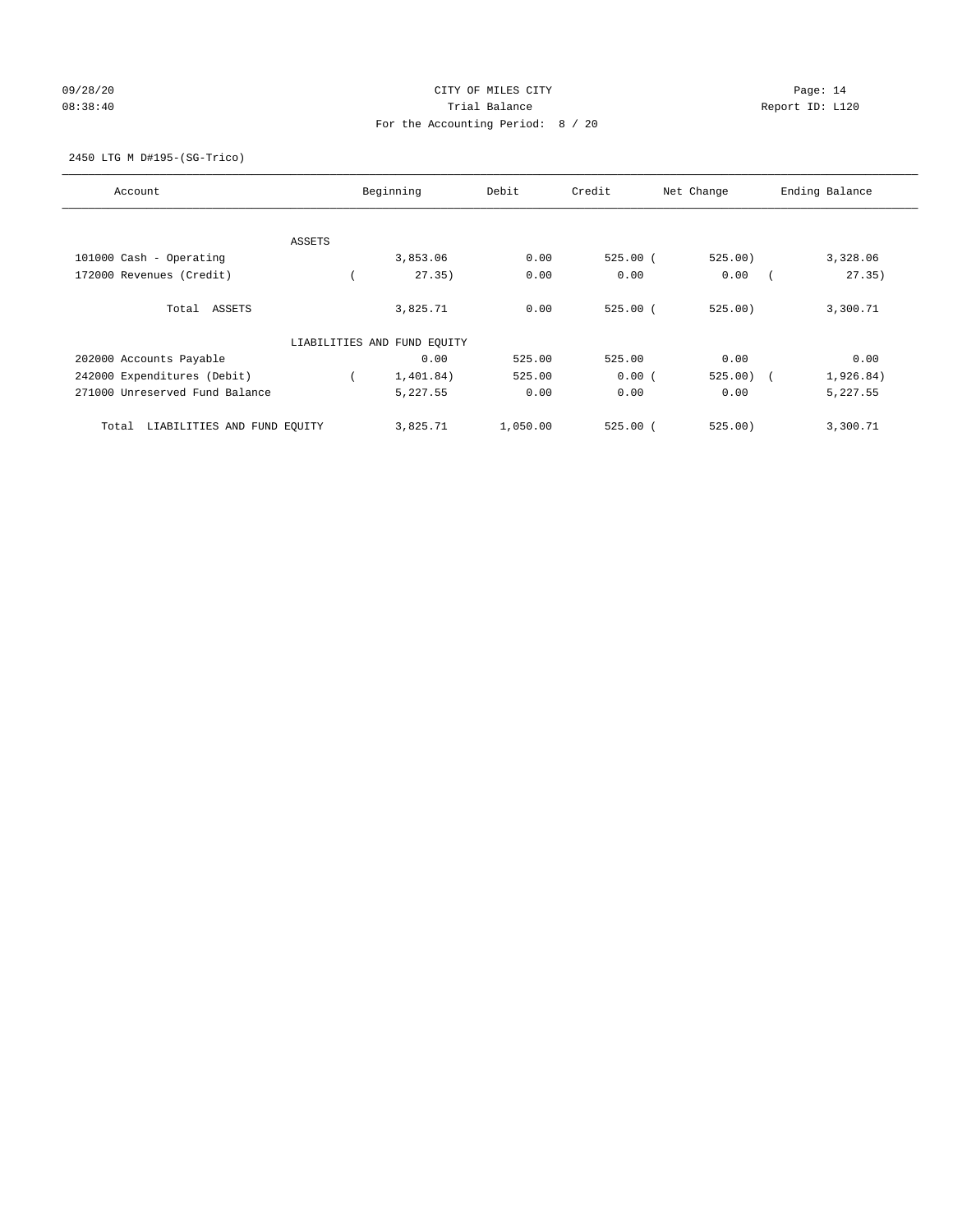CITY OF MILES CITY
Trial Balance
For the Accounting Period: 8 / 20

09/28/20 08:38:40 Report ID: L120

2450 LTG M D#195-(SG-Trico)

| Account | Beginning | Debit | Credit | Net Change | Ending Balance |
|---|---|---|---|---|---|
| ASSETS | | | | | |
| 101000 Cash - Operating | 3,853.06 | 0.00 | 525.00 | (525.00) | 3,328.06 |
| 172000 Revenues (Credit) | (27.35) | 0.00 | 0.00 | 0.00 | (27.35) |
| Total ASSETS | 3,825.71 | 0.00 | 525.00 | (525.00) | 3,300.71 |
| LIABILITIES AND FUND EQUITY | | | | | |
| 202000 Accounts Payable | 0.00 | 525.00 | 525.00 | 0.00 | 0.00 |
| 242000 Expenditures (Debit) | (1,401.84) | 525.00 | 0.00 | (525.00) | (1,926.84) |
| 271000 Unreserved Fund Balance | 5,227.55 | 0.00 | 0.00 | 0.00 | 5,227.55 |
| Total LIABILITIES AND FUND EQUITY | 3,825.71 | 1,050.00 | 525.00 | (525.00) | 3,300.71 |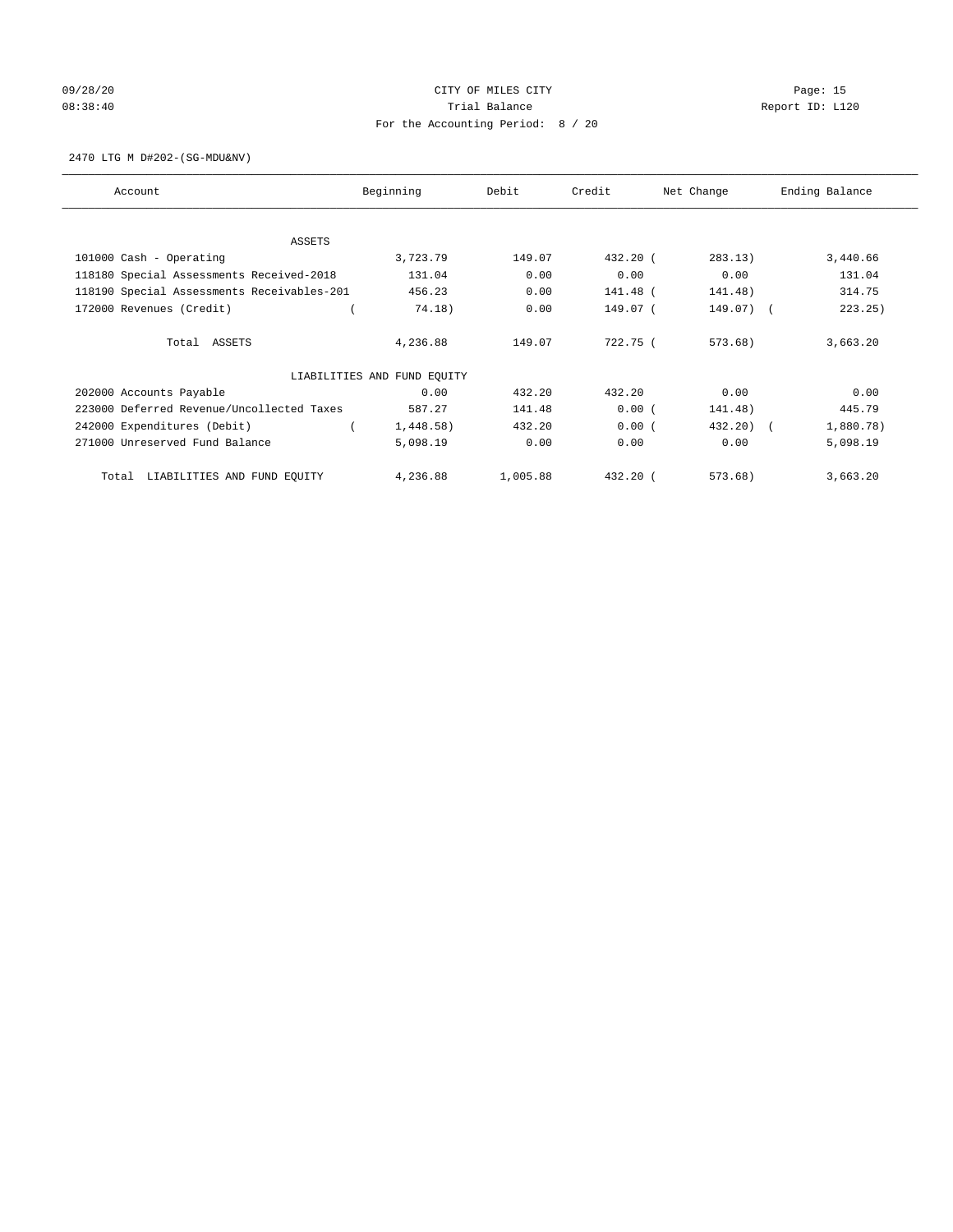CITY OF MILES CITY
Trial Balance
For the Accounting Period: 8 / 20

09/28/20
08:38:40

Report ID: L120

2470 LTG M D#202-(SG-MDU&NV)

| Account | Beginning | Debit | Credit | Net Change | Ending Balance |
|---|---|---|---|---|---|
| ASSETS | | | | | |
| 101000 Cash - Operating | 3,723.79 | 149.07 | 432.20 | ( 283.13) | 3,440.66 |
| 118180 Special Assessments Received-2018 | 131.04 | 0.00 | 0.00 | 0.00 | 131.04 |
| 118190 Special Assessments Receivables-201 | 456.23 | 0.00 | 141.48 | ( 141.48) | 314.75 |
| 172000 Revenues (Credit) | ( 74.18) | 0.00 | 149.07 | ( 149.07) | ( 223.25) |
| Total ASSETS | 4,236.88 | 149.07 | 722.75 | ( 573.68) | 3,663.20 |
| LIABILITIES AND FUND EQUITY | | | | | |
| 202000 Accounts Payable | 0.00 | 432.20 | 432.20 | 0.00 | 0.00 |
| 223000 Deferred Revenue/Uncollected Taxes | 587.27 | 141.48 | 0.00 | ( 141.48) | 445.79 |
| 242000 Expenditures (Debit) | ( 1,448.58) | 432.20 | 0.00 | ( 432.20) | ( 1,880.78) |
| 271000 Unreserved Fund Balance | 5,098.19 | 0.00 | 0.00 | 0.00 | 5,098.19 |
| Total LIABILITIES AND FUND EQUITY | 4,236.88 | 1,005.88 | 432.20 | ( 573.68) | 3,663.20 |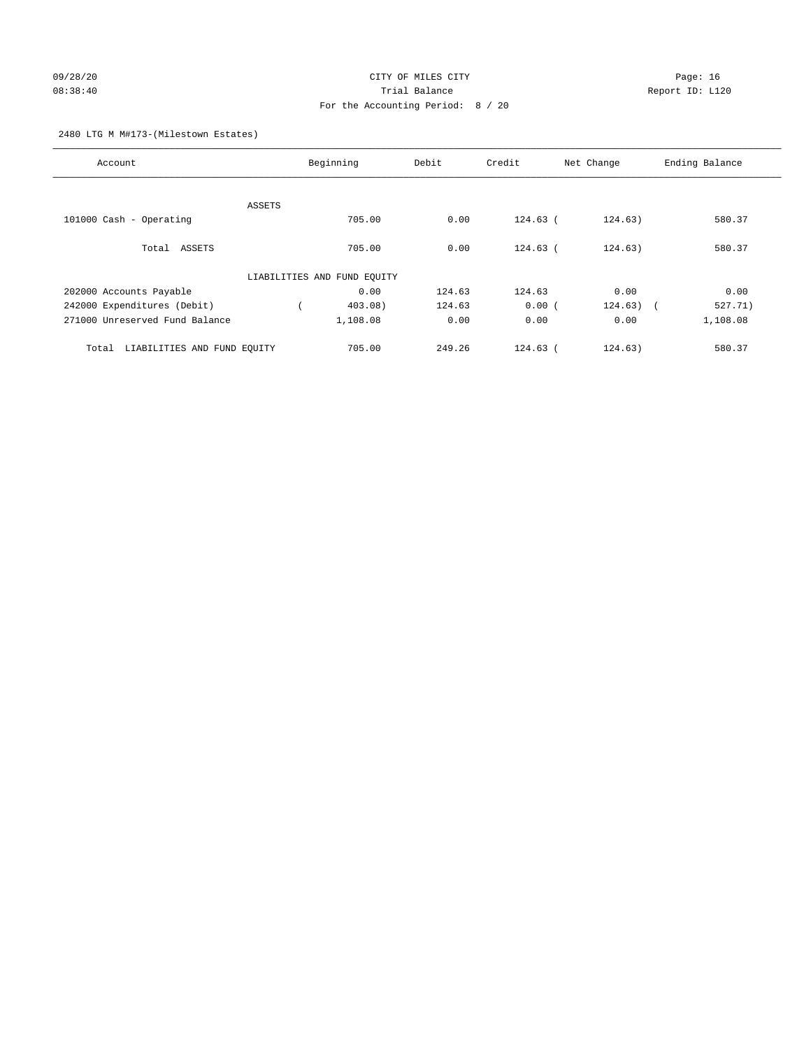CITY OF MILES CITY
Trial Balance
For the Accounting Period: 8 / 20

Report ID: L120

2480 LTG M M#173-(Milestown Estates)

| Account | Beginning | Debit | Credit | Net Change | Ending Balance |
|---|---|---|---|---|---|
| ASSETS | | | | | |
| 101000 Cash - Operating | 705.00 | 0.00 | 124.63 | ( 124.63) | 580.37 |
| Total ASSETS | 705.00 | 0.00 | 124.63 | ( 124.63) | 580.37 |
| LIABILITIES AND FUND EQUITY | | | | | |
| 202000 Accounts Payable | 0.00 | 124.63 | 124.63 | 0.00 | 0.00 |
| 242000 Expenditures (Debit) | ( 403.08) | 124.63 | 0.00 | ( 124.63) | ( 527.71) |
| 271000 Unreserved Fund Balance | 1,108.08 | 0.00 | 0.00 | 0.00 | 1,108.08 |
| Total LIABILITIES AND FUND EQUITY | 705.00 | 249.26 | 124.63 | ( 124.63) | 580.37 |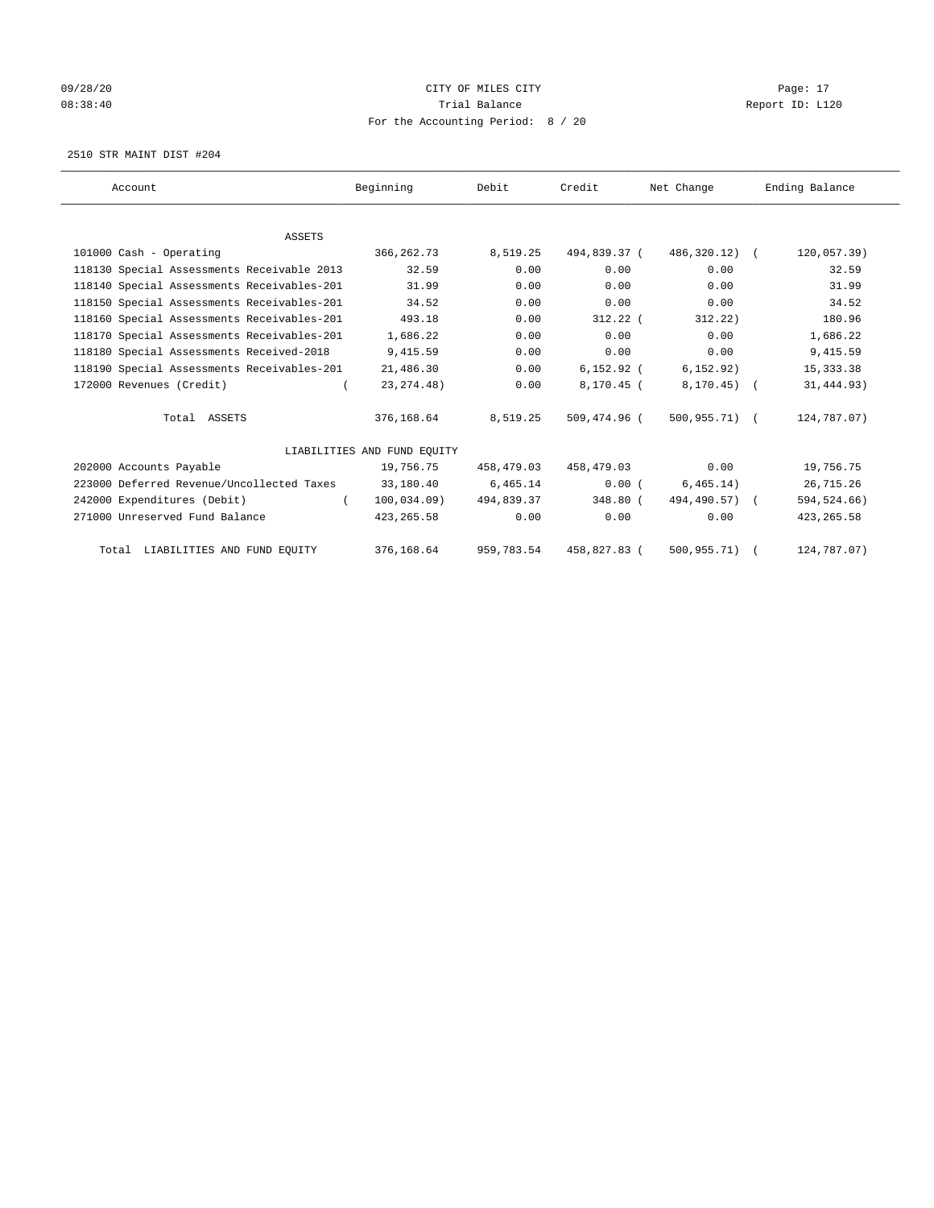CITY OF MILES CITY
Trial Balance
For the Accounting Period: 8 / 20

09/28/20
08:38:40

Report ID: L120

2510 STR MAINT DIST #204

| Account | Beginning | Debit | Credit | Net Change | Ending Balance |
|---|---|---|---|---|---|
| ASSETS | | | | | |
| 101000 Cash - Operating | 366,262.73 | 8,519.25 | 494,839.37 | ( 486,320.12) | ( 120,057.39) |
| 118130 Special Assessments Receivable 2013 | 32.59 | 0.00 | 0.00 | 0.00 | 32.59 |
| 118140 Special Assessments Receivables-201 | 31.99 | 0.00 | 0.00 | 0.00 | 31.99 |
| 118150 Special Assessments Receivables-201 | 34.52 | 0.00 | 0.00 | 0.00 | 34.52 |
| 118160 Special Assessments Receivables-201 | 493.18 | 0.00 | 312.22 | ( 312.22) | 180.96 |
| 118170 Special Assessments Receivables-201 | 1,686.22 | 0.00 | 0.00 | 0.00 | 1,686.22 |
| 118180 Special Assessments Received-2018 | 9,415.59 | 0.00 | 0.00 | 0.00 | 9,415.59 |
| 118190 Special Assessments Receivables-201 | 21,486.30 | 0.00 | 6,152.92 | ( 6,152.92) | 15,333.38 |
| 172000 Revenues (Credit) | ( 23,274.48) | 0.00 | 8,170.45 | ( 8,170.45) | ( 31,444.93) |
| Total ASSETS | 376,168.64 | 8,519.25 | 509,474.96 | ( 500,955.71) | ( 124,787.07) |
| LIABILITIES AND FUND EQUITY | | | | | |
| 202000 Accounts Payable | 19,756.75 | 458,479.03 | 458,479.03 | 0.00 | 19,756.75 |
| 223000 Deferred Revenue/Uncollected Taxes | 33,180.40 | 6,465.14 | 0.00 | ( 6,465.14) | 26,715.26 |
| 242000 Expenditures (Debit) | ( 100,034.09) | 494,839.37 | 348.80 | ( 494,490.57) | ( 594,524.66) |
| 271000 Unreserved Fund Balance | 423,265.58 | 0.00 | 0.00 | 0.00 | 423,265.58 |
| Total LIABILITIES AND FUND EQUITY | 376,168.64 | 959,783.54 | 458,827.83 | ( 500,955.71) | ( 124,787.07) |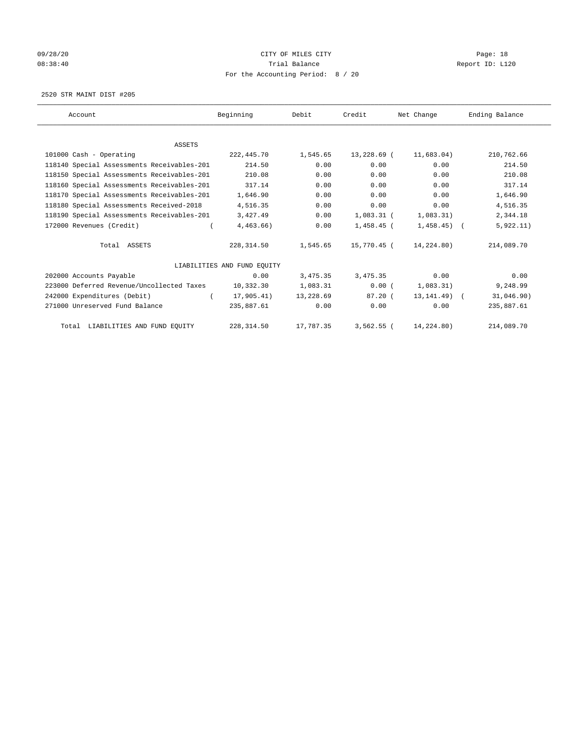09/28/20 CITY OF MILES CITY
08:38:40 Trial Balance Report ID: L120
For the Accounting Period: 8 / 20

2520 STR MAINT DIST #205

| Account | Beginning | Debit | Credit | Net Change | Ending Balance |
|---|---|---|---|---|---|
| ASSETS | | | | | |
| 101000 Cash - Operating | 222,445.70 | 1,545.65 | 13,228.69 | ( 11,683.04) | 210,762.66 |
| 118140 Special Assessments Receivables-201 | 214.50 | 0.00 | 0.00 | 0.00 | 214.50 |
| 118150 Special Assessments Receivables-201 | 210.08 | 0.00 | 0.00 | 0.00 | 210.08 |
| 118160 Special Assessments Receivables-201 | 317.14 | 0.00 | 0.00 | 0.00 | 317.14 |
| 118170 Special Assessments Receivables-201 | 1,646.90 | 0.00 | 0.00 | 0.00 | 1,646.90 |
| 118180 Special Assessments Received-2018 | 4,516.35 | 0.00 | 0.00 | 0.00 | 4,516.35 |
| 118190 Special Assessments Receivables-201 | 3,427.49 | 0.00 | 1,083.31 | ( 1,083.31) | 2,344.18 |
| 172000 Revenues (Credit) | ( 4,463.66) | 0.00 | 1,458.45 | ( 1,458.45) | ( 5,922.11) |
| Total ASSETS | 228,314.50 | 1,545.65 | 15,770.45 | ( 14,224.80) | 214,089.70 |
| LIABILITIES AND FUND EQUITY | | | | | |
| 202000 Accounts Payable | 0.00 | 3,475.35 | 3,475.35 | 0.00 | 0.00 |
| 223000 Deferred Revenue/Uncollected Taxes | 10,332.30 | 1,083.31 | 0.00 | ( 1,083.31) | 9,248.99 |
| 242000 Expenditures (Debit) | ( 17,905.41) | 13,228.69 | 87.20 | ( 13,141.49) | ( 31,046.90) |
| 271000 Unreserved Fund Balance | 235,887.61 | 0.00 | 0.00 | 0.00 | 235,887.61 |
| Total LIABILITIES AND FUND EQUITY | 228,314.50 | 17,787.35 | 3,562.55 | ( 14,224.80) | 214,089.70 |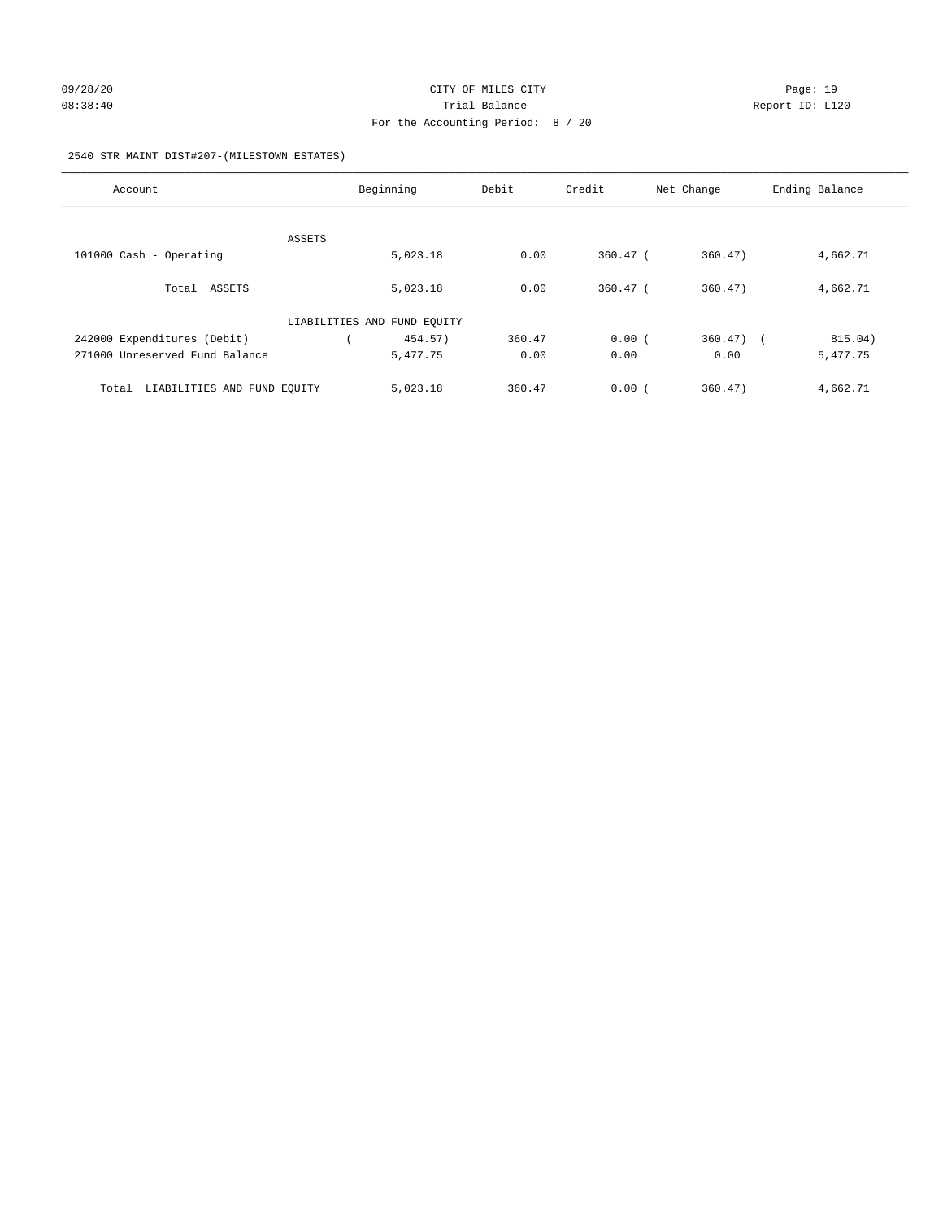CITY OF MILES CITY

Trial Balance

For the Accounting Period: 8 / 20

09/28/20 08:38:40

Report ID: L120

2540 STR MAINT DIST#207-(MILESTOWN ESTATES)

| Account | Beginning | Debit | Credit | Net Change | Ending Balance |
|---|---|---|---|---|---|
| ASSETS | | | | | |
| 101000 Cash - Operating | 5,023.18 | 0.00 | 360.47 | ( 360.47) | 4,662.71 |
| Total ASSETS | 5,023.18 | 0.00 | 360.47 | ( 360.47) | 4,662.71 |
| LIABILITIES AND FUND EQUITY | | | | | |
| 242000 Expenditures (Debit) | ( 454.57) | 360.47 | 0.00 | ( 360.47) | ( 815.04) |
| 271000 Unreserved Fund Balance | 5,477.75 | 0.00 | 0.00 | 0.00 | 5,477.75 |
| Total LIABILITIES AND FUND EQUITY | 5,023.18 | 360.47 | 0.00 | ( 360.47) | 4,662.71 |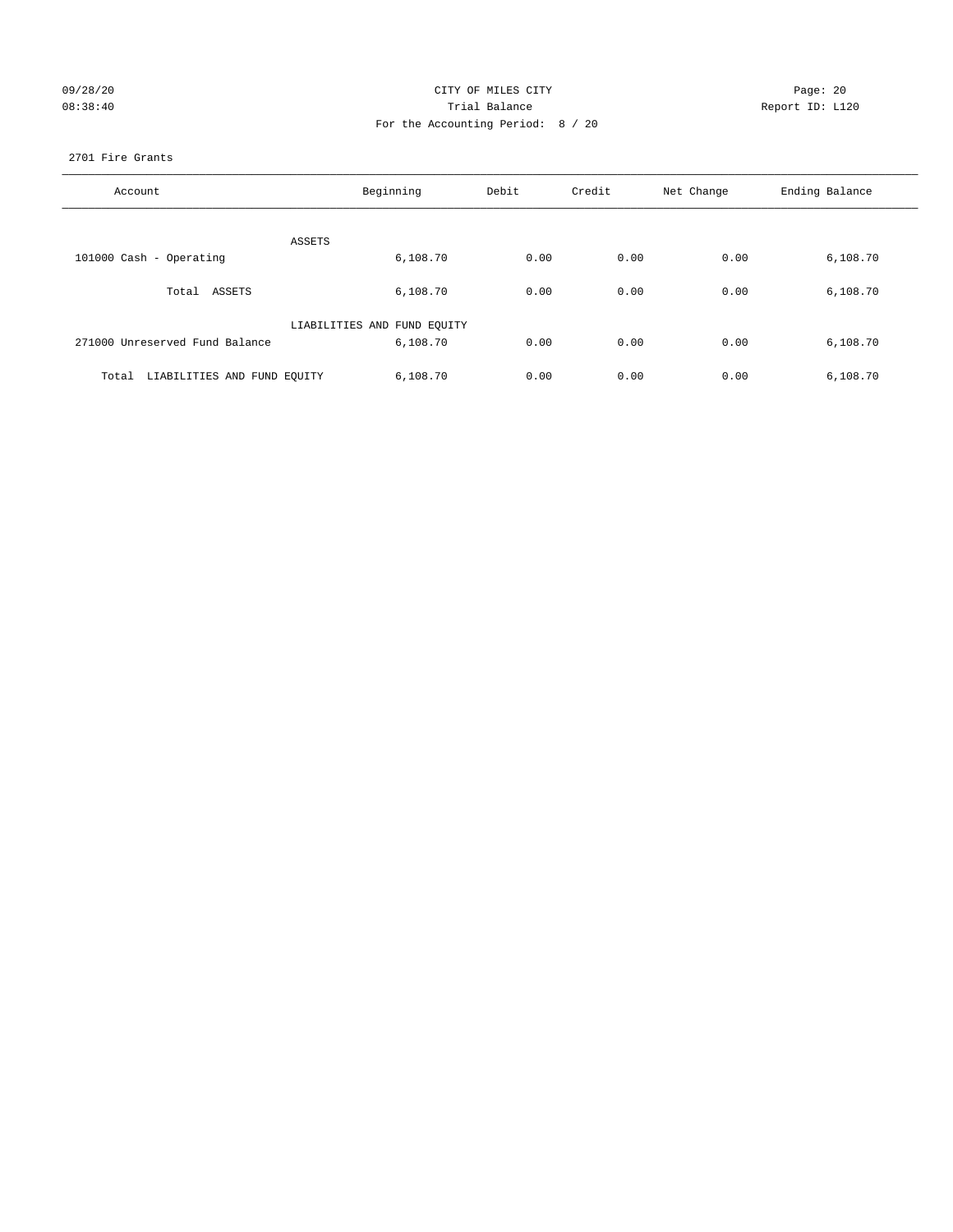CITY OF MILES CITY
Trial Balance
For the Accounting Period: 8 / 20

09/28/20
08:38:40

Report ID: L120

2701 Fire Grants

| Account | Beginning | Debit | Credit | Net Change | Ending Balance |
|---|---|---|---|---|---|
| ASSETS | | | | | |
| 101000 Cash - Operating | 6,108.70 | 0.00 | 0.00 | 0.00 | 6,108.70 |
| Total ASSETS | 6,108.70 | 0.00 | 0.00 | 0.00 | 6,108.70 |
| LIABILITIES AND FUND EQUITY | | | | | |
| 271000 Unreserved Fund Balance | 6,108.70 | 0.00 | 0.00 | 0.00 | 6,108.70 |
| Total LIABILITIES AND FUND EQUITY | 6,108.70 | 0.00 | 0.00 | 0.00 | 6,108.70 |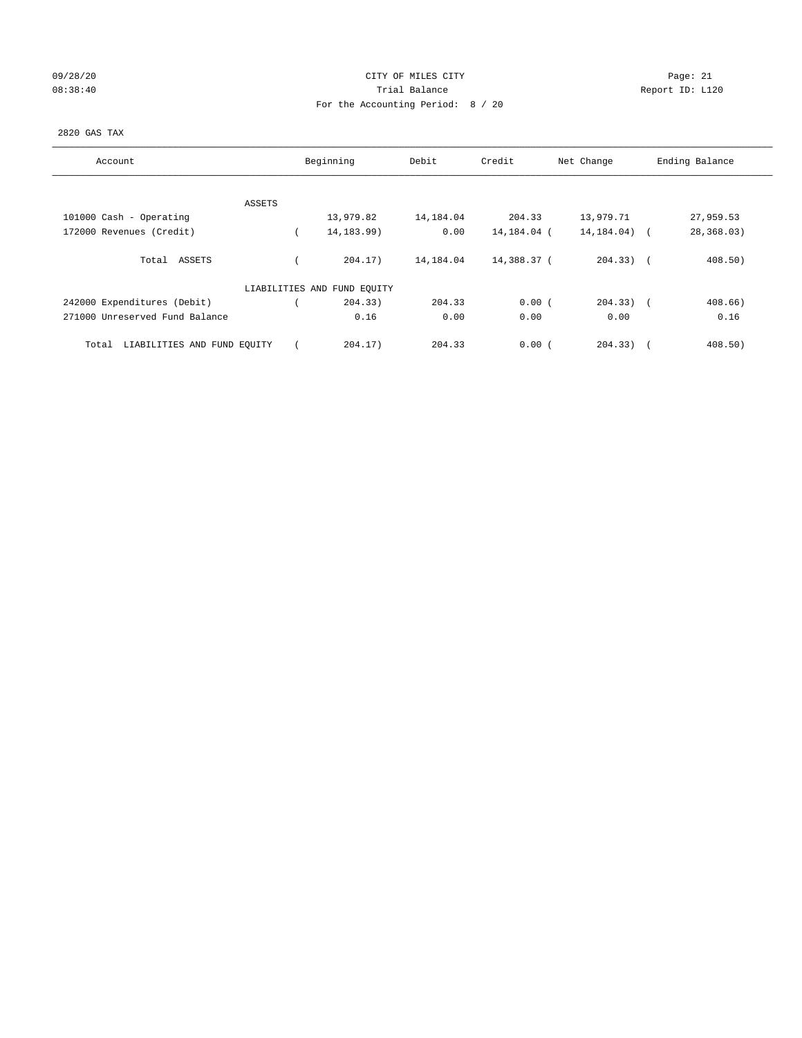09/28/20 CITY OF MILES CITY Page: 21
08:38:40 Trial Balance Report ID: L120
For the Accounting Period: 8 / 20

2820 GAS TAX

| Account | Beginning | Debit | Credit | Net Change | Ending Balance |
|---|---|---|---|---|---|
| ASSETS | | | | | |
| 101000 Cash - Operating | 13,979.82 | 14,184.04 | 204.33 | 13,979.71 | 27,959.53 |
| 172000 Revenues (Credit) | ( 14,183.99) | 0.00 | 14,184.04 | ( 14,184.04) | ( 28,368.03) |
| Total ASSETS | ( 204.17) | 14,184.04 | 14,388.37 | ( 204.33) | ( 408.50) |
| LIABILITIES AND FUND EQUITY | | | | | |
| 242000 Expenditures (Debit) | ( 204.33) | 204.33 | 0.00 | ( 204.33) | ( 408.66) |
| 271000 Unreserved Fund Balance | 0.16 | 0.00 | 0.00 | 0.00 | 0.16 |
| Total LIABILITIES AND FUND EQUITY | ( 204.17) | 204.33 | 0.00 | ( 204.33) | ( 408.50) |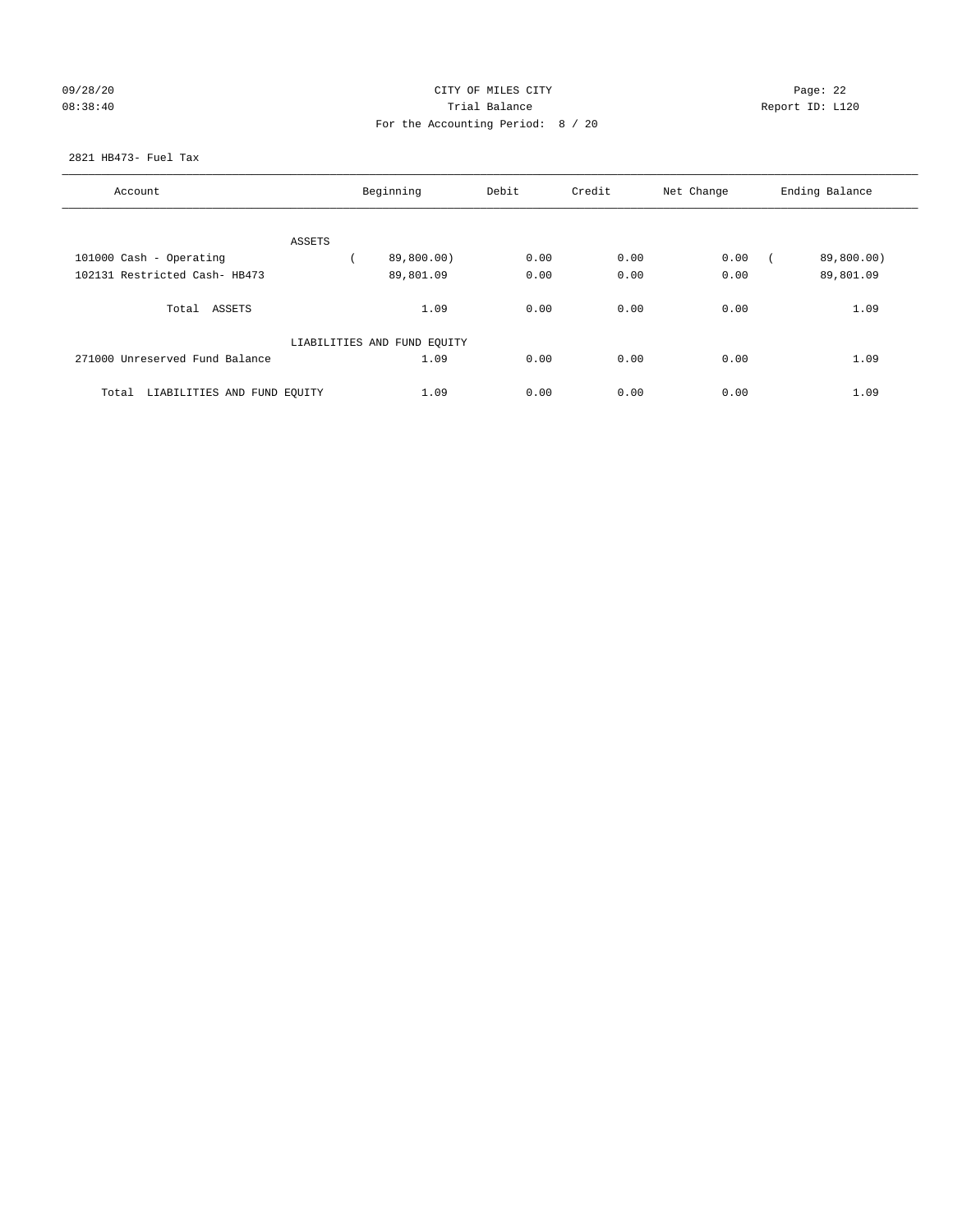CITY OF MILES CITY
Trial Balance
For the Accounting Period: 8 / 20

09/28/20
08:38:40

Page: 22
Report ID: L120

2821 HB473- Fuel Tax

| Account | Beginning | Debit | Credit | Net Change | Ending Balance |
|---|---|---|---|---|---|
| ASSETS | | | | | |
| 101000 Cash - Operating | ( 89,800.00) | 0.00 | 0.00 | 0.00 | ( 89,800.00) |
| 102131 Restricted Cash- HB473 | 89,801.09 | 0.00 | 0.00 | 0.00 | 89,801.09 |
| Total ASSETS | 1.09 | 0.00 | 0.00 | 0.00 | 1.09 |
| LIABILITIES AND FUND EQUITY | | | | | |
| 271000 Unreserved Fund Balance | 1.09 | 0.00 | 0.00 | 0.00 | 1.09 |
| Total LIABILITIES AND FUND EQUITY | 1.09 | 0.00 | 0.00 | 0.00 | 1.09 |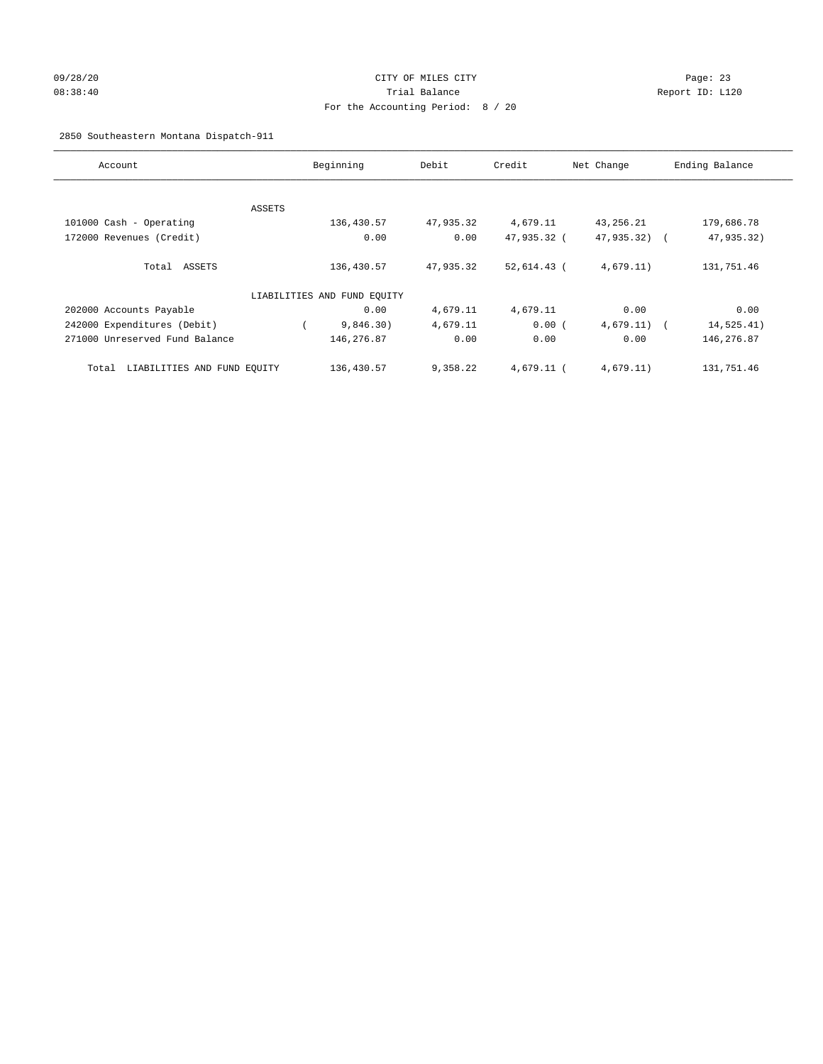CITY OF MILES CITY
Trial Balance
For the Accounting Period: 8 / 20

09/28/20 08:38:40 Report ID: L120

2850 Southeastern Montana Dispatch-911

| Account | Beginning | Debit | Credit | Net Change | Ending Balance |
|---|---|---|---|---|---|
| ASSETS | | | | | |
| 101000 Cash - Operating | 136,430.57 | 47,935.32 | 4,679.11 | 43,256.21 | 179,686.78 |
| 172000 Revenues (Credit) | 0.00 | 0.00 | 47,935.32 | (47,935.32) | (47,935.32) |
| Total ASSETS | 136,430.57 | 47,935.32 | 52,614.43 | (4,679.11) | 131,751.46 |
| LIABILITIES AND FUND EQUITY | | | | | |
| 202000 Accounts Payable | 0.00 | 4,679.11 | 4,679.11 | 0.00 | 0.00 |
| 242000 Expenditures (Debit) | (9,846.30) | 4,679.11 | 0.00 | (4,679.11) | (14,525.41) |
| 271000 Unreserved Fund Balance | 146,276.87 | 0.00 | 0.00 | 0.00 | 146,276.87 |
| Total LIABILITIES AND FUND EQUITY | 136,430.57 | 9,358.22 | 4,679.11 | (4,679.11) | 131,751.46 |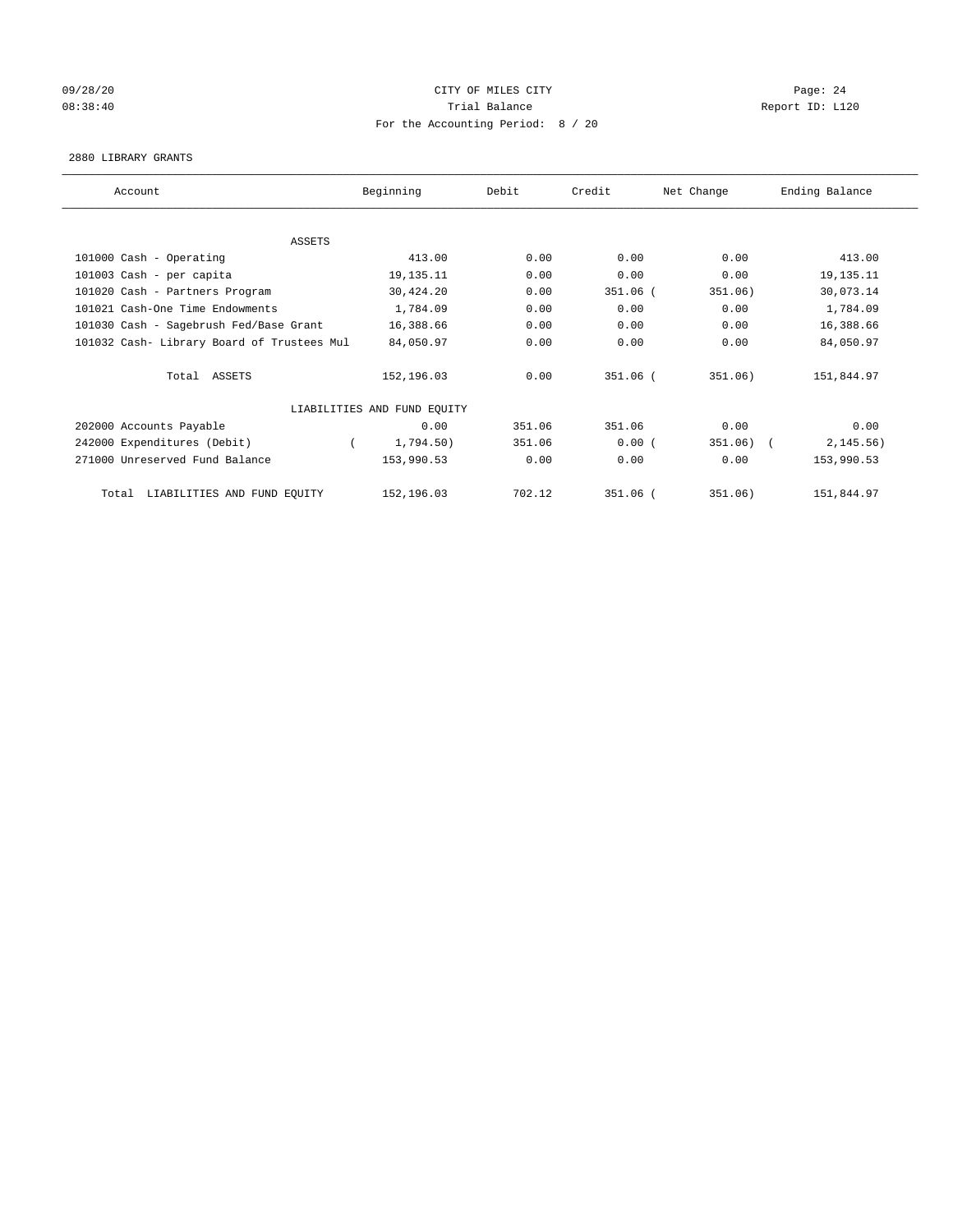09/28/20 CITY OF MILES CITY Page: 24
08:38:40 Trial Balance Report ID: L120
For the Accounting Period: 8 / 20

2880 LIBRARY GRANTS

| Account | Beginning | Debit | Credit | Net Change | Ending Balance |
|---|---|---|---|---|---|
| ASSETS | | | | | |
| 101000 Cash - Operating | 413.00 | 0.00 | 0.00 | 0.00 | 413.00 |
| 101003 Cash - per capita | 19,135.11 | 0.00 | 0.00 | 0.00 | 19,135.11 |
| 101020 Cash - Partners Program | 30,424.20 | 0.00 | 351.06 | ( 351.06) | 30,073.14 |
| 101021 Cash-One Time Endowments | 1,784.09 | 0.00 | 0.00 | 0.00 | 1,784.09 |
| 101030 Cash - Sagebrush Fed/Base Grant | 16,388.66 | 0.00 | 0.00 | 0.00 | 16,388.66 |
| 101032 Cash- Library Board of Trustees Mul | 84,050.97 | 0.00 | 0.00 | 0.00 | 84,050.97 |
| Total ASSETS | 152,196.03 | 0.00 | 351.06 | ( 351.06) | 151,844.97 |
| LIABILITIES AND FUND EQUITY | | | | | |
| 202000 Accounts Payable | 0.00 | 351.06 | 351.06 | 0.00 | 0.00 |
| 242000 Expenditures (Debit) | ( 1,794.50) | 351.06 | 0.00 | ( 351.06) | ( 2,145.56) |
| 271000 Unreserved Fund Balance | 153,990.53 | 0.00 | 0.00 | 0.00 | 153,990.53 |
| Total LIABILITIES AND FUND EQUITY | 152,196.03 | 702.12 | 351.06 | ( 351.06) | 151,844.97 |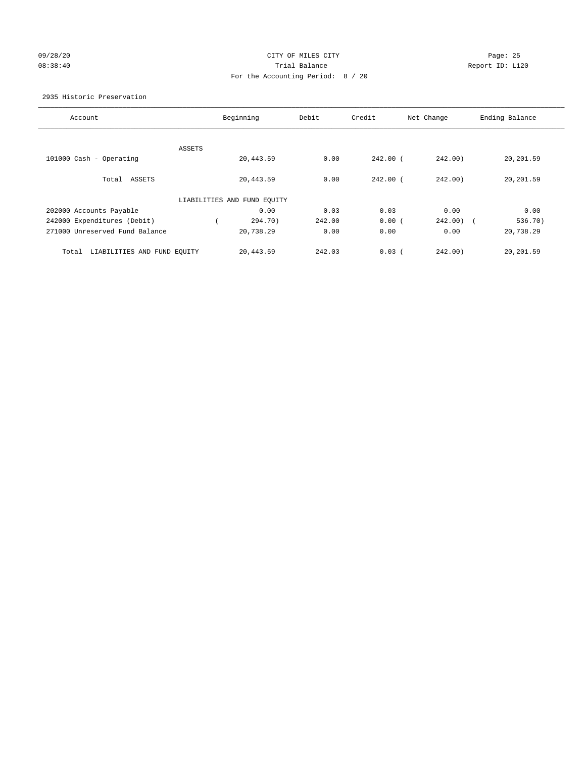CITY OF MILES CITY

Trial Balance

For the Accounting Period: 8 / 20

09/28/20 08:38:40 — Report ID: L120

2935 Historic Preservation

| Account | Beginning | Debit | Credit | Net Change | Ending Balance |
|---|---|---|---|---|---|
| ASSETS | | | | | |
| 101000 Cash - Operating | 20,443.59 | 0.00 | 242.00 | (242.00) | 20,201.59 |
| Total ASSETS | 20,443.59 | 0.00 | 242.00 | (242.00) | 20,201.59 |
| LIABILITIES AND FUND EQUITY | | | | | |
| 202000 Accounts Payable | 0.00 | 0.03 | 0.03 | 0.00 | 0.00 |
| 242000 Expenditures (Debit) | (294.70) | 242.00 | 0.00 | (242.00) | (536.70) |
| 271000 Unreserved Fund Balance | 20,738.29 | 0.00 | 0.00 | 0.00 | 20,738.29 |
| Total LIABILITIES AND FUND EQUITY | 20,443.59 | 242.03 | 0.03 | (242.00) | 20,201.59 |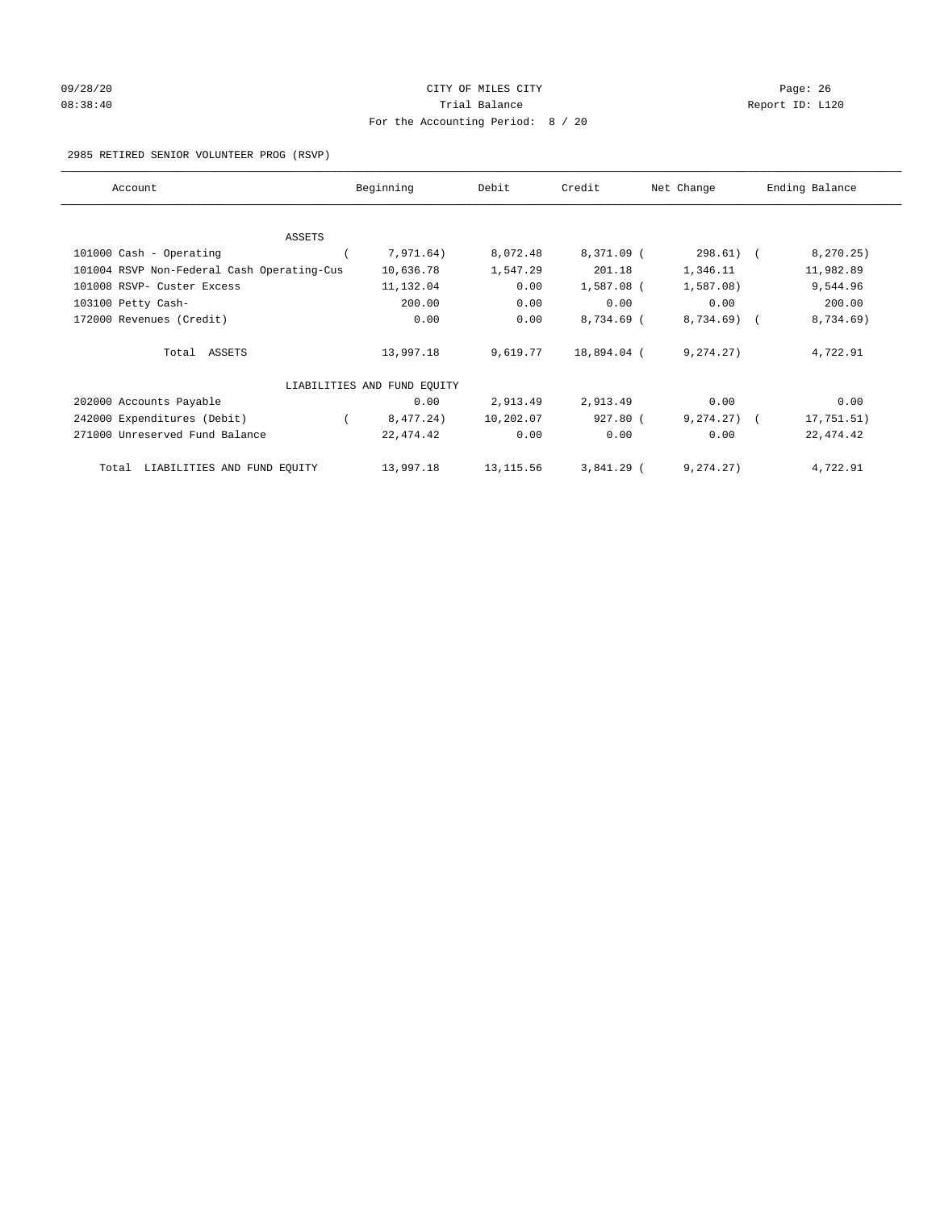09/28/20 CITY OF MILES CITY

08:38:40 Trial Balance Report ID: L120

For the Accounting Period: 8 / 20

2985 RETIRED SENIOR VOLUNTEER PROG (RSVP)

| Account | Beginning | Debit | Credit | Net Change | Ending Balance |
|---|---|---|---|---|---|
| ASSETS | | | | | |
| 101000 Cash - Operating | ( 7,971.64) | 8,072.48 | 8,371.09 | ( 298.61) | ( 8,270.25) |
| 101004 RSVP Non-Federal Cash Operating-Cus | 10,636.78 | 1,547.29 | 201.18 | 1,346.11 | 11,982.89 |
| 101008 RSVP- Custer Excess | 11,132.04 | 0.00 | 1,587.08 | ( 1,587.08) | 9,544.96 |
| 103100 Petty Cash- | 200.00 | 0.00 | 0.00 | 0.00 | 200.00 |
| 172000 Revenues (Credit) | 0.00 | 0.00 | 8,734.69 | ( 8,734.69) | ( 8,734.69) |
| Total ASSETS | 13,997.18 | 9,619.77 | 18,894.04 | ( 9,274.27) | 4,722.91 |
| LIABILITIES AND FUND EQUITY | | | | | |
| 202000 Accounts Payable | 0.00 | 2,913.49 | 2,913.49 | 0.00 | 0.00 |
| 242000 Expenditures (Debit) | ( 8,477.24) | 10,202.07 | 927.80 | ( 9,274.27) | ( 17,751.51) |
| 271000 Unreserved Fund Balance | 22,474.42 | 0.00 | 0.00 | 0.00 | 22,474.42 |
| Total LIABILITIES AND FUND EQUITY | 13,997.18 | 13,115.56 | 3,841.29 | ( 9,274.27) | 4,722.91 |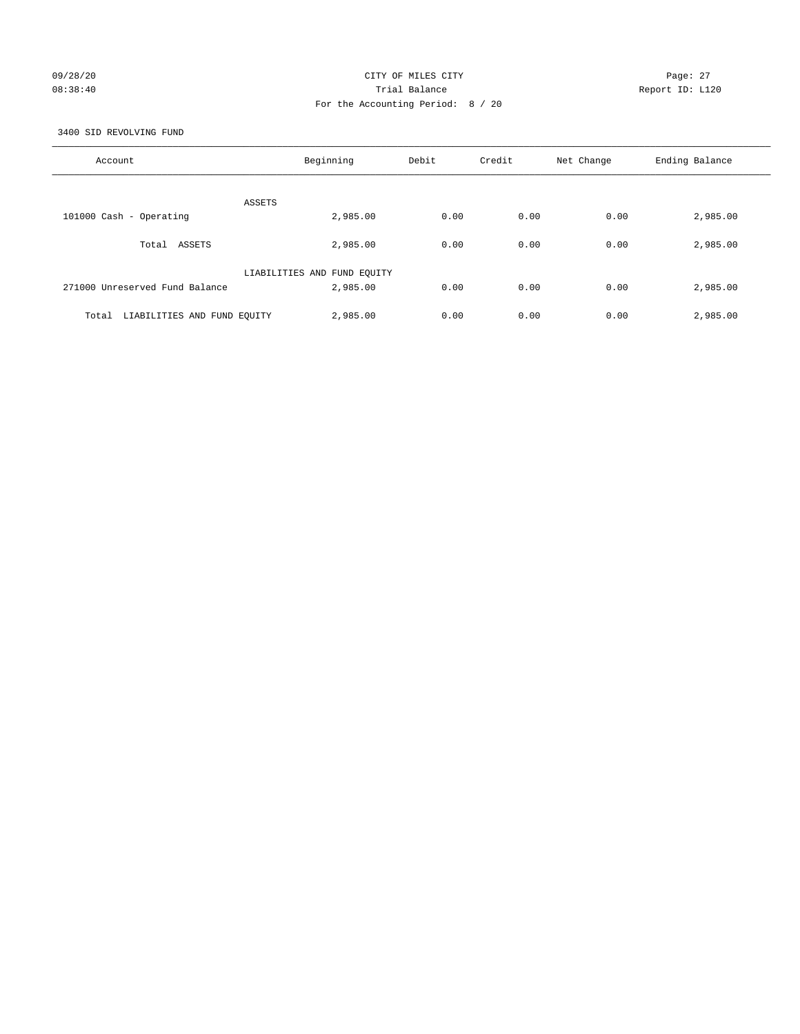CITY OF MILES CITY

Trial Balance

For the Accounting Period: 8 / 20

09/28/20 08:38:40 Report ID: L120

3400 SID REVOLVING FUND

| Account | Beginning | Debit | Credit | Net Change | Ending Balance |
|---|---|---|---|---|---|
| ASSETS | | | | | |
| 101000 Cash - Operating | 2,985.00 | 0.00 | 0.00 | 0.00 | 2,985.00 |
| Total ASSETS | 2,985.00 | 0.00 | 0.00 | 0.00 | 2,985.00 |
| LIABILITIES AND FUND EQUITY | | | | | |
| 271000 Unreserved Fund Balance | 2,985.00 | 0.00 | 0.00 | 0.00 | 2,985.00 |
| Total LIABILITIES AND FUND EQUITY | 2,985.00 | 0.00 | 0.00 | 0.00 | 2,985.00 |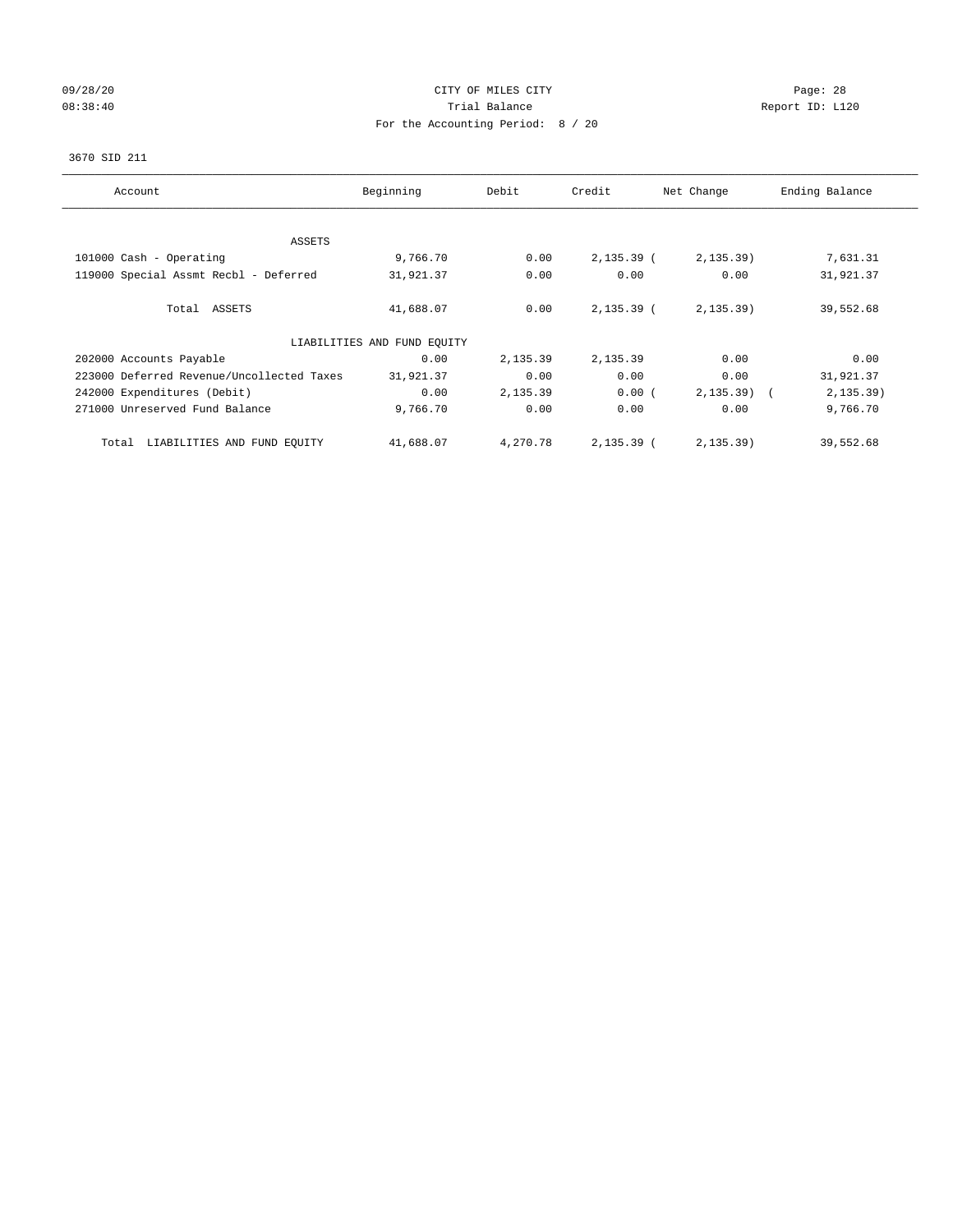CITY OF MILES CITY
Trial Balance
For the Accounting Period: 8 / 20

09/28/20
08:38:40

Page: 28
Report ID: L120

3670 SID 211

| Account | Beginning | Debit | Credit | Net Change | Ending Balance |
|---|---|---|---|---|---|
| ASSETS | | | | | |
| 101000 Cash - Operating | 9,766.70 | 0.00 | 2,135.39 | ( 2,135.39) | 7,631.31 |
| 119000 Special Assmt Recbl - Deferred | 31,921.37 | 0.00 | 0.00 | 0.00 | 31,921.37 |
| Total ASSETS | 41,688.07 | 0.00 | 2,135.39 | ( 2,135.39) | 39,552.68 |
| LIABILITIES AND FUND EQUITY | | | | | |
| 202000 Accounts Payable | 0.00 | 2,135.39 | 2,135.39 | 0.00 | 0.00 |
| 223000 Deferred Revenue/Uncollected Taxes | 31,921.37 | 0.00 | 0.00 | 0.00 | 31,921.37 |
| 242000 Expenditures (Debit) | 0.00 | 2,135.39 | 0.00 | ( 2,135.39) | ( 2,135.39) |
| 271000 Unreserved Fund Balance | 9,766.70 | 0.00 | 0.00 | 0.00 | 9,766.70 |
| Total LIABILITIES AND FUND EQUITY | 41,688.07 | 4,270.78 | 2,135.39 | ( 2,135.39) | 39,552.68 |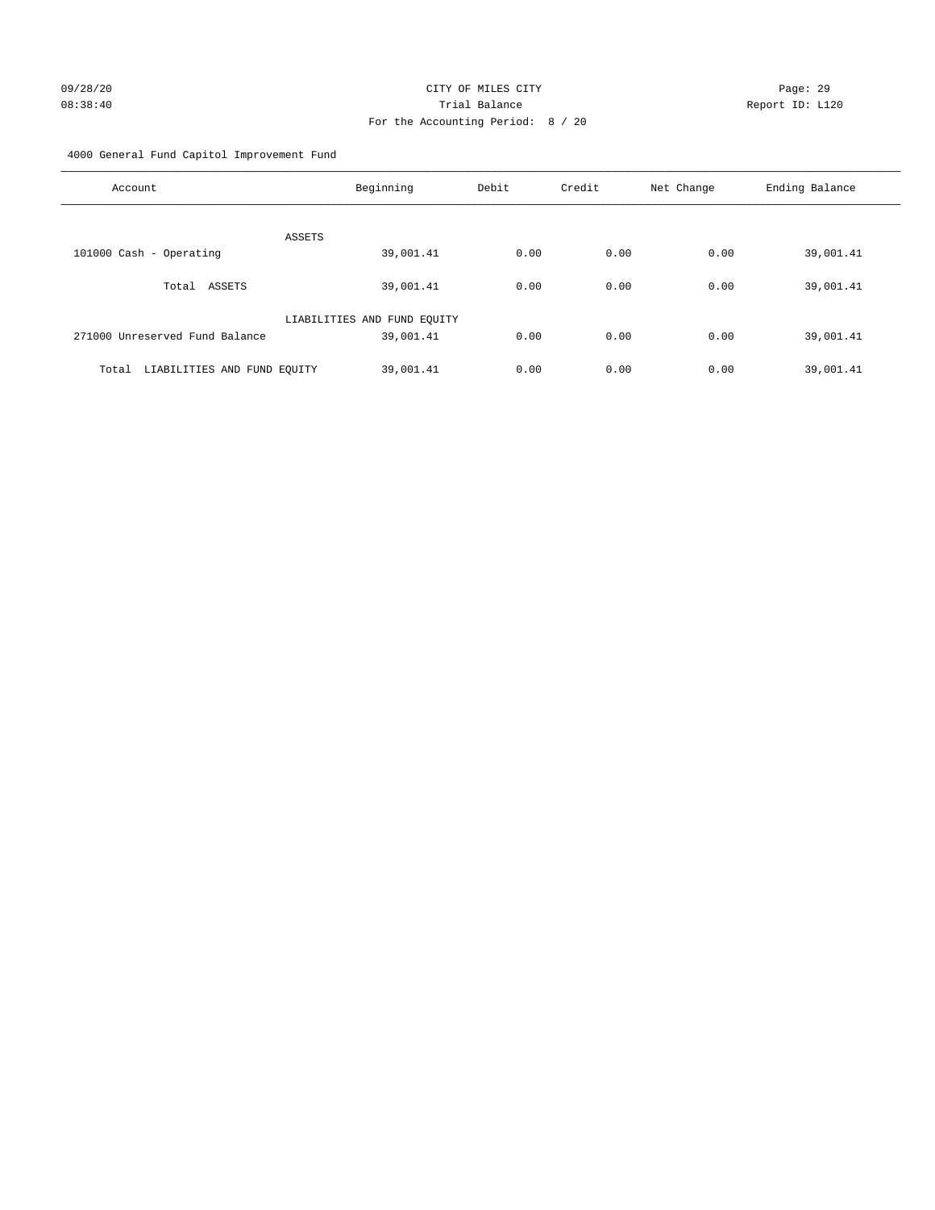CITY OF MILES CITY

Trial Balance

For the Accounting Period: 8 / 20

4000 General Fund Capitol Improvement Fund

| Account | Beginning | Debit | Credit | Net Change | Ending Balance |
|---|---|---|---|---|---|
| ASSETS | | | | | |
| 101000 Cash - Operating | 39,001.41 | 0.00 | 0.00 | 0.00 | 39,001.41 |
| Total ASSETS | 39,001.41 | 0.00 | 0.00 | 0.00 | 39,001.41 |
| LIABILITIES AND FUND EQUITY | | | | | |
| 271000 Unreserved Fund Balance | 39,001.41 | 0.00 | 0.00 | 0.00 | 39,001.41 |
| Total LIABILITIES AND FUND EQUITY | 39,001.41 | 0.00 | 0.00 | 0.00 | 39,001.41 |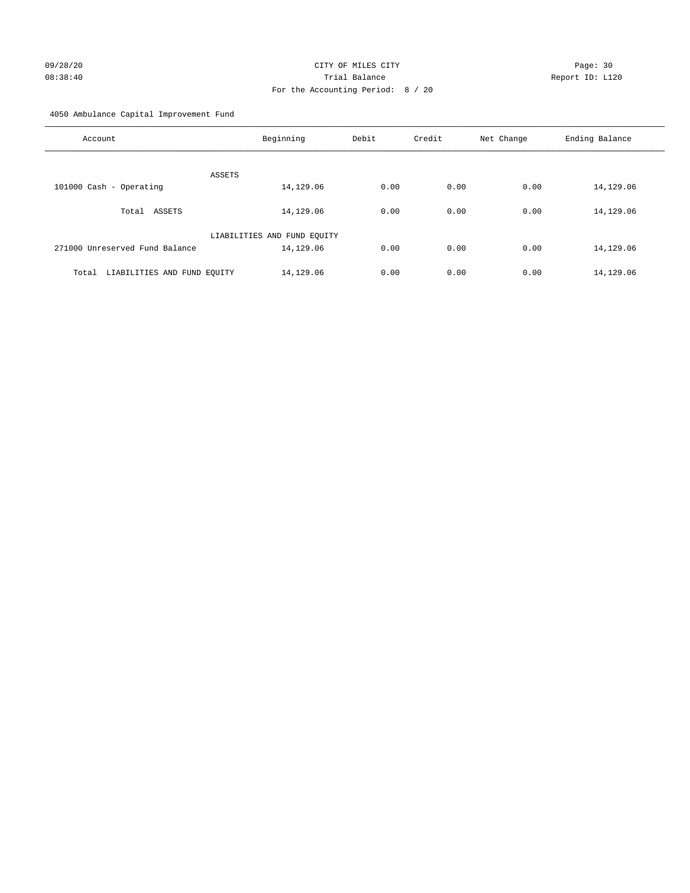CITY OF MILES CITY
Trial Balance
For the Accounting Period: 8 / 20

09/28/20
08:38:40

Report ID: L120

4050 Ambulance Capital Improvement Fund

| Account | Beginning | Debit | Credit | Net Change | Ending Balance |
|---|---|---|---|---|---|
| ASSETS | | | | | |
| 101000 Cash - Operating | 14,129.06 | 0.00 | 0.00 | 0.00 | 14,129.06 |
| Total ASSETS | 14,129.06 | 0.00 | 0.00 | 0.00 | 14,129.06 |
| LIABILITIES AND FUND EQUITY | | | | | |
| 271000 Unreserved Fund Balance | 14,129.06 | 0.00 | 0.00 | 0.00 | 14,129.06 |
| Total LIABILITIES AND FUND EQUITY | 14,129.06 | 0.00 | 0.00 | 0.00 | 14,129.06 |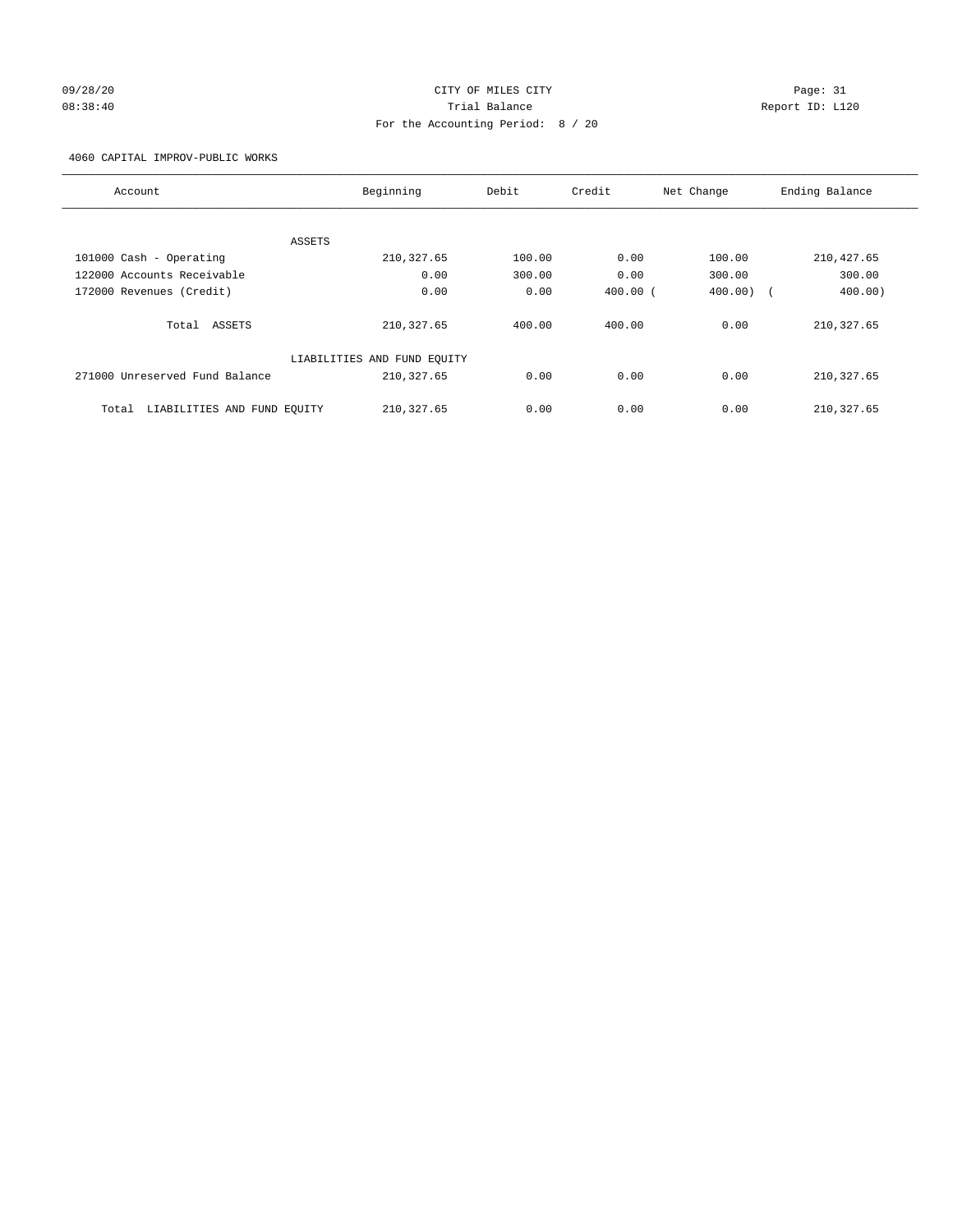CITY OF MILES CITY

Trial Balance

For the Accounting Period: 8 / 20

09/28/20
08:38:40

Report ID: L120

4060 CAPITAL IMPROV-PUBLIC WORKS

| Account | Beginning | Debit | Credit | Net Change | Ending Balance |
|---|---|---|---|---|---|
| ASSETS | | | | | |
| 101000 Cash - Operating | 210,327.65 | 100.00 | 0.00 | 100.00 | 210,427.65 |
| 122000 Accounts Receivable | 0.00 | 300.00 | 0.00 | 300.00 | 300.00 |
| 172000 Revenues (Credit) | 0.00 | 0.00 | 400.00 | ( 400.00) | ( 400.00) |
| Total ASSETS | 210,327.65 | 400.00 | 400.00 | 0.00 | 210,327.65 |
| LIABILITIES AND FUND EQUITY | | | | | |
| 271000 Unreserved Fund Balance | 210,327.65 | 0.00 | 0.00 | 0.00 | 210,327.65 |
| Total LIABILITIES AND FUND EQUITY | 210,327.65 | 0.00 | 0.00 | 0.00 | 210,327.65 |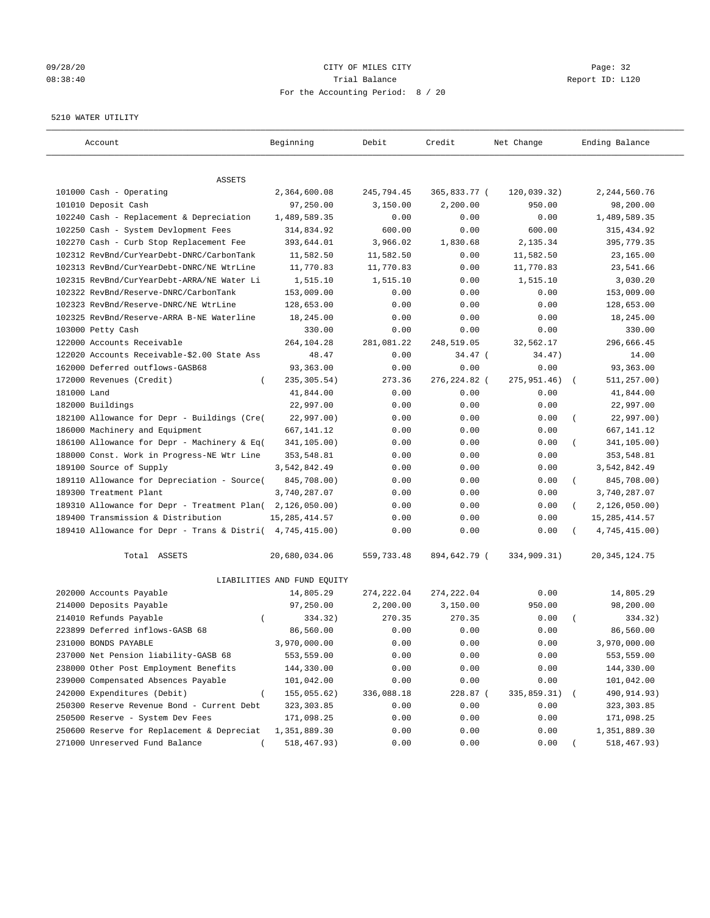09/28/20 CITY OF MILES CITY
08:38:40 Trial Balance Report ID: L120
For the Accounting Period: 8 / 20

5210 WATER UTILITY

| Account | Beginning | Debit | Credit | Net Change | Ending Balance |
|---|---|---|---|---|---|
| ASSETS | | | | | |
| 101000 Cash - Operating | 2,364,600.08 | 245,794.45 | 365,833.77 | ( 120,039.32) | 2,244,560.76 |
| 101010 Deposit Cash | 97,250.00 | 3,150.00 | 2,200.00 | 950.00 | 98,200.00 |
| 102240 Cash - Replacement & Depreciation | 1,489,589.35 | 0.00 | 0.00 | 0.00 | 1,489,589.35 |
| 102250 Cash - System Devlopment Fees | 314,834.92 | 600.00 | 0.00 | 600.00 | 315,434.92 |
| 102270 Cash - Curb Stop Replacement Fee | 393,644.01 | 3,966.02 | 1,830.68 | 2,135.34 | 395,779.35 |
| 102312 RevBnd/CurYearDebt-DNRC/CarbonTank | 11,582.50 | 11,582.50 | 0.00 | 11,582.50 | 23,165.00 |
| 102313 RevBnd/CurYearDebt-DNRC/NE WtrLine | 11,770.83 | 11,770.83 | 0.00 | 11,770.83 | 23,541.66 |
| 102315 RevBnd/CurYearDebt-ARRA/NE Water Li | 1,515.10 | 1,515.10 | 0.00 | 1,515.10 | 3,030.20 |
| 102322 RevBnd/Reserve-DNRC/CarbonTank | 153,009.00 | 0.00 | 0.00 | 0.00 | 153,009.00 |
| 102323 RevBnd/Reserve-DNRC/NE WtrLine | 128,653.00 | 0.00 | 0.00 | 0.00 | 128,653.00 |
| 102325 RevBnd/Reserve-ARRA B-NE Waterline | 18,245.00 | 0.00 | 0.00 | 0.00 | 18,245.00 |
| 103000 Petty Cash | 330.00 | 0.00 | 0.00 | 0.00 | 330.00 |
| 122000 Accounts Receivable | 264,104.28 | 281,081.22 | 248,519.05 | 32,562.17 | 296,666.45 |
| 122020 Accounts Receivable-$2.00 State Ass | 48.47 | 0.00 | 34.47 | ( 34.47) | 14.00 |
| 162000 Deferred outflows-GASB68 | 93,363.00 | 0.00 | 0.00 | 0.00 | 93,363.00 |
| 172000 Revenues (Credit) | ( 235,305.54) | 273.36 | 276,224.82 | ( 275,951.46) | ( 511,257.00) |
| 181000 Land | 41,844.00 | 0.00 | 0.00 | 0.00 | 41,844.00 |
| 182000 Buildings | 22,997.00 | 0.00 | 0.00 | 0.00 | 22,997.00 |
| 182100 Allowance for Depr - Buildings (Cre( | 22,997.00) | 0.00 | 0.00 | 0.00 | ( 22,997.00) |
| 186000 Machinery and Equipment | 667,141.12 | 0.00 | 0.00 | 0.00 | 667,141.12 |
| 186100 Allowance for Depr - Machinery & Eq( | 341,105.00) | 0.00 | 0.00 | 0.00 | ( 341,105.00) |
| 188000 Const. Work in Progress-NE Wtr Line | 353,548.81 | 0.00 | 0.00 | 0.00 | 353,548.81 |
| 189100 Source of Supply | 3,542,842.49 | 0.00 | 0.00 | 0.00 | 3,542,842.49 |
| 189110 Allowance for Depreciation - Source( | 845,708.00) | 0.00 | 0.00 | 0.00 | ( 845,708.00) |
| 189300 Treatment Plant | 3,740,287.07 | 0.00 | 0.00 | 0.00 | 3,740,287.07 |
| 189310 Allowance for Depr - Treatment Plan( | 2,126,050.00) | 0.00 | 0.00 | 0.00 | ( 2,126,050.00) |
| 189400 Transmission & Distribution | 15,285,414.57 | 0.00 | 0.00 | 0.00 | 15,285,414.57 |
| 189410 Allowance for Depr - Trans & Distri( | 4,745,415.00) | 0.00 | 0.00 | 0.00 | ( 4,745,415.00) |
| Total ASSETS | 20,680,034.06 | 559,733.48 | 894,642.79 | ( 334,909.31) | 20,345,124.75 |
| LIABILITIES AND FUND EQUITY | | | | | |
| 202000 Accounts Payable | 14,805.29 | 274,222.04 | 274,222.04 | 0.00 | 14,805.29 |
| 214000 Deposits Payable | 97,250.00 | 2,200.00 | 3,150.00 | 950.00 | 98,200.00 |
| 214010 Refunds Payable | ( 334.32) | 270.35 | 270.35 | 0.00 | ( 334.32) |
| 223899 Deferred inflows-GASB 68 | 86,560.00 | 0.00 | 0.00 | 0.00 | 86,560.00 |
| 231000 BONDS PAYABLE | 3,970,000.00 | 0.00 | 0.00 | 0.00 | 3,970,000.00 |
| 237000 Net Pension liability-GASB 68 | 553,559.00 | 0.00 | 0.00 | 0.00 | 553,559.00 |
| 238000 Other Post Employment Benefits | 144,330.00 | 0.00 | 0.00 | 0.00 | 144,330.00 |
| 239000 Compensated Absences Payable | 101,042.00 | 0.00 | 0.00 | 0.00 | 101,042.00 |
| 242000 Expenditures (Debit) | ( 155,055.62) | 336,088.18 | 228.87 | ( 335,859.31) | ( 490,914.93) |
| 250300 Reserve Revenue Bond - Current Debt | 323,303.85 | 0.00 | 0.00 | 0.00 | 323,303.85 |
| 250500 Reserve - System Dev Fees | 171,098.25 | 0.00 | 0.00 | 0.00 | 171,098.25 |
| 250600 Reserve for Replacement & Depreciat | 1,351,889.30 | 0.00 | 0.00 | 0.00 | 1,351,889.30 |
| 271000 Unreserved Fund Balance | ( 518,467.93) | 0.00 | 0.00 | 0.00 | ( 518,467.93) |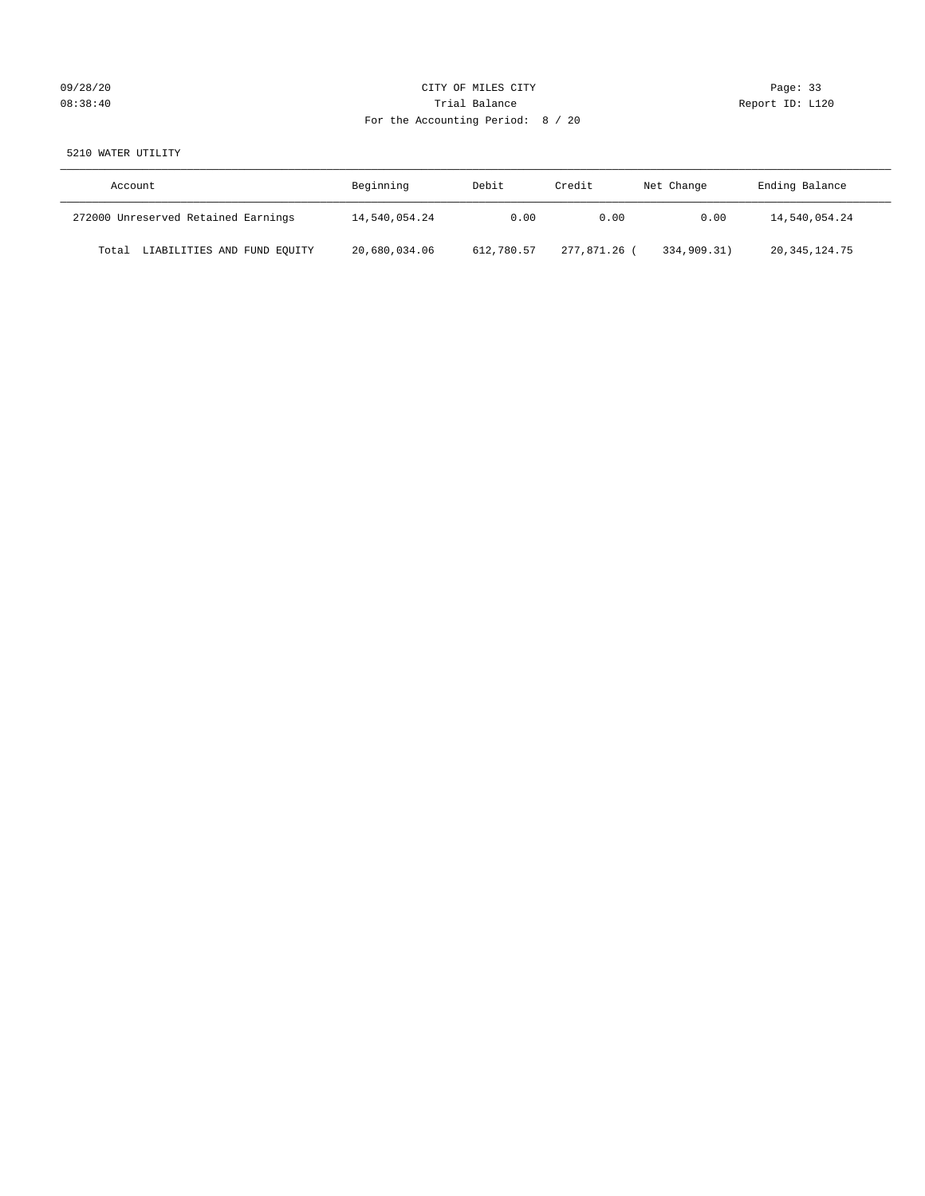CITY OF MILES CITY
Trial Balance
For the Accounting Period: 8 / 20

5210 WATER UTILITY

| Account | Beginning | Debit | Credit | Net Change | Ending Balance |
|---|---|---|---|---|---|
| 272000 Unreserved Retained Earnings | 14,540,054.24 | 0.00 | 0.00 | 0.00 | 14,540,054.24 |
| Total LIABILITIES AND FUND EQUITY | 20,680,034.06 | 612,780.57 | 277,871.26 | ( 334,909.31) | 20,345,124.75 |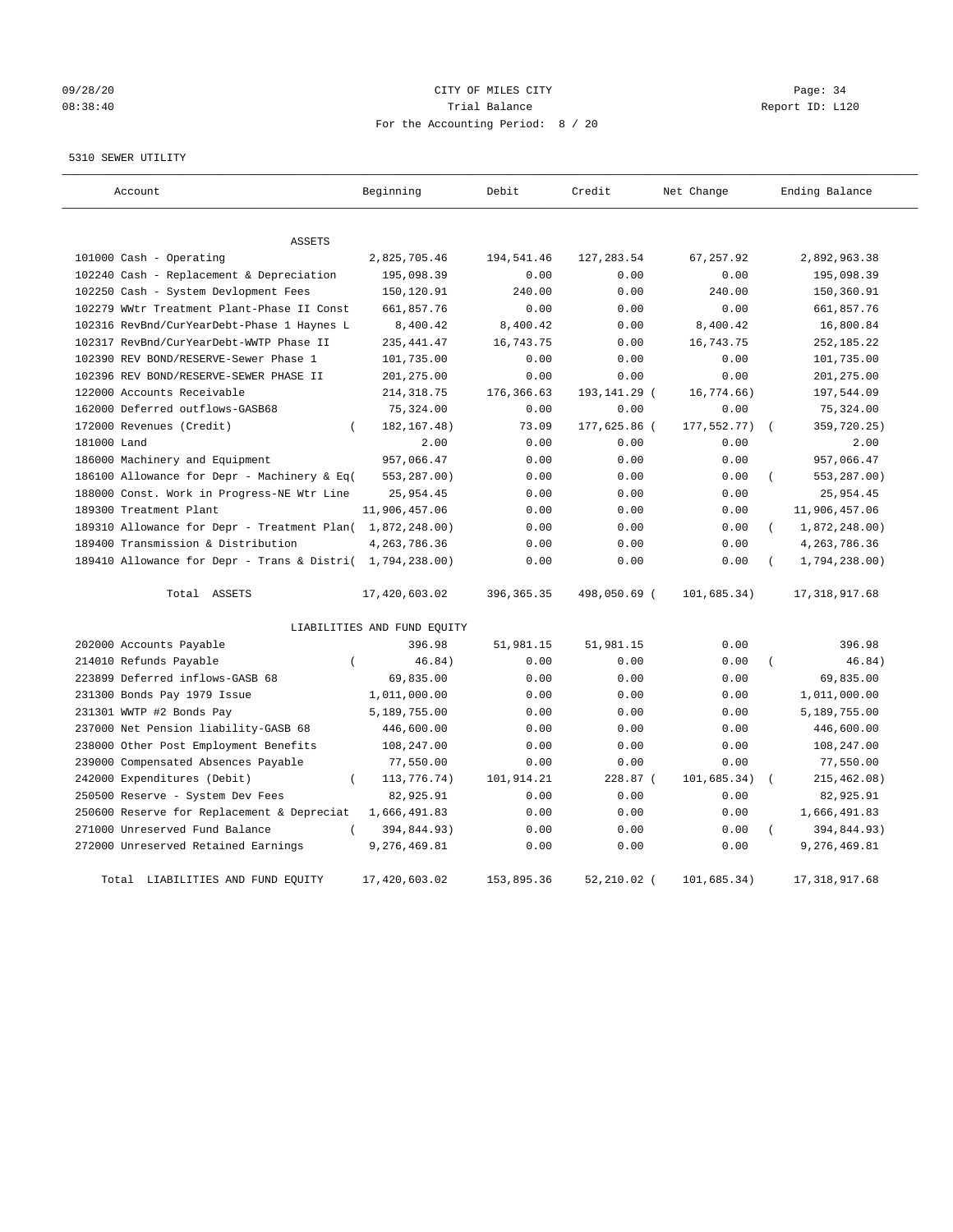09/28/20 CITY OF MILES CITY
08:38:40 Trial Balance Report ID: L120
For the Accounting Period: 8 / 20

5310 SEWER UTILITY

| Account | Beginning | Debit | Credit | Net Change | Ending Balance |
|---|---|---|---|---|---|
| ASSETS | | | | | |
| 101000 Cash - Operating | 2,825,705.46 | 194,541.46 | 127,283.54 | 67,257.92 | 2,892,963.38 |
| 102240 Cash - Replacement & Depreciation | 195,098.39 | 0.00 | 0.00 | 0.00 | 195,098.39 |
| 102250 Cash - System Devlopment Fees | 150,120.91 | 240.00 | 0.00 | 240.00 | 150,360.91 |
| 102279 WWtr Treatment Plant-Phase II Const | 661,857.76 | 0.00 | 0.00 | 0.00 | 661,857.76 |
| 102316 RevBnd/CurYearDebt-Phase 1 Haynes L | 8,400.42 | 8,400.42 | 0.00 | 8,400.42 | 16,800.84 |
| 102317 RevBnd/CurYearDebt-WWTP Phase II | 235,441.47 | 16,743.75 | 0.00 | 16,743.75 | 252,185.22 |
| 102390 REV BOND/RESERVE-Sewer Phase 1 | 101,735.00 | 0.00 | 0.00 | 0.00 | 101,735.00 |
| 102396 REV BOND/RESERVE-SEWER PHASE II | 201,275.00 | 0.00 | 0.00 | 0.00 | 201,275.00 |
| 122000 Accounts Receivable | 214,318.75 | 176,366.63 | 193,141.29 | ( 16,774.66) | 197,544.09 |
| 162000 Deferred outflows-GASB68 | 75,324.00 | 0.00 | 0.00 | 0.00 | 75,324.00 |
| 172000 Revenues (Credit) | ( 182,167.48) | 73.09 | 177,625.86 | ( 177,552.77) | ( 359,720.25) |
| 181000 Land | 2.00 | 0.00 | 0.00 | 0.00 | 2.00 |
| 186000 Machinery and Equipment | 957,066.47 | 0.00 | 0.00 | 0.00 | 957,066.47 |
| 186100 Allowance for Depr - Machinery & Eq | ( 553,287.00) | 0.00 | 0.00 | 0.00 | ( 553,287.00) |
| 188000 Const. Work in Progress-NE Wtr Line | 25,954.45 | 0.00 | 0.00 | 0.00 | 25,954.45 |
| 189300 Treatment Plant | 11,906,457.06 | 0.00 | 0.00 | 0.00 | 11,906,457.06 |
| 189310 Allowance for Depr - Treatment Plan | ( 1,872,248.00) | 0.00 | 0.00 | 0.00 | ( 1,872,248.00) |
| 189400 Transmission & Distribution | 4,263,786.36 | 0.00 | 0.00 | 0.00 | 4,263,786.36 |
| 189410 Allowance for Depr - Trans & Distri | ( 1,794,238.00) | 0.00 | 0.00 | 0.00 | ( 1,794,238.00) |
| Total ASSETS | 17,420,603.02 | 396,365.35 | 498,050.69 | ( 101,685.34) | 17,318,917.68 |
| LIABILITIES AND FUND EQUITY | | | | | |
| 202000 Accounts Payable | 396.98 | 51,981.15 | 51,981.15 | 0.00 | 396.98 |
| 214010 Refunds Payable | ( 46.84) | 0.00 | 0.00 | 0.00 | ( 46.84) |
| 223899 Deferred inflows-GASB 68 | 69,835.00 | 0.00 | 0.00 | 0.00 | 69,835.00 |
| 231300 Bonds Pay 1979 Issue | 1,011,000.00 | 0.00 | 0.00 | 0.00 | 1,011,000.00 |
| 231301 WWTP #2 Bonds Pay | 5,189,755.00 | 0.00 | 0.00 | 0.00 | 5,189,755.00 |
| 237000 Net Pension liability-GASB 68 | 446,600.00 | 0.00 | 0.00 | 0.00 | 446,600.00 |
| 238000 Other Post Employment Benefits | 108,247.00 | 0.00 | 0.00 | 0.00 | 108,247.00 |
| 239000 Compensated Absences Payable | 77,550.00 | 0.00 | 0.00 | 0.00 | 77,550.00 |
| 242000 Expenditures (Debit) | ( 113,776.74) | 101,914.21 | 228.87 | ( 101,685.34) | ( 215,462.08) |
| 250500 Reserve - System Dev Fees | 82,925.91 | 0.00 | 0.00 | 0.00 | 82,925.91 |
| 250600 Reserve for Replacement & Depreciat | 1,666,491.83 | 0.00 | 0.00 | 0.00 | 1,666,491.83 |
| 271000 Unreserved Fund Balance | ( 394,844.93) | 0.00 | 0.00 | 0.00 | ( 394,844.93) |
| 272000 Unreserved Retained Earnings | 9,276,469.81 | 0.00 | 0.00 | 0.00 | 9,276,469.81 |
| Total LIABILITIES AND FUND EQUITY | 17,420,603.02 | 153,895.36 | 52,210.02 | ( 101,685.34) | 17,318,917.68 |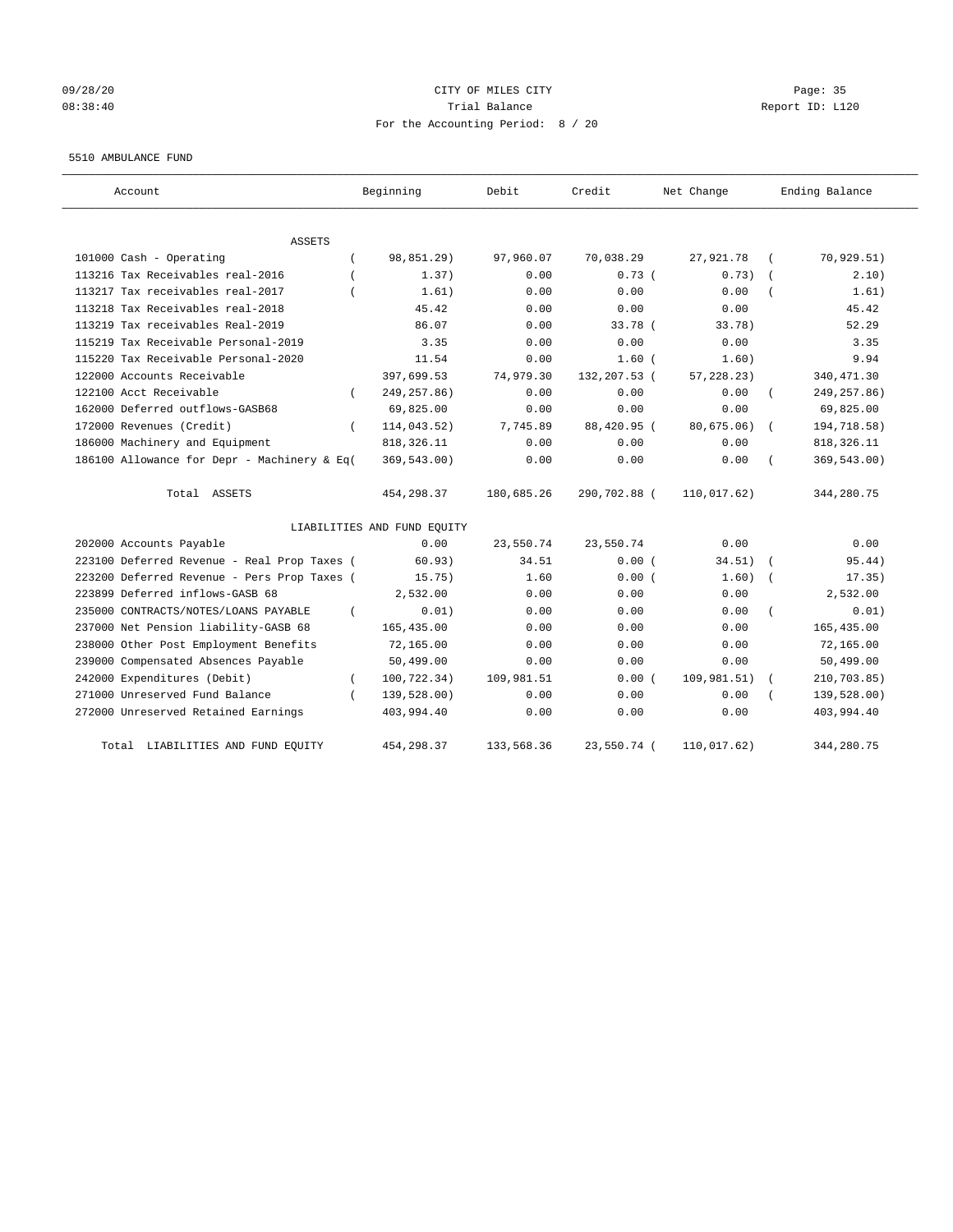CITY OF MILES CITY
Trial Balance
For the Accounting Period: 8 / 20

09/28/20
08:38:40

Report ID: L120

5510 AMBULANCE FUND

| Account | Beginning | Debit | Credit | Net Change | Ending Balance |
|---|---|---|---|---|---|
| **ASSETS** | | | | | |
| 101000 Cash - Operating | ( 98,851.29) | 97,960.07 | 70,038.29 | 27,921.78 | ( 70,929.51) |
| 113216 Tax Receivables real-2016 | ( 1.37) | 0.00 | 0.73 | ( 0.73) | ( 2.10) |
| 113217 Tax receivables real-2017 | ( 1.61) | 0.00 | 0.00 | 0.00 | ( 1.61) |
| 113218 Tax Receivables real-2018 | 45.42 | 0.00 | 0.00 | 0.00 | 45.42 |
| 113219 Tax receivables Real-2019 | 86.07 | 0.00 | 33.78 | ( 33.78) | 52.29 |
| 115219 Tax Receivable Personal-2019 | 3.35 | 0.00 | 0.00 | 0.00 | 3.35 |
| 115220 Tax Receivable Personal-2020 | 11.54 | 0.00 | 1.60 | ( 1.60) | 9.94 |
| 122000 Accounts Receivable | 397,699.53 | 74,979.30 | 132,207.53 | ( 57,228.23) | 340,471.30 |
| 122100 Acct Receivable | ( 249,257.86) | 0.00 | 0.00 | 0.00 | ( 249,257.86) |
| 162000 Deferred outflows-GASB68 | 69,825.00 | 0.00 | 0.00 | 0.00 | 69,825.00 |
| 172000 Revenues (Credit) | ( 114,043.52) | 7,745.89 | 88,420.95 | ( 80,675.06) | ( 194,718.58) |
| 186000 Machinery and Equipment | 818,326.11 | 0.00 | 0.00 | 0.00 | 818,326.11 |
| 186100 Allowance for Depr - Machinery & Eq( | 369,543.00) | 0.00 | 0.00 | 0.00 | ( 369,543.00) |
| Total ASSETS | 454,298.37 | 180,685.26 | 290,702.88 | ( 110,017.62) | 344,280.75 |
| **LIABILITIES AND FUND EQUITY** | | | | | |
| 202000 Accounts Payable | 0.00 | 23,550.74 | 23,550.74 | 0.00 | 0.00 |
| 223100 Deferred Revenue - Real Prop Taxes ( | 60.93) | 34.51 | 0.00 | ( 34.51) | ( 95.44) |
| 223200 Deferred Revenue - Pers Prop Taxes ( | 15.75) | 1.60 | 0.00 | ( 1.60) | ( 17.35) |
| 223899 Deferred inflows-GASB 68 | 2,532.00 | 0.00 | 0.00 | 0.00 | 2,532.00 |
| 235000 CONTRACTS/NOTES/LOANS PAYABLE | ( 0.01) | 0.00 | 0.00 | 0.00 | ( 0.01) |
| 237000 Net Pension liability-GASB 68 | 165,435.00 | 0.00 | 0.00 | 0.00 | 165,435.00 |
| 238000 Other Post Employment Benefits | 72,165.00 | 0.00 | 0.00 | 0.00 | 72,165.00 |
| 239000 Compensated Absences Payable | 50,499.00 | 0.00 | 0.00 | 0.00 | 50,499.00 |
| 242000 Expenditures (Debit) | ( 100,722.34) | 109,981.51 | 0.00 | ( 109,981.51) | ( 210,703.85) |
| 271000 Unreserved Fund Balance | ( 139,528.00) | 0.00 | 0.00 | 0.00 | ( 139,528.00) |
| 272000 Unreserved Retained Earnings | 403,994.40 | 0.00 | 0.00 | 0.00 | 403,994.40 |
| Total LIABILITIES AND FUND EQUITY | 454,298.37 | 133,568.36 | 23,550.74 | ( 110,017.62) | 344,280.75 |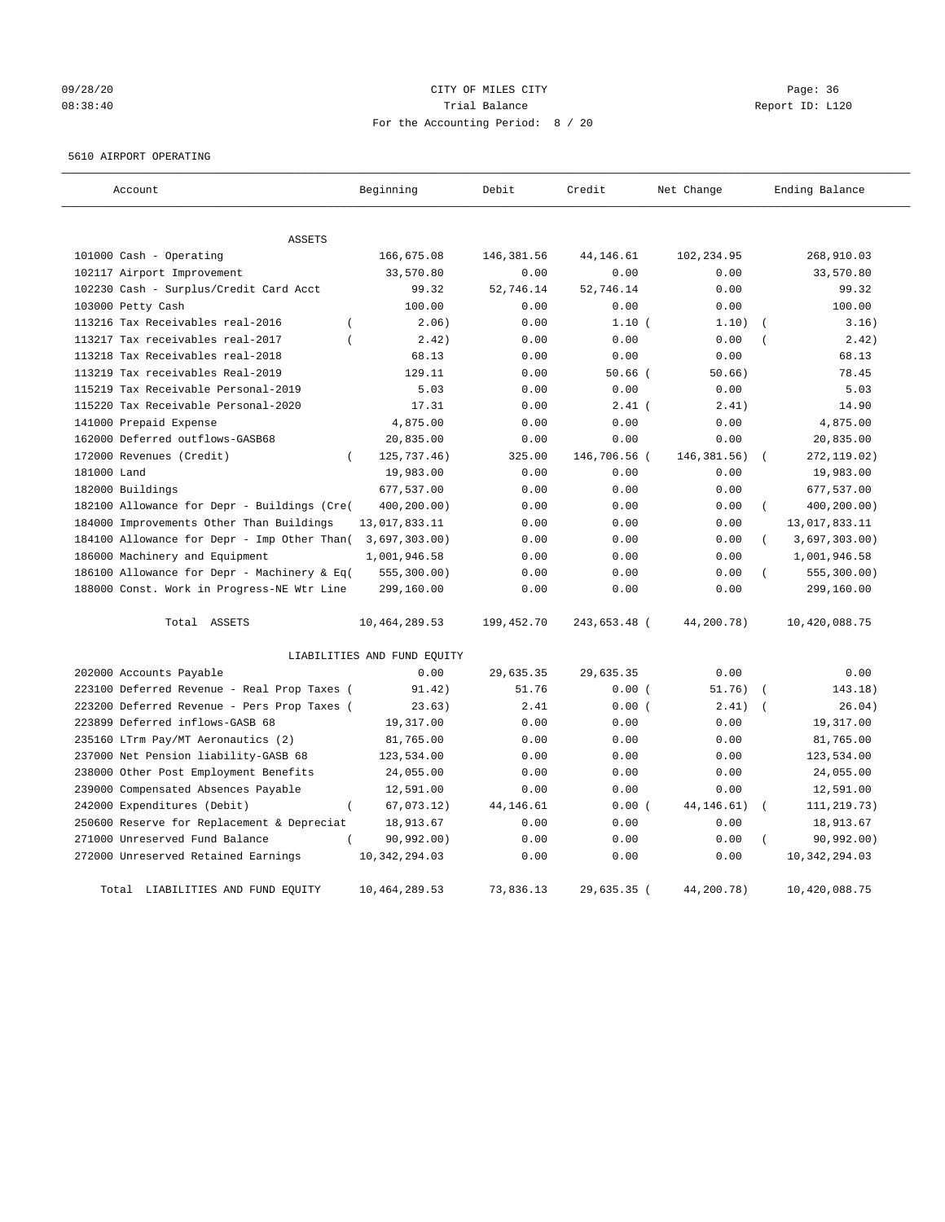09/28/20 CITY OF MILES CITY
08:38:40 Trial Balance Report ID: L120
For the Accounting Period: 8 / 20

5610 AIRPORT OPERATING

| Account | Beginning | Debit | Credit | Net Change | Ending Balance |
|---|---|---|---|---|---|
| ASSETS | | | | | |
| 101000 Cash - Operating | 166,675.08 | 146,381.56 | 44,146.61 | 102,234.95 | 268,910.03 |
| 102117 Airport Improvement | 33,570.80 | 0.00 | 0.00 | 0.00 | 33,570.80 |
| 102230 Cash - Surplus/Credit Card Acct | 99.32 | 52,746.14 | 52,746.14 | 0.00 | 99.32 |
| 103000 Petty Cash | 100.00 | 0.00 | 0.00 | 0.00 | 100.00 |
| 113216 Tax Receivables real-2016 | ( 2.06) | 0.00 | 1.10 | ( 1.10) | ( 3.16) |
| 113217 Tax receivables real-2017 | ( 2.42) | 0.00 | 0.00 | 0.00 | ( 2.42) |
| 113218 Tax Receivables real-2018 | 68.13 | 0.00 | 0.00 | 0.00 | 68.13 |
| 113219 Tax receivables Real-2019 | 129.11 | 0.00 | 50.66 | ( 50.66) | 78.45 |
| 115219 Tax Receivable Personal-2019 | 5.03 | 0.00 | 0.00 | 0.00 | 5.03 |
| 115220 Tax Receivable Personal-2020 | 17.31 | 0.00 | 2.41 | ( 2.41) | 14.90 |
| 141000 Prepaid Expense | 4,875.00 | 0.00 | 0.00 | 0.00 | 4,875.00 |
| 162000 Deferred outflows-GASB68 | 20,835.00 | 0.00 | 0.00 | 0.00 | 20,835.00 |
| 172000 Revenues (Credit) | ( 125,737.46) | 325.00 | 146,706.56 | ( 146,381.56) | ( 272,119.02) |
| 181000 Land | 19,983.00 | 0.00 | 0.00 | 0.00 | 19,983.00 |
| 182000 Buildings | 677,537.00 | 0.00 | 0.00 | 0.00 | 677,537.00 |
| 182100 Allowance for Depr - Buildings (Cre | ( 400,200.00) | 0.00 | 0.00 | 0.00 | ( 400,200.00) |
| 184000 Improvements Other Than Buildings | 13,017,833.11 | 0.00 | 0.00 | 0.00 | 13,017,833.11 |
| 184100 Allowance for Depr - Imp Other Than | ( 3,697,303.00) | 0.00 | 0.00 | 0.00 | ( 3,697,303.00) |
| 186000 Machinery and Equipment | 1,001,946.58 | 0.00 | 0.00 | 0.00 | 1,001,946.58 |
| 186100 Allowance for Depr - Machinery & Eq | ( 555,300.00) | 0.00 | 0.00 | 0.00 | ( 555,300.00) |
| 188000 Const. Work in Progress-NE Wtr Line | 299,160.00 | 0.00 | 0.00 | 0.00 | 299,160.00 |
| Total ASSETS | 10,464,289.53 | 199,452.70 | 243,653.48 | ( 44,200.78) | 10,420,088.75 |
| LIABILITIES AND FUND EQUITY | | | | | |
| 202000 Accounts Payable | 0.00 | 29,635.35 | 29,635.35 | 0.00 | 0.00 |
| 223100 Deferred Revenue - Real Prop Taxes | ( 91.42) | 51.76 | 0.00 | ( 51.76) | ( 143.18) |
| 223200 Deferred Revenue - Pers Prop Taxes | ( 23.63) | 2.41 | 0.00 | ( 2.41) | ( 26.04) |
| 223899 Deferred inflows-GASB 68 | 19,317.00 | 0.00 | 0.00 | 0.00 | 19,317.00 |
| 235160 LTrm Pay/MT Aeronautics (2) | 81,765.00 | 0.00 | 0.00 | 0.00 | 81,765.00 |
| 237000 Net Pension liability-GASB 68 | 123,534.00 | 0.00 | 0.00 | 0.00 | 123,534.00 |
| 238000 Other Post Employment Benefits | 24,055.00 | 0.00 | 0.00 | 0.00 | 24,055.00 |
| 239000 Compensated Absences Payable | 12,591.00 | 0.00 | 0.00 | 0.00 | 12,591.00 |
| 242000 Expenditures (Debit) | ( 67,073.12) | 44,146.61 | 0.00 | ( 44,146.61) | ( 111,219.73) |
| 250600 Reserve for Replacement & Depreciat | 18,913.67 | 0.00 | 0.00 | 0.00 | 18,913.67 |
| 271000 Unreserved Fund Balance | ( 90,992.00) | 0.00 | 0.00 | 0.00 | ( 90,992.00) |
| 272000 Unreserved Retained Earnings | 10,342,294.03 | 0.00 | 0.00 | 0.00 | 10,342,294.03 |
| Total LIABILITIES AND FUND EQUITY | 10,464,289.53 | 73,836.13 | 29,635.35 | ( 44,200.78) | 10,420,088.75 |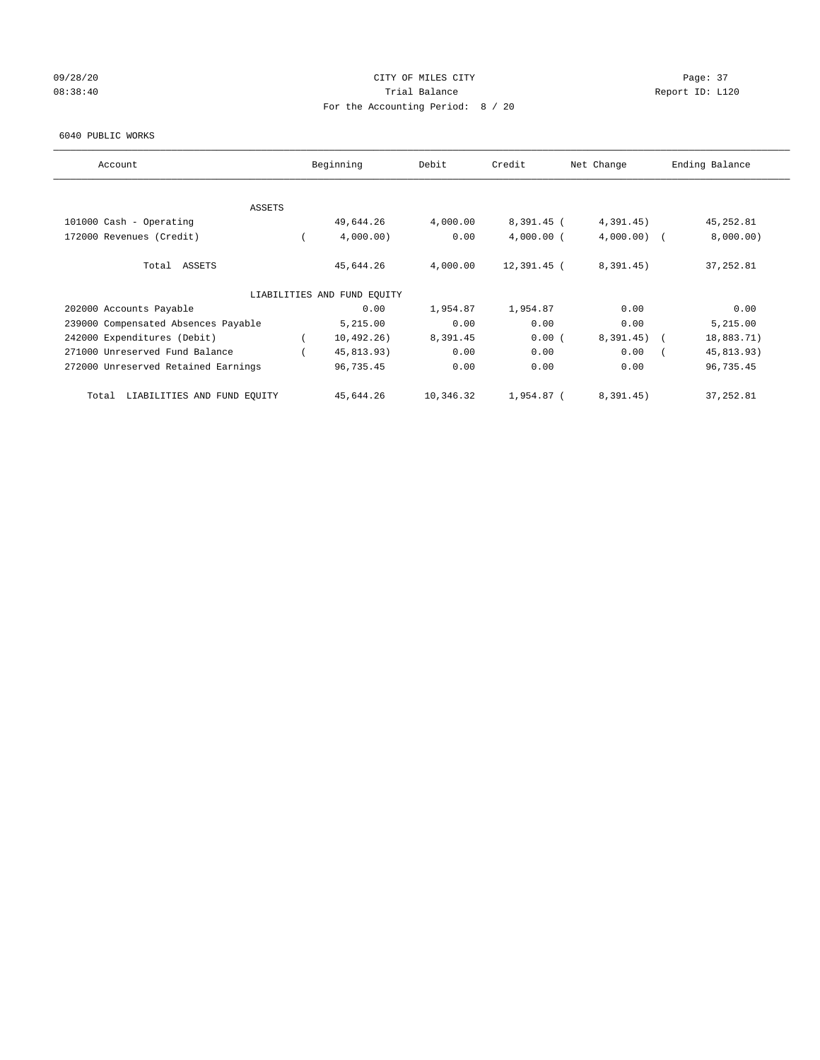09/28/20 CITY OF MILES CITY
08:38:40 Trial Balance Report ID: L120
For the Accounting Period: 8 / 20

6040 PUBLIC WORKS

| Account | Beginning | Debit | Credit | Net Change | Ending Balance |
|---|---|---|---|---|---|
| ASSETS | | | | | |
| 101000 Cash - Operating | 49,644.26 | 4,000.00 | 8,391.45 | ( 4,391.45) | 45,252.81 |
| 172000 Revenues (Credit) | ( 4,000.00) | 0.00 | 4,000.00 | ( 4,000.00) | ( 8,000.00) |
| Total ASSETS | 45,644.26 | 4,000.00 | 12,391.45 | ( 8,391.45) | 37,252.81 |
| LIABILITIES AND FUND EQUITY | | | | | |
| 202000 Accounts Payable | 0.00 | 1,954.87 | 1,954.87 | 0.00 | 0.00 |
| 239000 Compensated Absences Payable | 5,215.00 | 0.00 | 0.00 | 0.00 | 5,215.00 |
| 242000 Expenditures (Debit) | ( 10,492.26) | 8,391.45 | 0.00 | ( 8,391.45) | ( 18,883.71) |
| 271000 Unreserved Fund Balance | ( 45,813.93) | 0.00 | 0.00 | 0.00 | ( 45,813.93) |
| 272000 Unreserved Retained Earnings | 96,735.45 | 0.00 | 0.00 | 0.00 | 96,735.45 |
| Total LIABILITIES AND FUND EQUITY | 45,644.26 | 10,346.32 | 1,954.87 | ( 8,391.45) | 37,252.81 |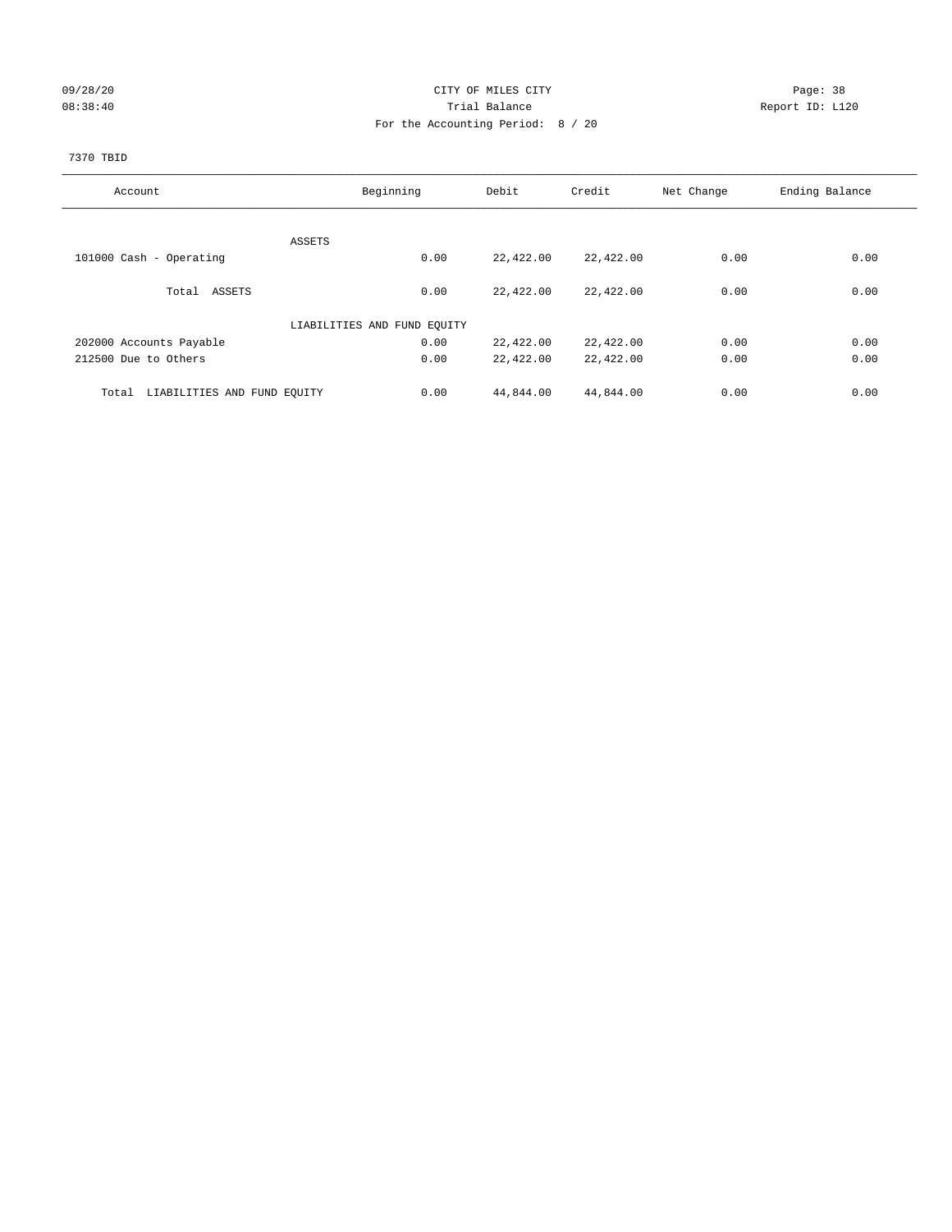CITY OF MILES CITY

Trial Balance

For the Accounting Period: 8 / 20

09/28/20
08:38:40

Report ID: L120

7370 TBID

| Account | Beginning | Debit | Credit | Net Change | Ending Balance |
|---|---|---|---|---|---|
| ASSETS | | | | | |
| 101000 Cash - Operating | 0.00 | 22,422.00 | 22,422.00 | 0.00 | 0.00 |
| Total ASSETS | 0.00 | 22,422.00 | 22,422.00 | 0.00 | 0.00 |
| LIABILITIES AND FUND EQUITY | | | | | |
| 202000 Accounts Payable | 0.00 | 22,422.00 | 22,422.00 | 0.00 | 0.00 |
| 212500 Due to Others | 0.00 | 22,422.00 | 22,422.00 | 0.00 | 0.00 |
| Total LIABILITIES AND FUND EQUITY | 0.00 | 44,844.00 | 44,844.00 | 0.00 | 0.00 |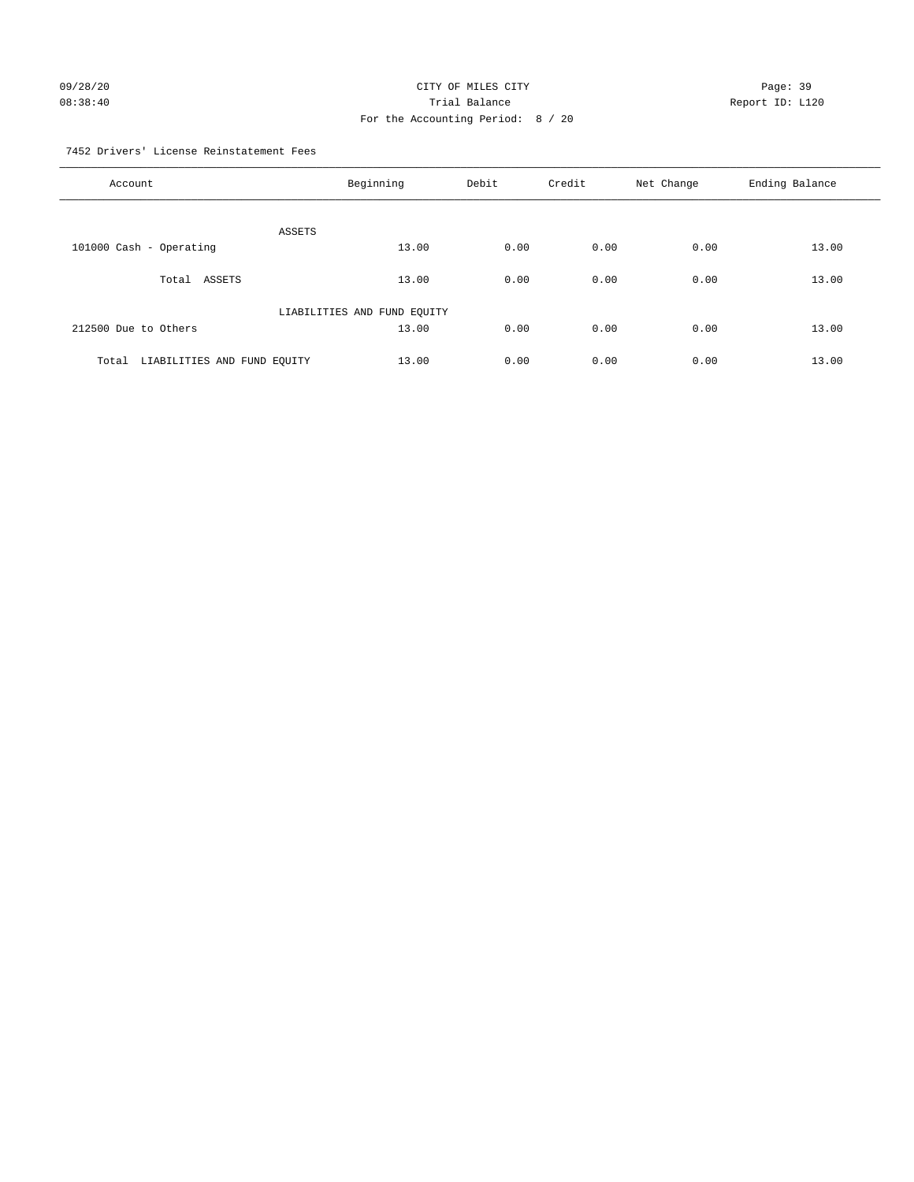CITY OF MILES CITY
Trial Balance
For the Accounting Period: 8 / 20

09/28/20
08:38:40

Report ID: L120

7452 Drivers' License Reinstatement Fees

| Account | Beginning | Debit | Credit | Net Change | Ending Balance |
|---|---|---|---|---|---|
| ASSETS | | | | | |
| 101000 Cash - Operating | 13.00 | 0.00 | 0.00 | 0.00 | 13.00 |
| Total ASSETS | 13.00 | 0.00 | 0.00 | 0.00 | 13.00 |
| LIABILITIES AND FUND EQUITY | | | | | |
| 212500 Due to Others | 13.00 | 0.00 | 0.00 | 0.00 | 13.00 |
| Total LIABILITIES AND FUND EQUITY | 13.00 | 0.00 | 0.00 | 0.00 | 13.00 |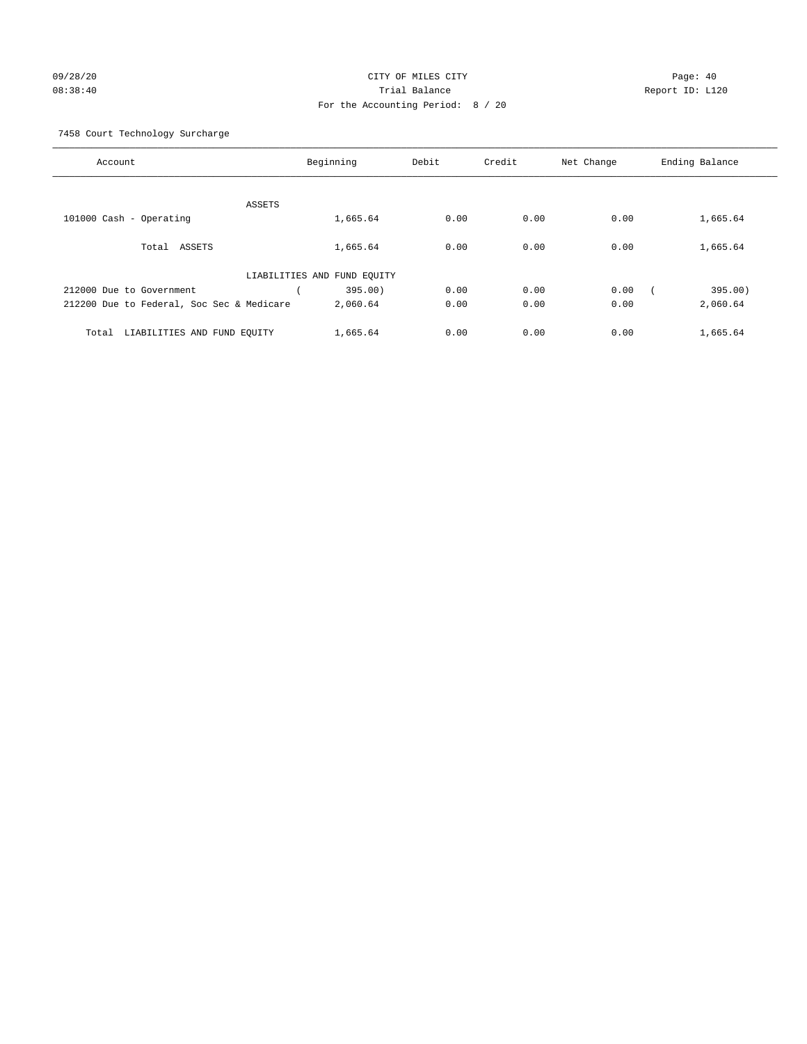CITY OF MILES CITY
Trial Balance
For the Accounting Period: 8 / 20

09/28/20
08:38:40

Page: 40
Report ID: L120

7458 Court Technology Surcharge

| Account | Beginning | Debit | Credit | Net Change | Ending Balance |
|---|---|---|---|---|---|
| ASSETS | | | | | |
| 101000 Cash - Operating | 1,665.64 | 0.00 | 0.00 | 0.00 | 1,665.64 |
| Total ASSETS | 1,665.64 | 0.00 | 0.00 | 0.00 | 1,665.64 |
| LIABILITIES AND FUND EQUITY | | | | | |
| 212000 Due to Government | ( 395.00) | 0.00 | 0.00 | 0.00 | ( 395.00) |
| 212200 Due to Federal, Soc Sec & Medicare | 2,060.64 | 0.00 | 0.00 | 0.00 | 2,060.64 |
| Total LIABILITIES AND FUND EQUITY | 1,665.64 | 0.00 | 0.00 | 0.00 | 1,665.64 |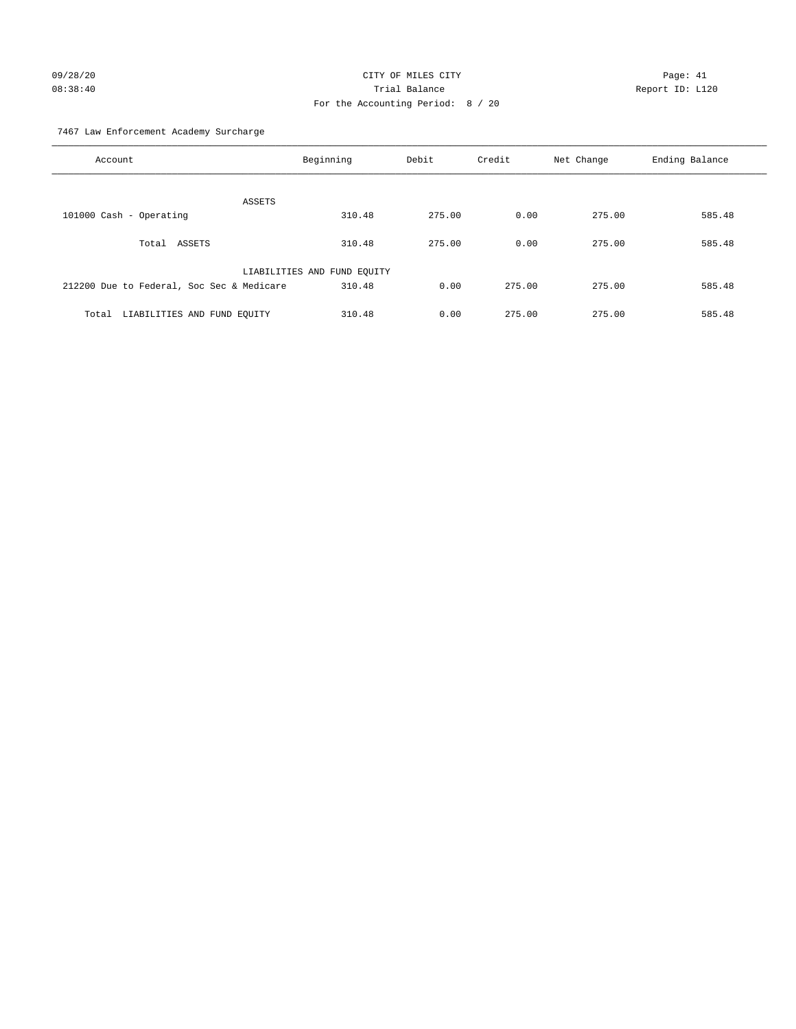CITY OF MILES CITY
Trial Balance
For the Accounting Period: 8 / 20

09/28/20
08:38:40

Report ID: L120

7467 Law Enforcement Academy Surcharge

| Account | Beginning | Debit | Credit | Net Change | Ending Balance |
|---|---|---|---|---|---|
| ASSETS | | | | | |
| 101000 Cash - Operating | 310.48 | 275.00 | 0.00 | 275.00 | 585.48 |
| Total ASSETS | 310.48 | 275.00 | 0.00 | 275.00 | 585.48 |
| LIABILITIES AND FUND EQUITY | | | | | |
| 212200 Due to Federal, Soc Sec & Medicare | 310.48 | 0.00 | 275.00 | 275.00 | 585.48 |
| Total LIABILITIES AND FUND EQUITY | 310.48 | 0.00 | 275.00 | 275.00 | 585.48 |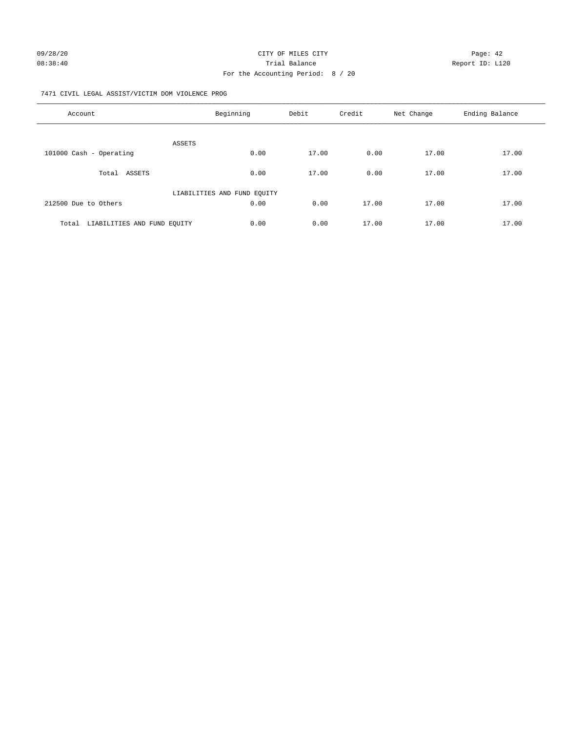CITY OF MILES CITY
Trial Balance
For the Accounting Period: 8 / 20

09/28/20
08:38:40

Page: 42
Report ID: L120

7471 CIVIL LEGAL ASSIST/VICTIM DOM VIOLENCE PROG

| Account | Beginning | Debit | Credit | Net Change | Ending Balance |
|---|---|---|---|---|---|
| ASSETS | | | | | |
| 101000 Cash - Operating | 0.00 | 17.00 | 0.00 | 17.00 | 17.00 |
| Total ASSETS | 0.00 | 17.00 | 0.00 | 17.00 | 17.00 |
| LIABILITIES AND FUND EQUITY | | | | | |
| 212500 Due to Others | 0.00 | 0.00 | 17.00 | 17.00 | 17.00 |
| Total LIABILITIES AND FUND EQUITY | 0.00 | 0.00 | 17.00 | 17.00 | 17.00 |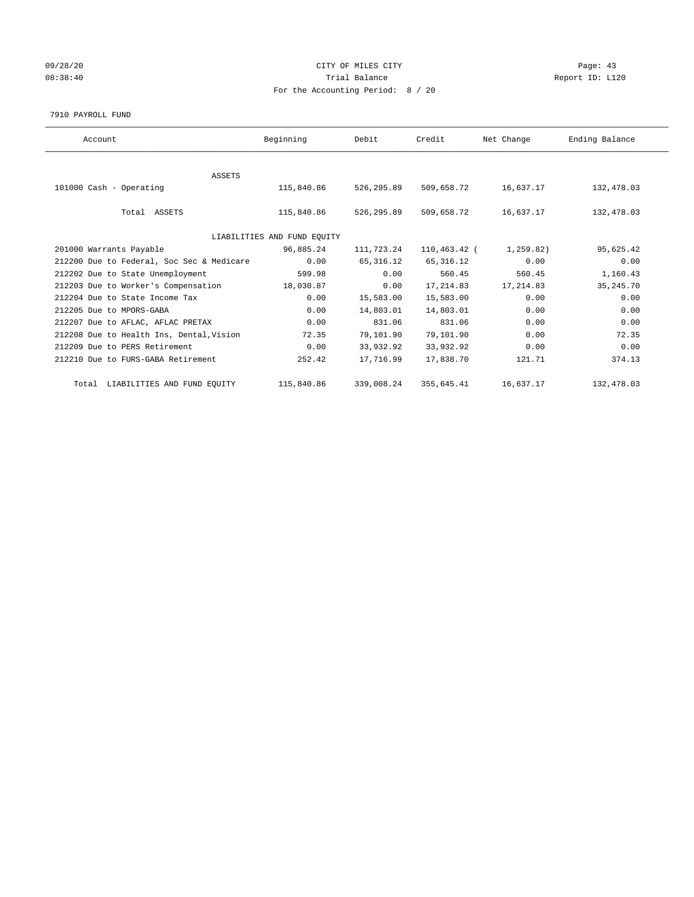09/28/20 CITY OF MILES CITY
08:38:40 Trial Balance Report ID: L120
For the Accounting Period: 8 / 20

7910 PAYROLL FUND

| Account | Beginning | Debit | Credit | Net Change | Ending Balance |
|---|---|---|---|---|---|
| ASSETS | | | | | |
| 101000 Cash - Operating | 115,840.86 | 526,295.89 | 509,658.72 | 16,637.17 | 132,478.03 |
| Total ASSETS | 115,840.86 | 526,295.89 | 509,658.72 | 16,637.17 | 132,478.03 |
| LIABILITIES AND FUND EQUITY | | | | | |
| 201000 Warrants Payable | 96,885.24 | 111,723.24 | 110,463.42 | ( 1,259.82) | 95,625.42 |
| 212200 Due to Federal, Soc Sec & Medicare | 0.00 | 65,316.12 | 65,316.12 | 0.00 | 0.00 |
| 212202 Due to State Unemployment | 599.98 | 0.00 | 560.45 | 560.45 | 1,160.43 |
| 212203 Due to Worker's Compensation | 18,030.87 | 0.00 | 17,214.83 | 17,214.83 | 35,245.70 |
| 212204 Due to State Income Tax | 0.00 | 15,583.00 | 15,583.00 | 0.00 | 0.00 |
| 212205 Due to MPORS-GABA | 0.00 | 14,803.01 | 14,803.01 | 0.00 | 0.00 |
| 212207 Due to AFLAC, AFLAC PRETAX | 0.00 | 831.06 | 831.06 | 0.00 | 0.00 |
| 212208 Due to Health Ins, Dental,Vision | 72.35 | 79,101.90 | 79,101.90 | 0.00 | 72.35 |
| 212209 Due to PERS Retirement | 0.00 | 33,932.92 | 33,932.92 | 0.00 | 0.00 |
| 212210 Due to FURS-GABA Retirement | 252.42 | 17,716.99 | 17,838.70 | 121.71 | 374.13 |
| Total LIABILITIES AND FUND EQUITY | 115,840.86 | 339,008.24 | 355,645.41 | 16,637.17 | 132,478.03 |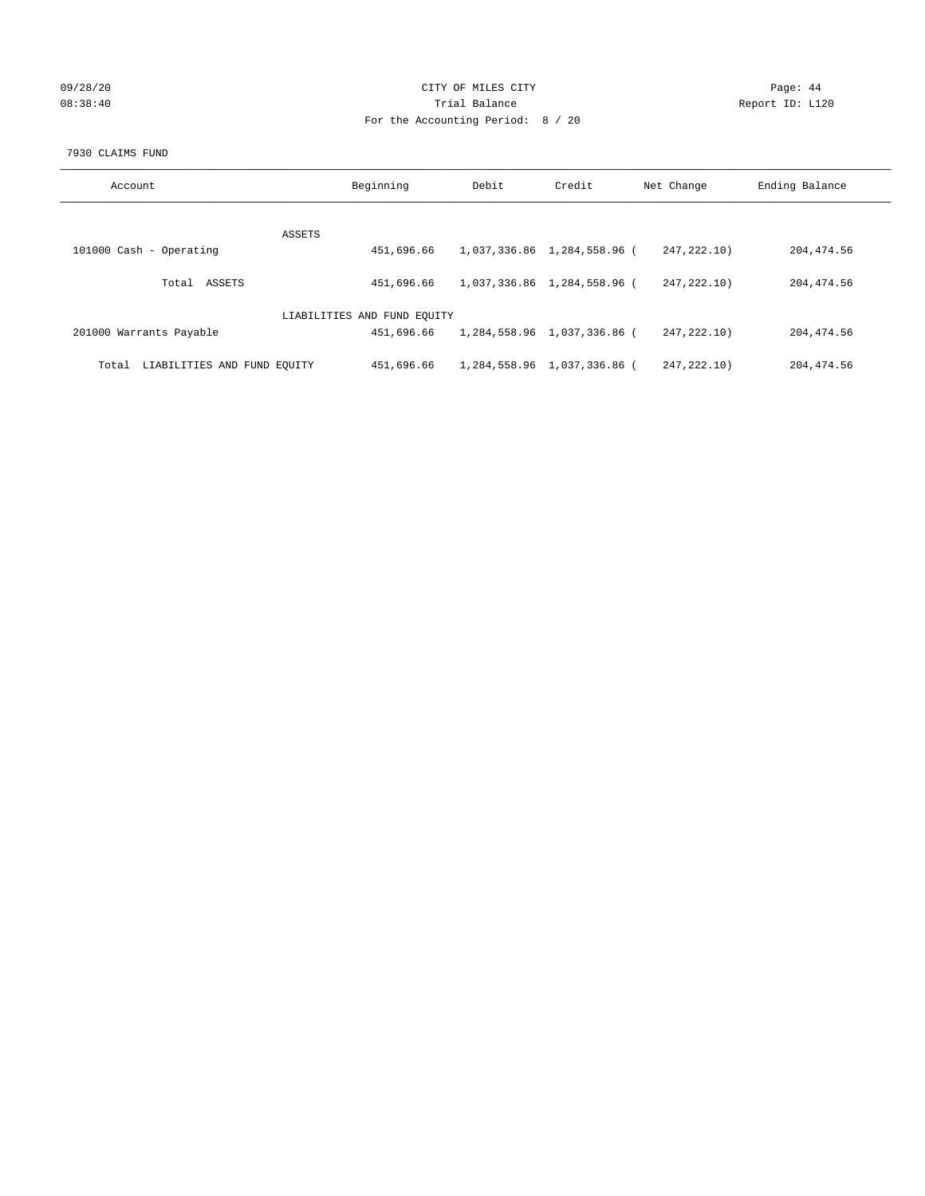CITY OF MILES CITY

Trial Balance

For the Accounting Period: 8 / 20

09/28/20 08:38:40 Page: 44 Report ID: L120

7930 CLAIMS FUND

| Account | Beginning | Debit | Credit | Net Change | Ending Balance |
|---|---|---|---|---|---|
| ASSETS | | | | | |
| 101000 Cash - Operating | 451,696.66 | 1,037,336.86 | 1,284,558.96 | ( 247,222.10) | 204,474.56 |
| Total ASSETS | 451,696.66 | 1,037,336.86 | 1,284,558.96 | ( 247,222.10) | 204,474.56 |
| LIABILITIES AND FUND EQUITY | | | | | |
| 201000 Warrants Payable | 451,696.66 | 1,284,558.96 | 1,037,336.86 | ( 247,222.10) | 204,474.56 |
| Total LIABILITIES AND FUND EQUITY | 451,696.66 | 1,284,558.96 | 1,037,336.86 | ( 247,222.10) | 204,474.56 |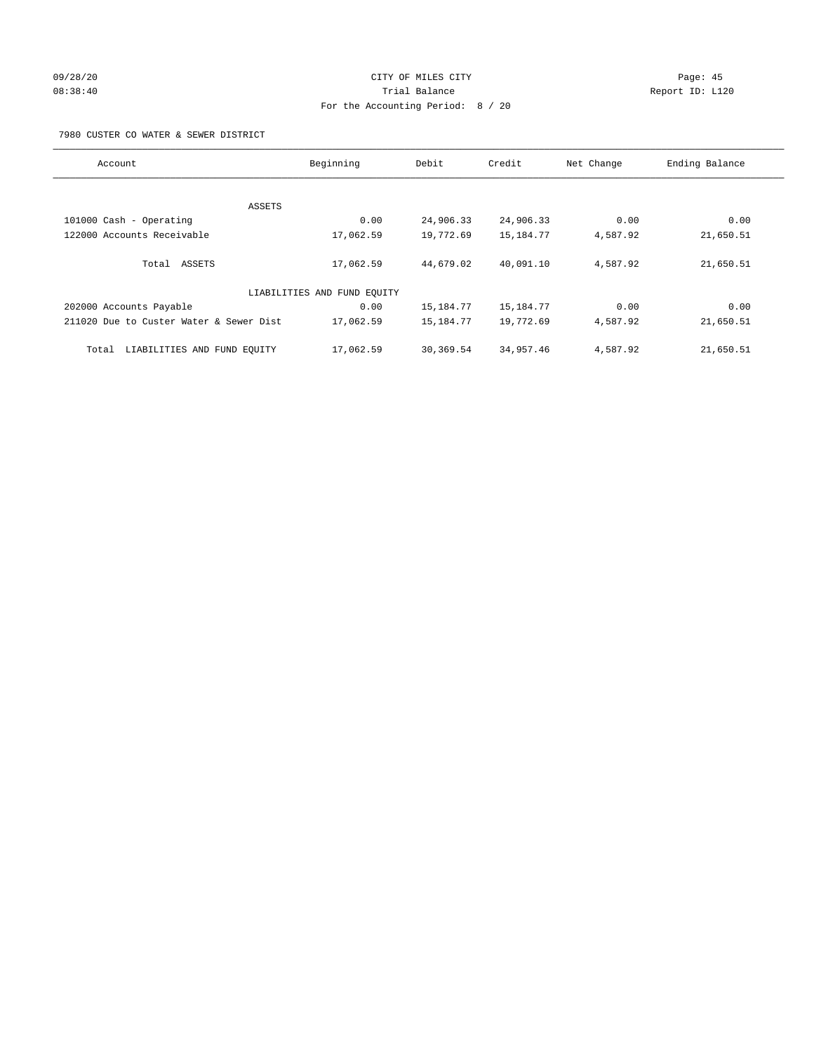CITY OF MILES CITY
Trial Balance
For the Accounting Period: 8 / 20

7980 CUSTER CO WATER & SEWER DISTRICT

| Account | Beginning | Debit | Credit | Net Change | Ending Balance |
|---|---|---|---|---|---|
| ASSETS | | | | | |
| 101000 Cash - Operating | 0.00 | 24,906.33 | 24,906.33 | 0.00 | 0.00 |
| 122000 Accounts Receivable | 17,062.59 | 19,772.69 | 15,184.77 | 4,587.92 | 21,650.51 |
| Total ASSETS | 17,062.59 | 44,679.02 | 40,091.10 | 4,587.92 | 21,650.51 |
| LIABILITIES AND FUND EQUITY | | | | | |
| 202000 Accounts Payable | 0.00 | 15,184.77 | 15,184.77 | 0.00 | 0.00 |
| 211020 Due to Custer Water & Sewer Dist | 17,062.59 | 15,184.77 | 19,772.69 | 4,587.92 | 21,650.51 |
| Total LIABILITIES AND FUND EQUITY | 17,062.59 | 30,369.54 | 34,957.46 | 4,587.92 | 21,650.51 |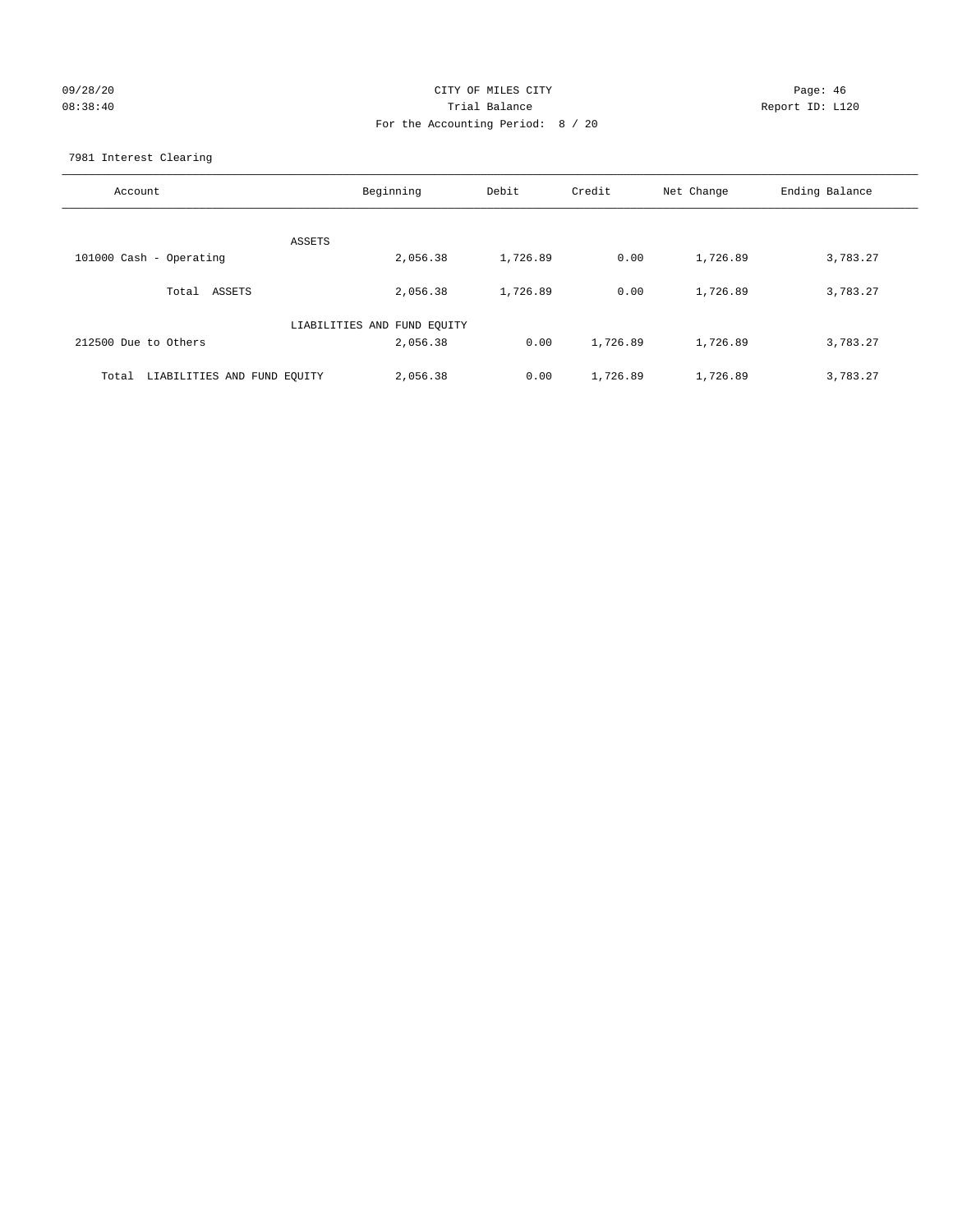CITY OF MILES CITY
Trial Balance
For the Accounting Period: 8 / 20

09/28/20 08:38:40

Report ID: L120

7981 Interest Clearing

| Account | Beginning | Debit | Credit | Net Change | Ending Balance |
|---|---|---|---|---|---|
| ASSETS | | | | | |
| 101000 Cash - Operating | 2,056.38 | 1,726.89 | 0.00 | 1,726.89 | 3,783.27 |
| Total ASSETS | 2,056.38 | 1,726.89 | 0.00 | 1,726.89 | 3,783.27 |
| LIABILITIES AND FUND EQUITY | | | | | |
| 212500 Due to Others | 2,056.38 | 0.00 | 1,726.89 | 1,726.89 | 3,783.27 |
| Total LIABILITIES AND FUND EQUITY | 2,056.38 | 0.00 | 1,726.89 | 1,726.89 | 3,783.27 |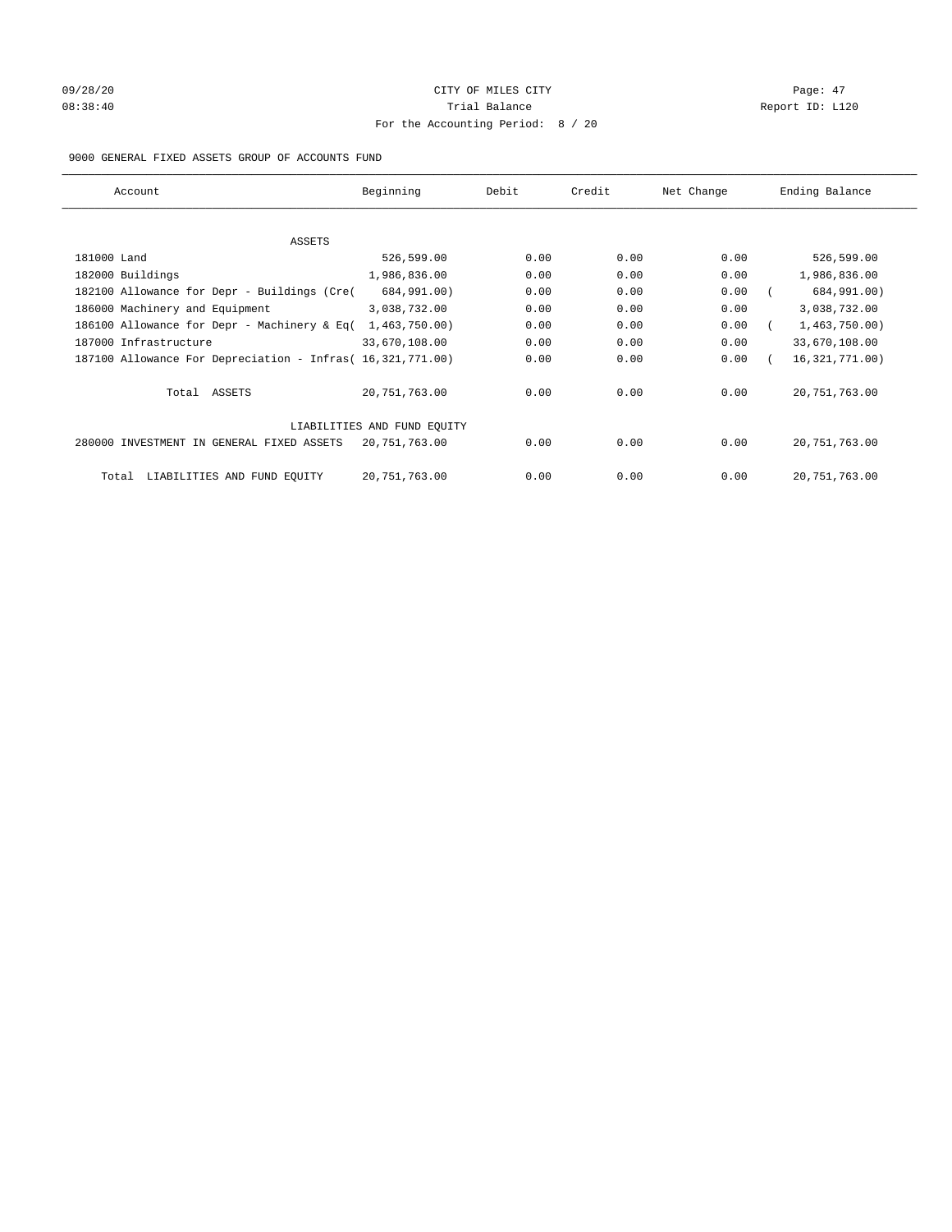CITY OF MILES CITY
Trial Balance
For the Accounting Period: 8 / 20

09/28/20 08:38:40 Report ID: L120

9000 GENERAL FIXED ASSETS GROUP OF ACCOUNTS FUND

| Account | Beginning | Debit | Credit | Net Change | Ending Balance |
|---|---|---|---|---|---|
| ASSETS | | | | | |
| 181000 Land | 526,599.00 | 0.00 | 0.00 | 0.00 | 526,599.00 |
| 182000 Buildings | 1,986,836.00 | 0.00 | 0.00 | 0.00 | 1,986,836.00 |
| 182100 Allowance for Depr - Buildings (Cre( | 684,991.00) | 0.00 | 0.00 | 0.00 | ( 684,991.00) |
| 186000 Machinery and Equipment | 3,038,732.00 | 0.00 | 0.00 | 0.00 | 3,038,732.00 |
| 186100 Allowance for Depr - Machinery & Eq( | 1,463,750.00) | 0.00 | 0.00 | 0.00 | ( 1,463,750.00) |
| 187000 Infrastructure | 33,670,108.00 | 0.00 | 0.00 | 0.00 | 33,670,108.00 |
| 187100 Allowance For Depreciation - Infras( | 16,321,771.00) | 0.00 | 0.00 | 0.00 | ( 16,321,771.00) |
| Total ASSETS | 20,751,763.00 | 0.00 | 0.00 | 0.00 | 20,751,763.00 |
| LIABILITIES AND FUND EQUITY | | | | | |
| 280000 INVESTMENT IN GENERAL FIXED ASSETS | 20,751,763.00 | 0.00 | 0.00 | 0.00 | 20,751,763.00 |
| Total LIABILITIES AND FUND EQUITY | 20,751,763.00 | 0.00 | 0.00 | 0.00 | 20,751,763.00 |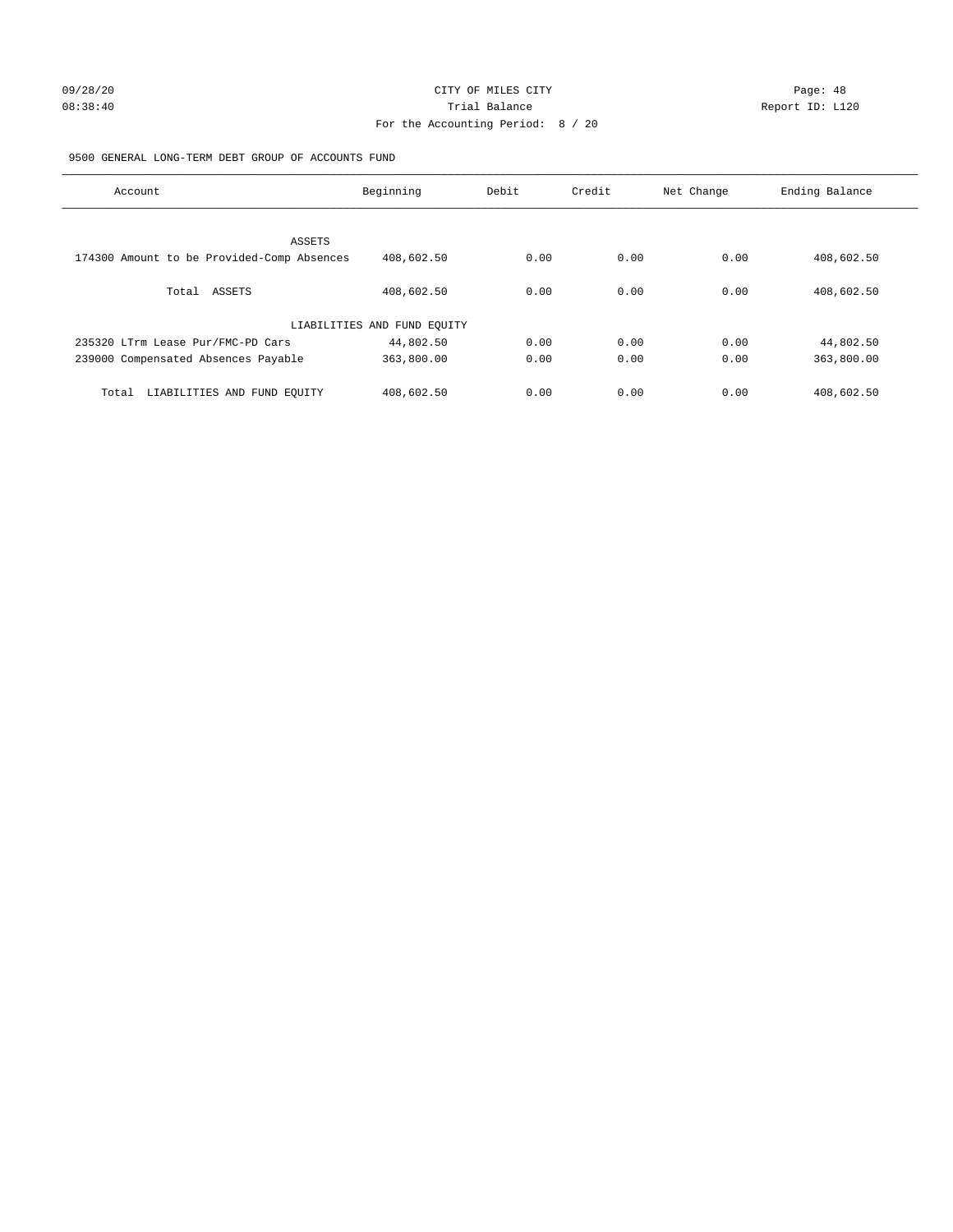CITY OF MILES CITY
Trial Balance
For the Accounting Period: 8 / 20

09/28/20
08:38:40

Report ID: L120

9500 GENERAL LONG-TERM DEBT GROUP OF ACCOUNTS FUND

| Account | Beginning | Debit | Credit | Net Change | Ending Balance |
|---|---|---|---|---|---|
| ASSETS | | | | | |
| 174300 Amount to be Provided-Comp Absences | 408,602.50 | 0.00 | 0.00 | 0.00 | 408,602.50 |
| Total ASSETS | 408,602.50 | 0.00 | 0.00 | 0.00 | 408,602.50 |
| LIABILITIES AND FUND EQUITY | | | | | |
| 235320 LTrm Lease Pur/FMC-PD Cars | 44,802.50 | 0.00 | 0.00 | 0.00 | 44,802.50 |
| 239000 Compensated Absences Payable | 363,800.00 | 0.00 | 0.00 | 0.00 | 363,800.00 |
| Total LIABILITIES AND FUND EQUITY | 408,602.50 | 0.00 | 0.00 | 0.00 | 408,602.50 |